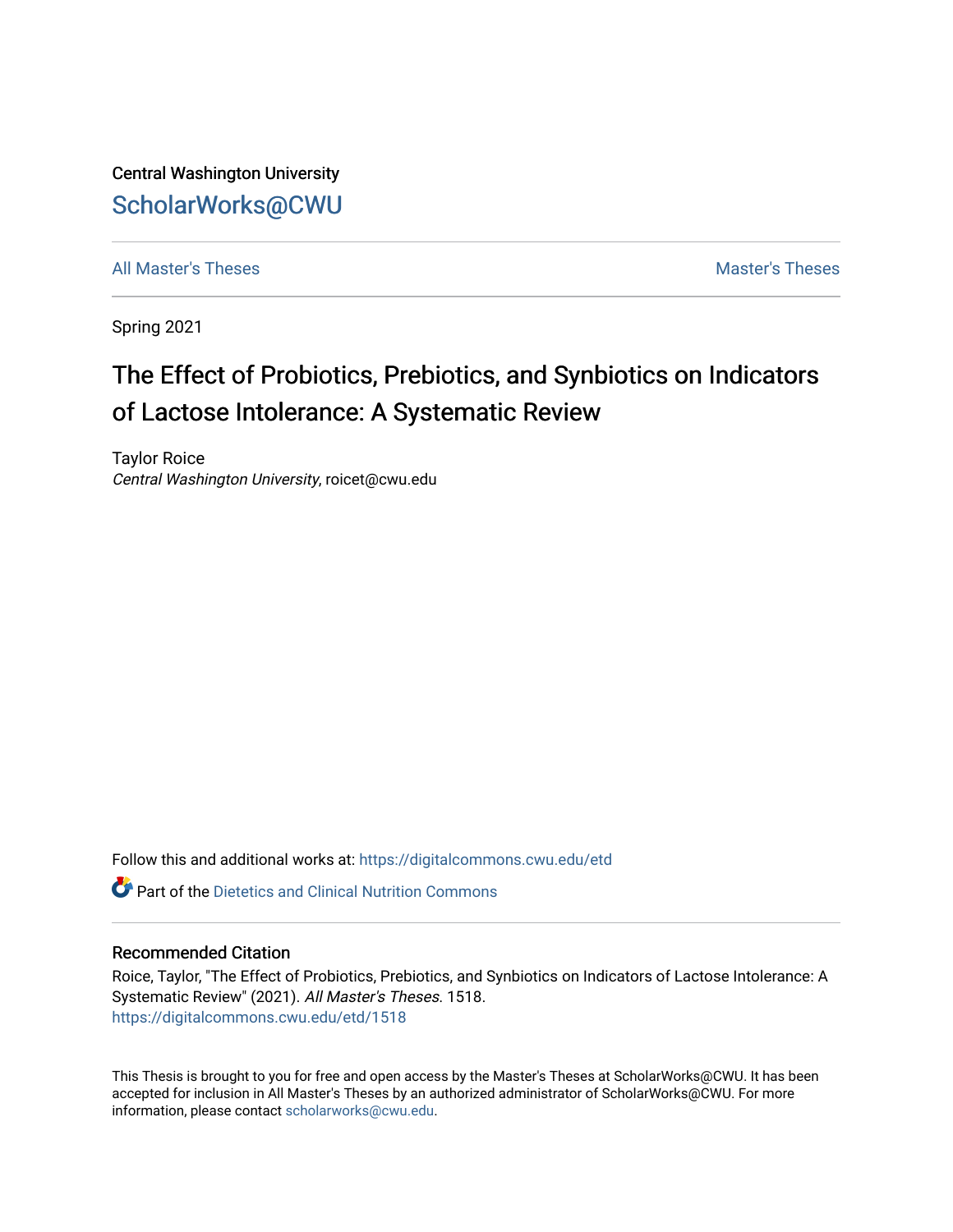Central Washington University

# ScholarWorks@CWU

All Master's Theses | Master's Theses

Spring 2021

## The Effect of Probiotics, Prebiotics, and Synbiotics on Indicators of Lactose Intolerance: A Systematic Review

Taylor Roice
*Central Washington University*, roicet@cwu.edu

Follow this and additional works at: https://digitalcommons.cwu.edu/etd

Part of the Dietetics and Clinical Nutrition Commons

### Recommended Citation

Roice, Taylor, "The Effect of Probiotics, Prebiotics, and Synbiotics on Indicators of Lactose Intolerance: A Systematic Review" (2021). *All Master's Theses*. 1518.
https://digitalcommons.cwu.edu/etd/1518

This Thesis is brought to you for free and open access by the Master's Theses at ScholarWorks@CWU. It has been accepted for inclusion in All Master's Theses by an authorized administrator of ScholarWorks@CWU. For more information, please contact scholarworks@cwu.edu.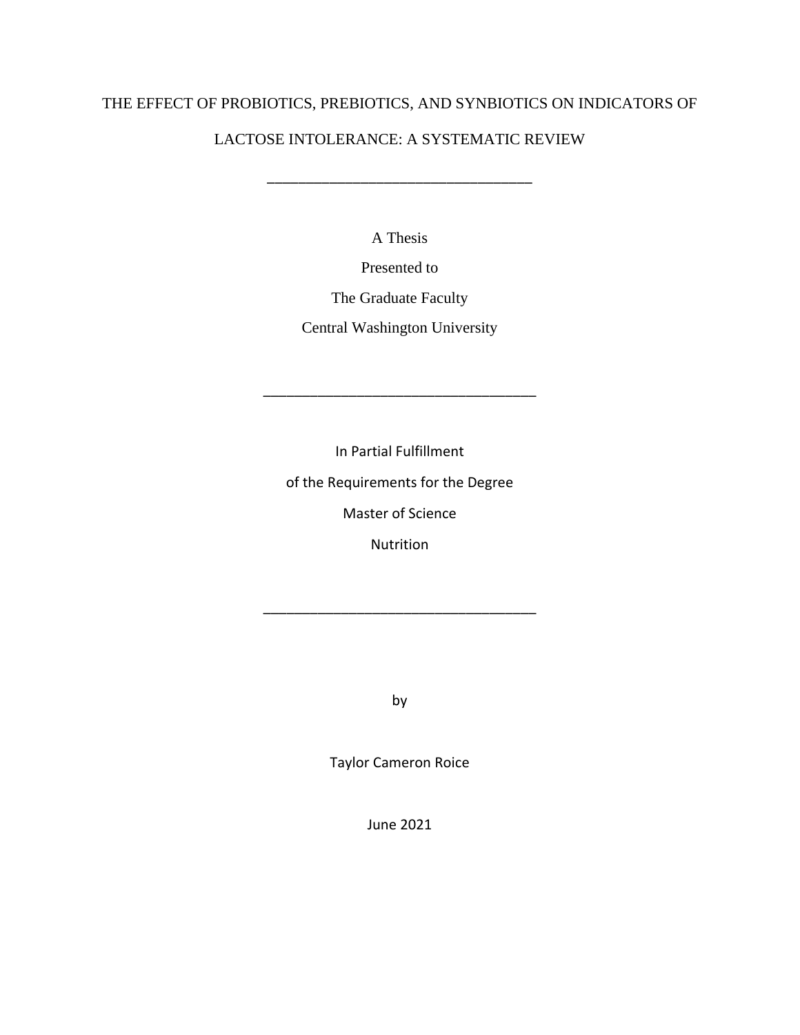# THE EFFECT OF PROBIOTICS, PREBIOTICS, AND SYNBIOTICS ON INDICATORS OF LACTOSE INTOLERANCE: A SYSTEMATIC REVIEW

---

A Thesis

Presented to

The Graduate Faculty

Central Washington University

---

In Partial Fulfillment

of the Requirements for the Degree

Master of Science

Nutrition

---

by

Taylor Cameron Roice

June 2021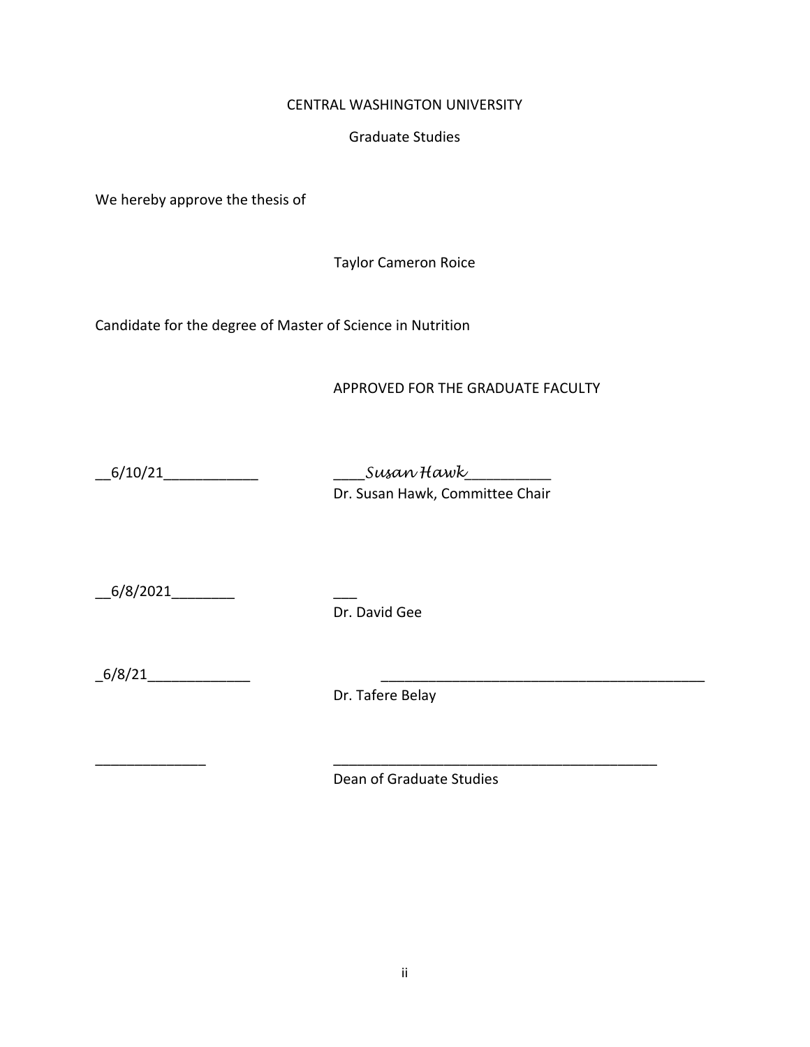CENTRAL WASHINGTON UNIVERSITY

Graduate Studies

We hereby approve the thesis of

Taylor Cameron Roice

Candidate for the degree of Master of Science in Nutrition

APPROVED FOR THE GRADUATE FACULTY

__6/10/21____________ ____*Susan Hawk*__________
Dr. Susan Hawk, Committee Chair

__6/8/2021________ ___
Dr. David Gee

_6/8/21_____________ __________________________________________
Dr. Tafere Belay

______________ __________________________________________
Dean of Graduate Studies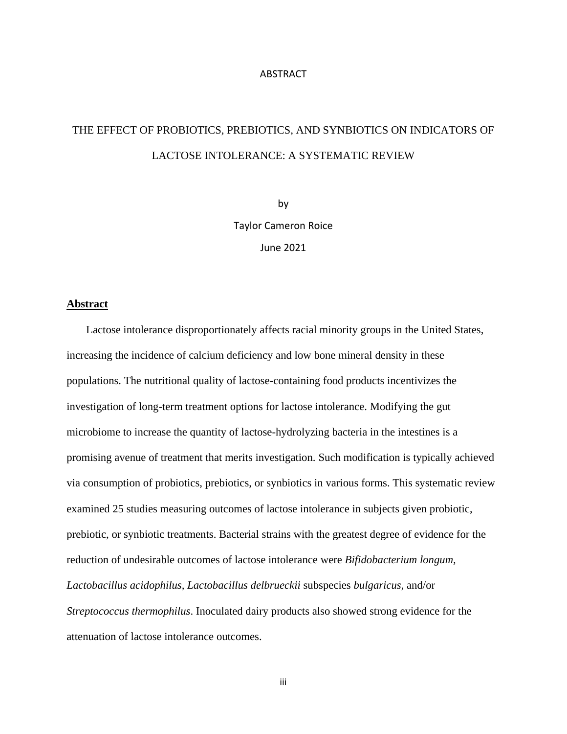ABSTRACT

THE EFFECT OF PROBIOTICS, PREBIOTICS, AND SYNBIOTICS ON INDICATORS OF LACTOSE INTOLERANCE: A SYSTEMATIC REVIEW

by

Taylor Cameron Roice

June 2021

**Abstract**

Lactose intolerance disproportionately affects racial minority groups in the United States, increasing the incidence of calcium deficiency and low bone mineral density in these populations. The nutritional quality of lactose-containing food products incentivizes the investigation of long-term treatment options for lactose intolerance. Modifying the gut microbiome to increase the quantity of lactose-hydrolyzing bacteria in the intestines is a promising avenue of treatment that merits investigation. Such modification is typically achieved via consumption of probiotics, prebiotics, or synbiotics in various forms. This systematic review examined 25 studies measuring outcomes of lactose intolerance in subjects given probiotic, prebiotic, or synbiotic treatments. Bacterial strains with the greatest degree of evidence for the reduction of undesirable outcomes of lactose intolerance were *Bifidobacterium longum*, *Lactobacillus acidophilus*, *Lactobacillus delbrueckii* subspecies *bulgaricus*, and/or *Streptococcus thermophilus*. Inoculated dairy products also showed strong evidence for the attenuation of lactose intolerance outcomes.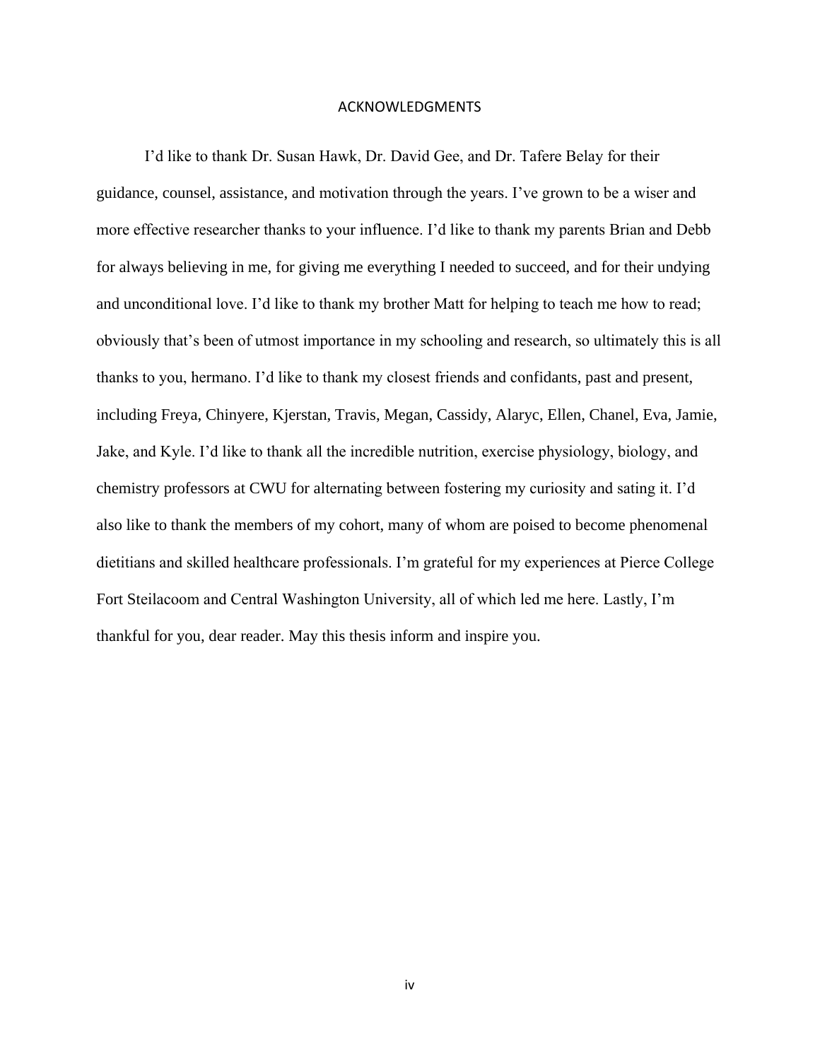# ACKNOWLEDGMENTS

I'd like to thank Dr. Susan Hawk, Dr. David Gee, and Dr. Tafere Belay for their guidance, counsel, assistance, and motivation through the years. I've grown to be a wiser and more effective researcher thanks to your influence. I'd like to thank my parents Brian and Debb for always believing in me, for giving me everything I needed to succeed, and for their undying and unconditional love. I'd like to thank my brother Matt for helping to teach me how to read; obviously that's been of utmost importance in my schooling and research, so ultimately this is all thanks to you, hermano. I'd like to thank my closest friends and confidants, past and present, including Freya, Chinyere, Kjerstan, Travis, Megan, Cassidy, Alaryc, Ellen, Chanel, Eva, Jamie, Jake, and Kyle. I'd like to thank all the incredible nutrition, exercise physiology, biology, and chemistry professors at CWU for alternating between fostering my curiosity and sating it. I'd also like to thank the members of my cohort, many of whom are poised to become phenomenal dietitians and skilled healthcare professionals. I'm grateful for my experiences at Pierce College Fort Steilacoom and Central Washington University, all of which led me here. Lastly, I'm thankful for you, dear reader. May this thesis inform and inspire you.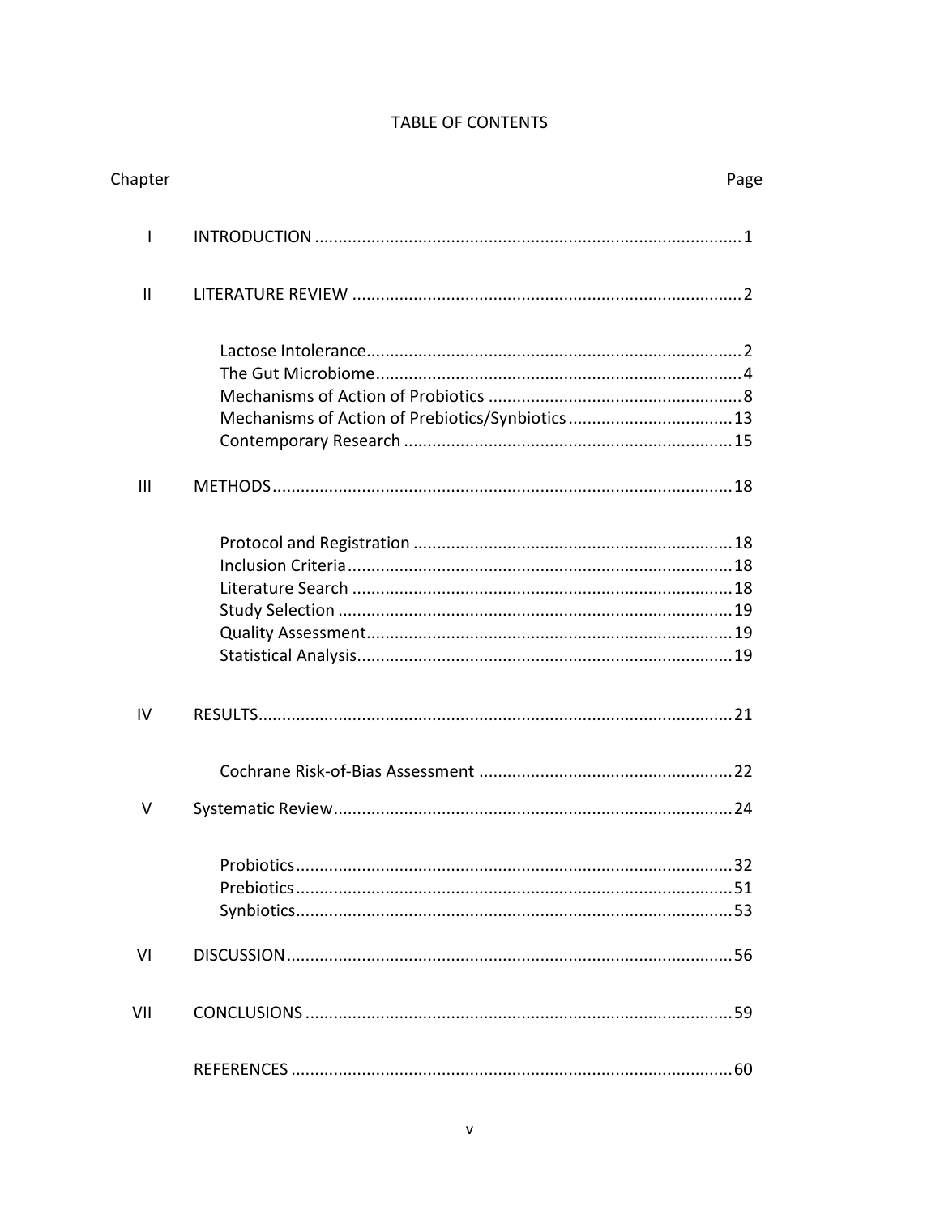# TABLE OF CONTENTS

| Chapter | | Page |
|---|---|---|
| I | INTRODUCTION | 1 |
| II | LITERATURE REVIEW | 2 |
| | Lactose Intolerance | 2 |
| | The Gut Microbiome | 4 |
| | Mechanisms of Action of Probiotics | 8 |
| | Mechanisms of Action of Prebiotics/Synbiotics | 13 |
| | Contemporary Research | 15 |
| III | METHODS | 18 |
| | Protocol and Registration | 18 |
| | Inclusion Criteria | 18 |
| | Literature Search | 18 |
| | Study Selection | 19 |
| | Quality Assessment | 19 |
| | Statistical Analysis | 19 |
| IV | RESULTS | 21 |
| | Cochrane Risk-of-Bias Assessment | 22 |
| V | Systematic Review | 24 |
| | Probiotics | 32 |
| | Prebiotics | 51 |
| | Synbiotics | 53 |
| VI | DISCUSSION | 56 |
| VII | CONCLUSIONS | 59 |
| | REFERENCES | 60 |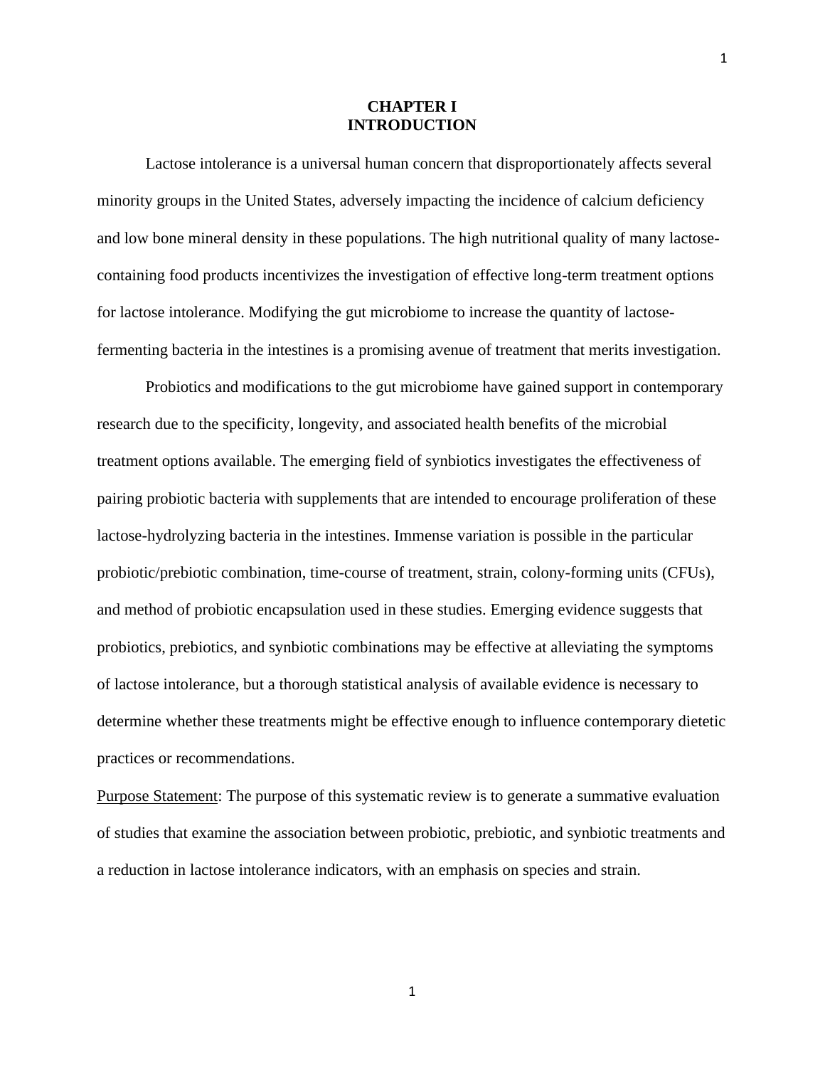# CHAPTER I
# INTRODUCTION

Lactose intolerance is a universal human concern that disproportionately affects several minority groups in the United States, adversely impacting the incidence of calcium deficiency and low bone mineral density in these populations. The high nutritional quality of many lactose-containing food products incentivizes the investigation of effective long-term treatment options for lactose intolerance. Modifying the gut microbiome to increase the quantity of lactose-fermenting bacteria in the intestines is a promising avenue of treatment that merits investigation.

Probiotics and modifications to the gut microbiome have gained support in contemporary research due to the specificity, longevity, and associated health benefits of the microbial treatment options available. The emerging field of synbiotics investigates the effectiveness of pairing probiotic bacteria with supplements that are intended to encourage proliferation of these lactose-hydrolyzing bacteria in the intestines. Immense variation is possible in the particular probiotic/prebiotic combination, time-course of treatment, strain, colony-forming units (CFUs), and method of probiotic encapsulation used in these studies. Emerging evidence suggests that probiotics, prebiotics, and synbiotic combinations may be effective at alleviating the symptoms of lactose intolerance, but a thorough statistical analysis of available evidence is necessary to determine whether these treatments might be effective enough to influence contemporary dietetic practices or recommendations.

Purpose Statement: The purpose of this systematic review is to generate a summative evaluation of studies that examine the association between probiotic, prebiotic, and synbiotic treatments and a reduction in lactose intolerance indicators, with an emphasis on species and strain.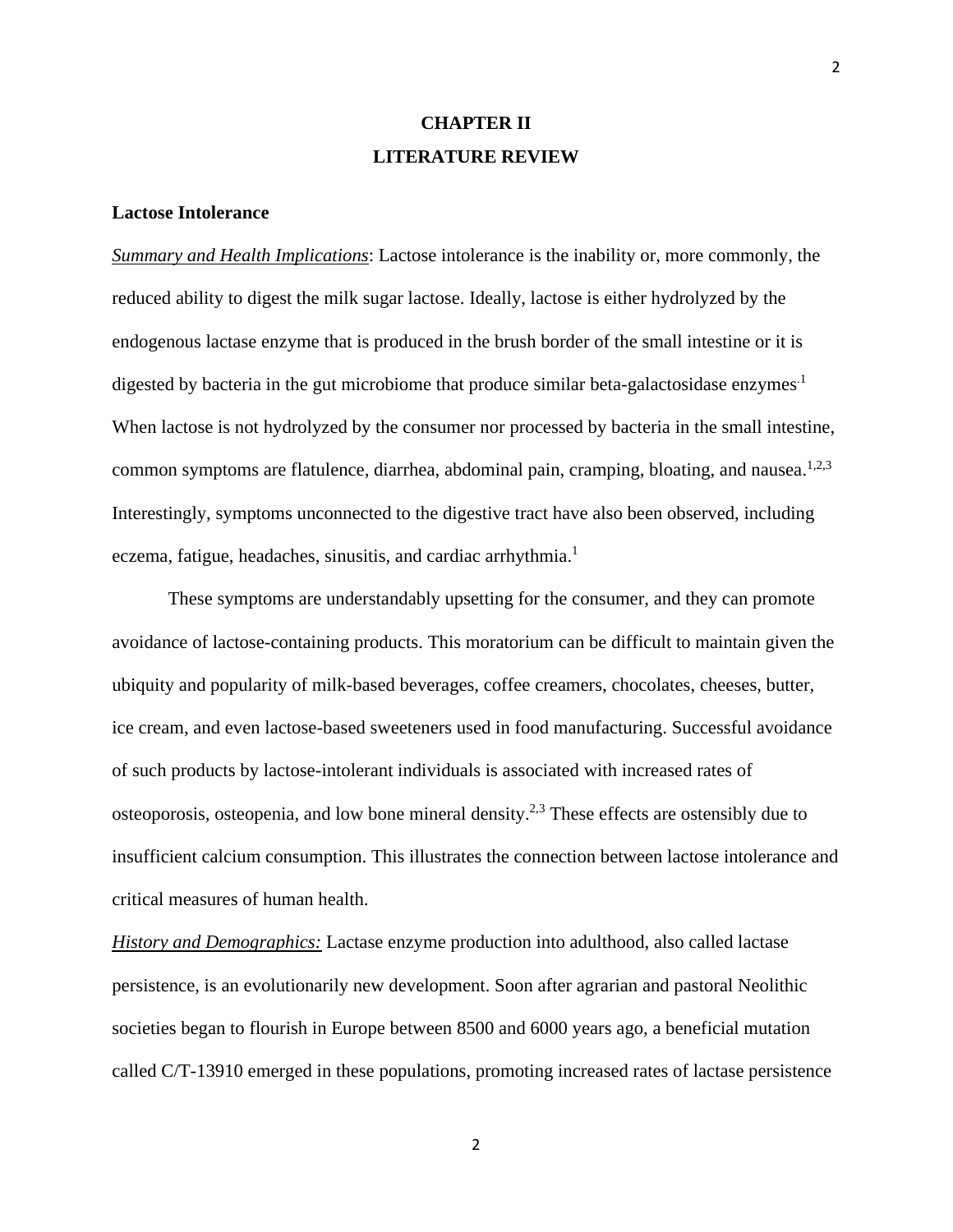# CHAPTER II
# LITERATURE REVIEW

## Lactose Intolerance

***Summary and Health Implications***: Lactose intolerance is the inability or, more commonly, the reduced ability to digest the milk sugar lactose. Ideally, lactose is either hydrolyzed by the endogenous lactase enzyme that is produced in the brush border of the small intestine or it is digested by bacteria in the gut microbiome that produce similar beta-galactosidase enzymes.[1] When lactose is not hydrolyzed by the consumer nor processed by bacteria in the small intestine, common symptoms are flatulence, diarrhea, abdominal pain, cramping, bloating, and nausea.[1,2,3] Interestingly, symptoms unconnected to the digestive tract have also been observed, including eczema, fatigue, headaches, sinusitis, and cardiac arrhythmia.[1]

These symptoms are understandably upsetting for the consumer, and they can promote avoidance of lactose-containing products. This moratorium can be difficult to maintain given the ubiquity and popularity of milk-based beverages, coffee creamers, chocolates, cheeses, butter, ice cream, and even lactose-based sweeteners used in food manufacturing. Successful avoidance of such products by lactose-intolerant individuals is associated with increased rates of osteoporosis, osteopenia, and low bone mineral density.[2,3] These effects are ostensibly due to insufficient calcium consumption. This illustrates the connection between lactose intolerance and critical measures of human health.

***History and Demographics:*** Lactase enzyme production into adulthood, also called lactase persistence, is an evolutionarily new development. Soon after agrarian and pastoral Neolithic societies began to flourish in Europe between 8500 and 6000 years ago, a beneficial mutation called C/T-13910 emerged in these populations, promoting increased rates of lactase persistence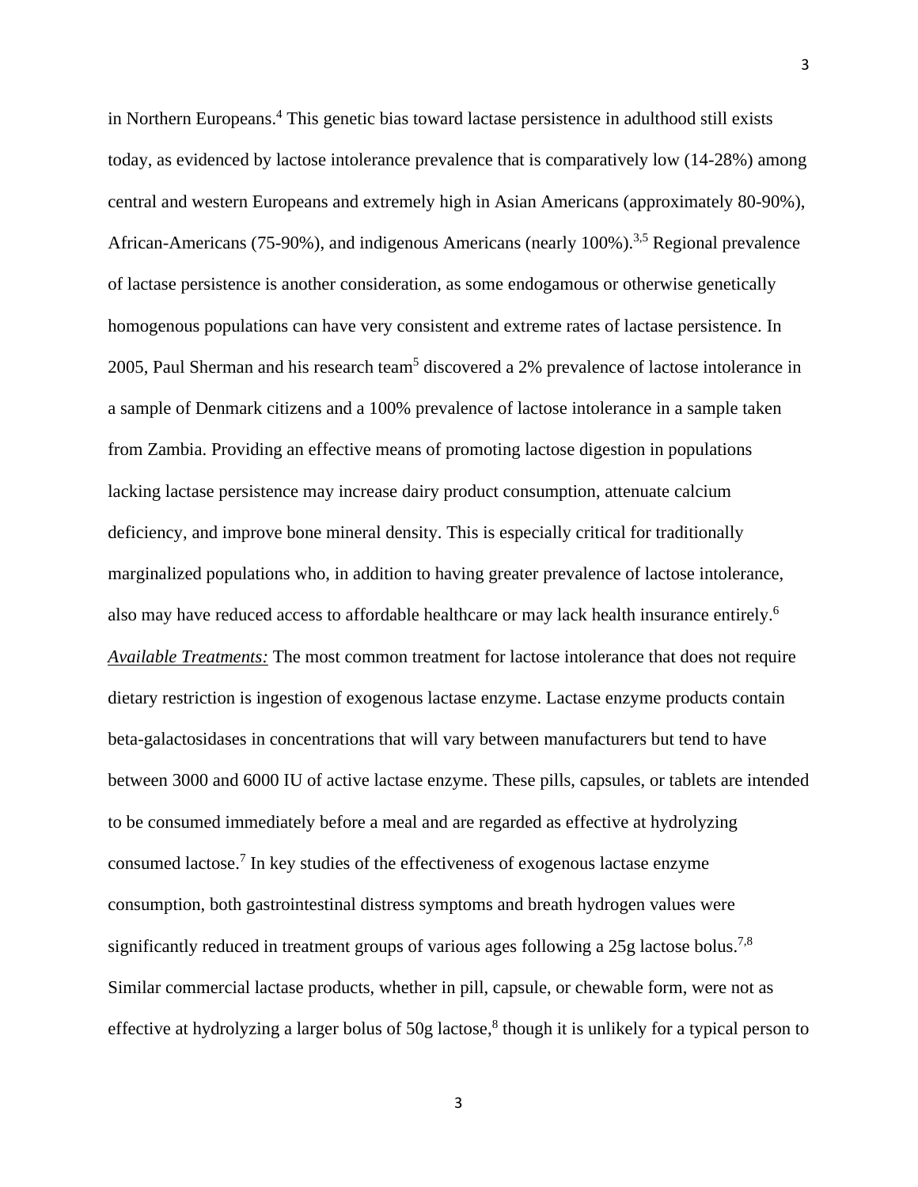in Northern Europeans.[4] This genetic bias toward lactase persistence in adulthood still exists today, as evidenced by lactose intolerance prevalence that is comparatively low (14-28%) among central and western Europeans and extremely high in Asian Americans (approximately 80-90%), African-Americans (75-90%), and indigenous Americans (nearly 100%).[3,5] Regional prevalence of lactase persistence is another consideration, as some endogamous or otherwise genetically homogenous populations can have very consistent and extreme rates of lactase persistence. In 2005, Paul Sherman and his research team[5] discovered a 2% prevalence of lactose intolerance in a sample of Denmark citizens and a 100% prevalence of lactose intolerance in a sample taken from Zambia. Providing an effective means of promoting lactose digestion in populations lacking lactase persistence may increase dairy product consumption, attenuate calcium deficiency, and improve bone mineral density. This is especially critical for traditionally marginalized populations who, in addition to having greater prevalence of lactose intolerance, also may have reduced access to affordable healthcare or may lack health insurance entirely.[6]

*Available Treatments:* The most common treatment for lactose intolerance that does not require dietary restriction is ingestion of exogenous lactase enzyme. Lactase enzyme products contain beta-galactosidases in concentrations that will vary between manufacturers but tend to have between 3000 and 6000 IU of active lactase enzyme. These pills, capsules, or tablets are intended to be consumed immediately before a meal and are regarded as effective at hydrolyzing consumed lactose.[7] In key studies of the effectiveness of exogenous lactase enzyme consumption, both gastrointestinal distress symptoms and breath hydrogen values were significantly reduced in treatment groups of various ages following a 25g lactose bolus.[7,8] Similar commercial lactase products, whether in pill, capsule, or chewable form, were not as effective at hydrolyzing a larger bolus of 50g lactose,[8] though it is unlikely for a typical person to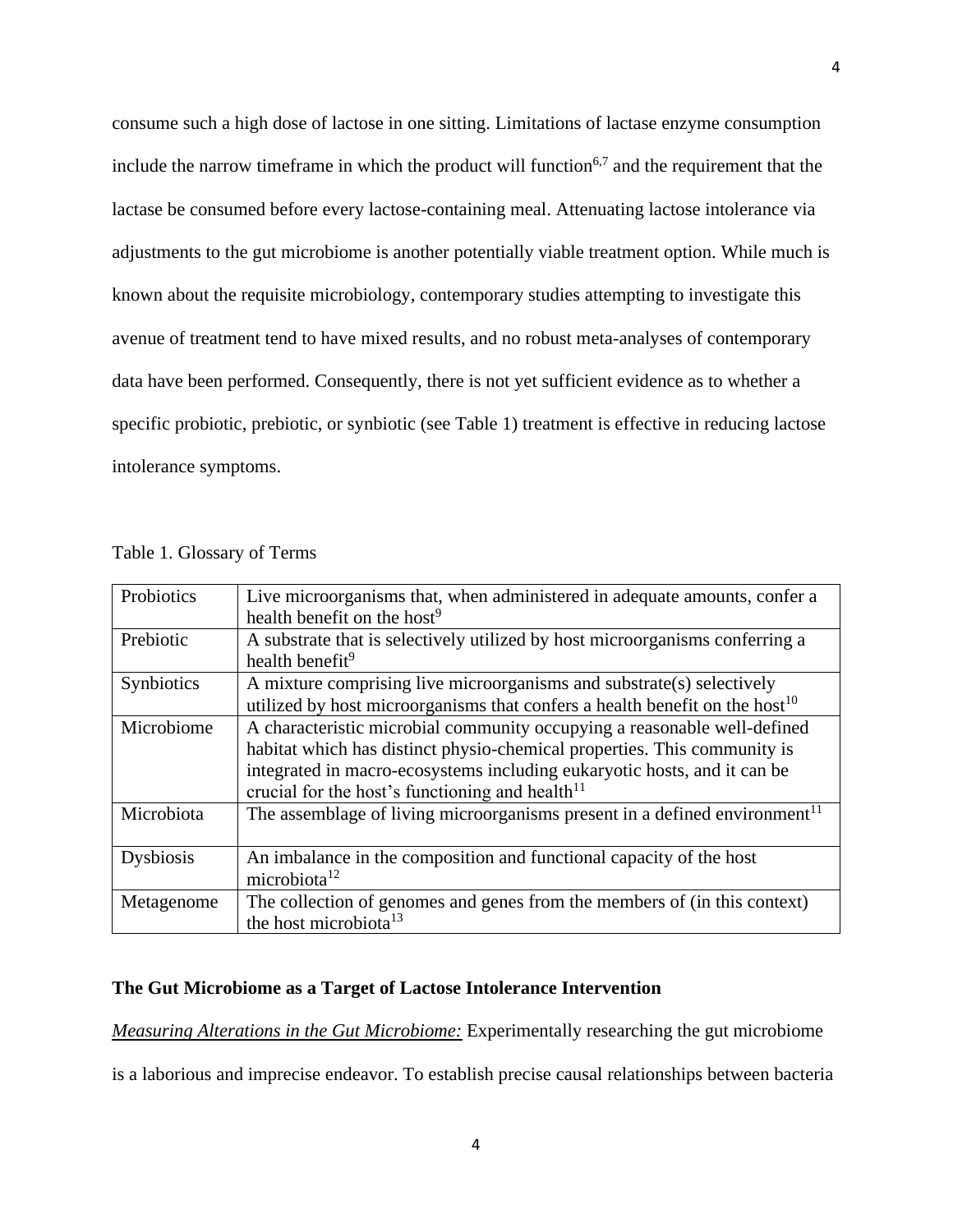consume such a high dose of lactose in one sitting. Limitations of lactase enzyme consumption include the narrow timeframe in which the product will function[6,7] and the requirement that the lactase be consumed before every lactose-containing meal. Attenuating lactose intolerance via adjustments to the gut microbiome is another potentially viable treatment option. While much is known about the requisite microbiology, contemporary studies attempting to investigate this avenue of treatment tend to have mixed results, and no robust meta-analyses of contemporary data have been performed. Consequently, there is not yet sufficient evidence as to whether a specific probiotic, prebiotic, or synbiotic (see Table 1) treatment is effective in reducing lactose intolerance symptoms.

Table 1. Glossary of Terms

| | |
|---|---|
| Probiotics | Live microorganisms that, when administered in adequate amounts, confer a health benefit on the host[9] |
| Prebiotic | A substrate that is selectively utilized by host microorganisms conferring a health benefit[9] |
| Synbiotics | A mixture comprising live microorganisms and substrate(s) selectively utilized by host microorganisms that confers a health benefit on the host[10] |
| Microbiome | A characteristic microbial community occupying a reasonable well-defined habitat which has distinct physio-chemical properties. This community is integrated in macro-ecosystems including eukaryotic hosts, and it can be crucial for the host's functioning and health[11] |
| Microbiota | The assemblage of living microorganisms present in a defined environment[11] |
| Dysbiosis | An imbalance in the composition and functional capacity of the host microbiota[12] |
| Metagenome | The collection of genomes and genes from the members of (in this context) the host microbiota[13] |

## The Gut Microbiome as a Target of Lactose Intolerance Intervention

*Measuring Alterations in the Gut Microbiome:* Experimentally researching the gut microbiome is a laborious and imprecise endeavor. To establish precise causal relationships between bacteria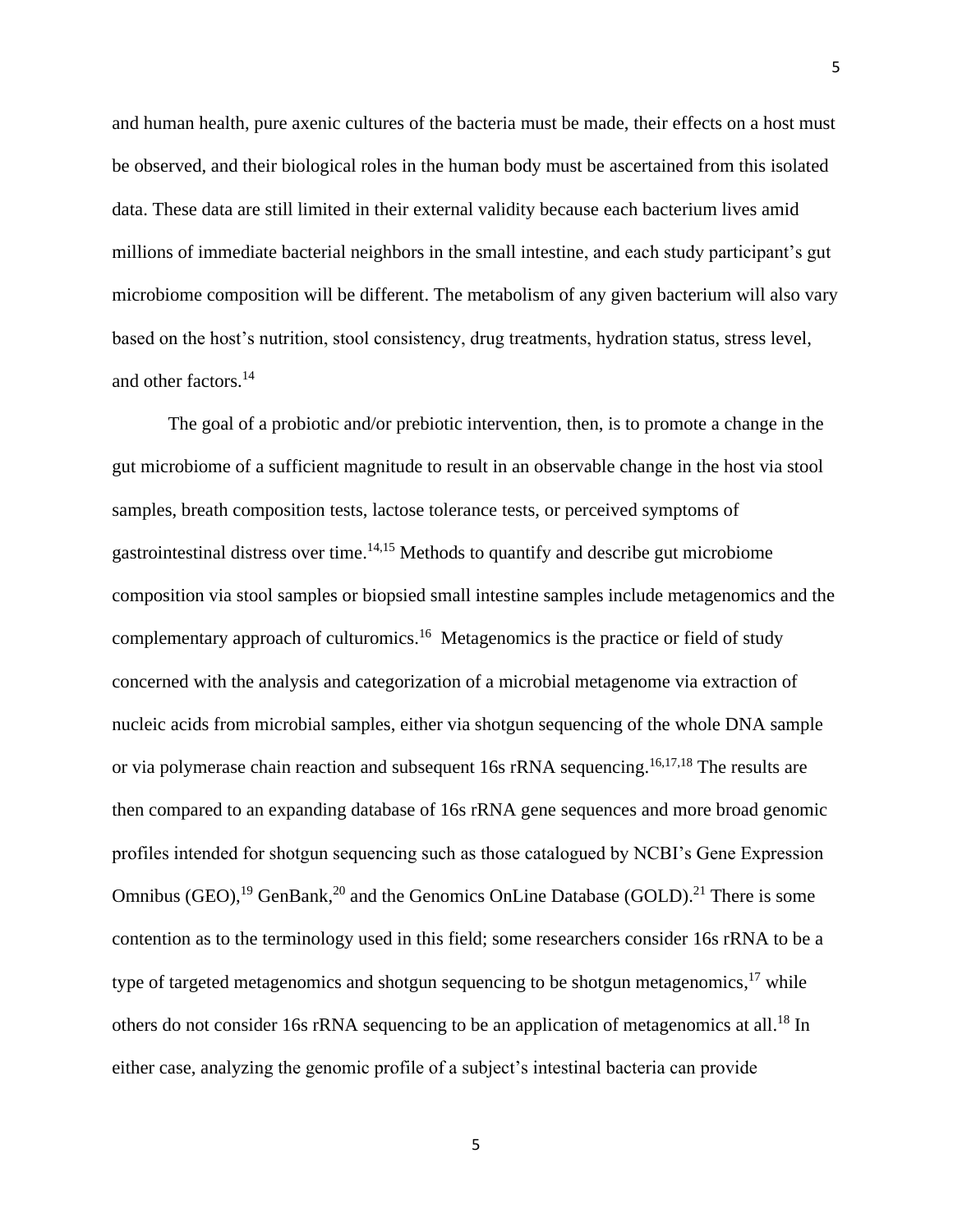and human health, pure axenic cultures of the bacteria must be made, their effects on a host must be observed, and their biological roles in the human body must be ascertained from this isolated data. These data are still limited in their external validity because each bacterium lives amid millions of immediate bacterial neighbors in the small intestine, and each study participant's gut microbiome composition will be different. The metabolism of any given bacterium will also vary based on the host's nutrition, stool consistency, drug treatments, hydration status, stress level, and other factors.[14]

The goal of a probiotic and/or prebiotic intervention, then, is to promote a change in the gut microbiome of a sufficient magnitude to result in an observable change in the host via stool samples, breath composition tests, lactose tolerance tests, or perceived symptoms of gastrointestinal distress over time.[14,15] Methods to quantify and describe gut microbiome composition via stool samples or biopsied small intestine samples include metagenomics and the complementary approach of culturomics.[16] Metagenomics is the practice or field of study concerned with the analysis and categorization of a microbial metagenome via extraction of nucleic acids from microbial samples, either via shotgun sequencing of the whole DNA sample or via polymerase chain reaction and subsequent 16s rRNA sequencing.[16,17,18] The results are then compared to an expanding database of 16s rRNA gene sequences and more broad genomic profiles intended for shotgun sequencing such as those catalogued by NCBI's Gene Expression Omnibus (GEO),[19] GenBank,[20] and the Genomics OnLine Database (GOLD).[21] There is some contention as to the terminology used in this field; some researchers consider 16s rRNA to be a type of targeted metagenomics and shotgun sequencing to be shotgun metagenomics,[17] while others do not consider 16s rRNA sequencing to be an application of metagenomics at all.[18] In either case, analyzing the genomic profile of a subject's intestinal bacteria can provide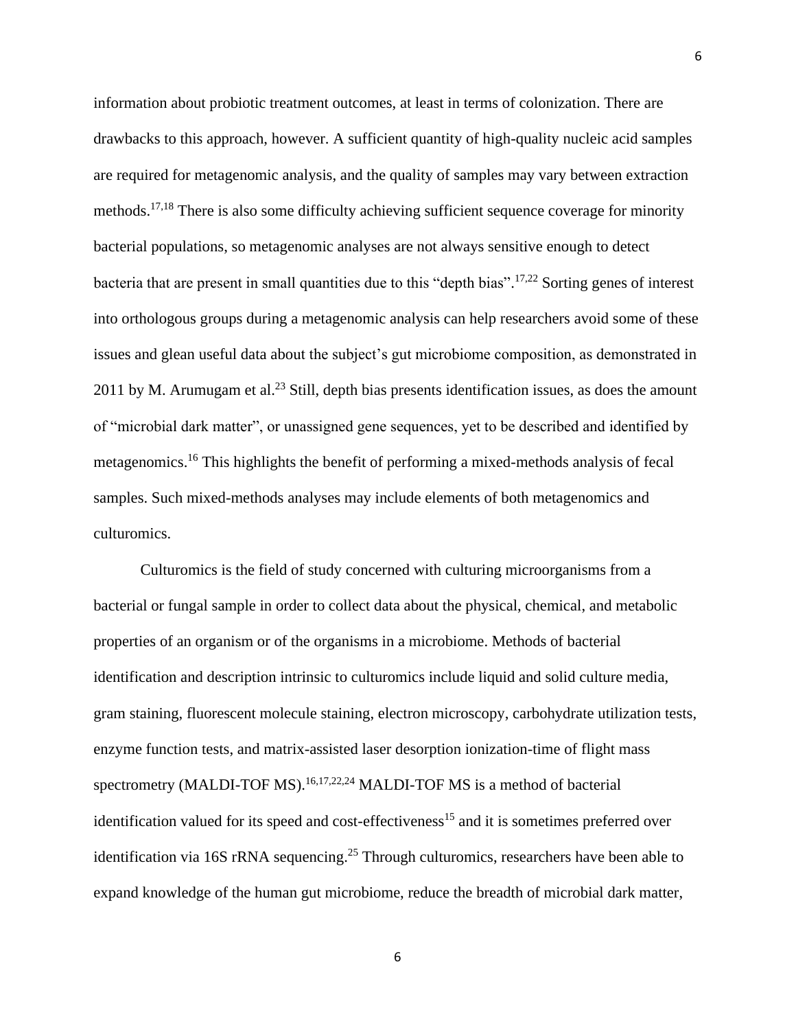information about probiotic treatment outcomes, at least in terms of colonization. There are drawbacks to this approach, however. A sufficient quantity of high-quality nucleic acid samples are required for metagenomic analysis, and the quality of samples may vary between extraction methods.[17,18] There is also some difficulty achieving sufficient sequence coverage for minority bacterial populations, so metagenomic analyses are not always sensitive enough to detect bacteria that are present in small quantities due to this "depth bias".[17,22] Sorting genes of interest into orthologous groups during a metagenomic analysis can help researchers avoid some of these issues and glean useful data about the subject's gut microbiome composition, as demonstrated in 2011 by M. Arumugam et al.[23] Still, depth bias presents identification issues, as does the amount of "microbial dark matter", or unassigned gene sequences, yet to be described and identified by metagenomics.[16] This highlights the benefit of performing a mixed-methods analysis of fecal samples. Such mixed-methods analyses may include elements of both metagenomics and culturomics.

Culturomics is the field of study concerned with culturing microorganisms from a bacterial or fungal sample in order to collect data about the physical, chemical, and metabolic properties of an organism or of the organisms in a microbiome. Methods of bacterial identification and description intrinsic to culturomics include liquid and solid culture media, gram staining, fluorescent molecule staining, electron microscopy, carbohydrate utilization tests, enzyme function tests, and matrix-assisted laser desorption ionization-time of flight mass spectrometry (MALDI-TOF MS).[16,17,22,24] MALDI-TOF MS is a method of bacterial identification valued for its speed and cost-effectiveness[15] and it is sometimes preferred over identification via 16S rRNA sequencing.[25] Through culturomics, researchers have been able to expand knowledge of the human gut microbiome, reduce the breadth of microbial dark matter,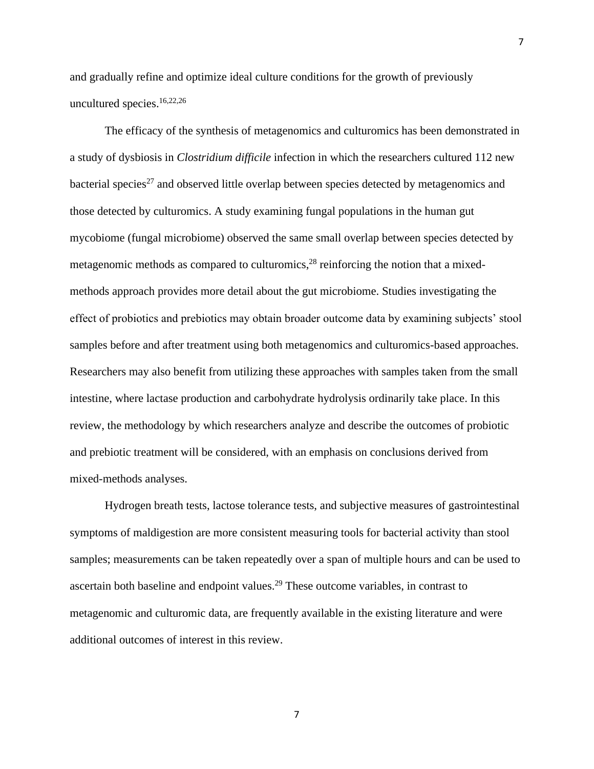and gradually refine and optimize ideal culture conditions for the growth of previously uncultured species.[16,22,26]

The efficacy of the synthesis of metagenomics and culturomics has been demonstrated in a study of dysbiosis in *Clostridium difficile* infection in which the researchers cultured 112 new bacterial species[27] and observed little overlap between species detected by metagenomics and those detected by culturomics. A study examining fungal populations in the human gut mycobiome (fungal microbiome) observed the same small overlap between species detected by metagenomic methods as compared to culturomics,[28] reinforcing the notion that a mixed-methods approach provides more detail about the gut microbiome. Studies investigating the effect of probiotics and prebiotics may obtain broader outcome data by examining subjects' stool samples before and after treatment using both metagenomics and culturomics-based approaches. Researchers may also benefit from utilizing these approaches with samples taken from the small intestine, where lactase production and carbohydrate hydrolysis ordinarily take place. In this review, the methodology by which researchers analyze and describe the outcomes of probiotic and prebiotic treatment will be considered, with an emphasis on conclusions derived from mixed-methods analyses.

Hydrogen breath tests, lactose tolerance tests, and subjective measures of gastrointestinal symptoms of maldigestion are more consistent measuring tools for bacterial activity than stool samples; measurements can be taken repeatedly over a span of multiple hours and can be used to ascertain both baseline and endpoint values.[29] These outcome variables, in contrast to metagenomic and culturomic data, are frequently available in the existing literature and were additional outcomes of interest in this review.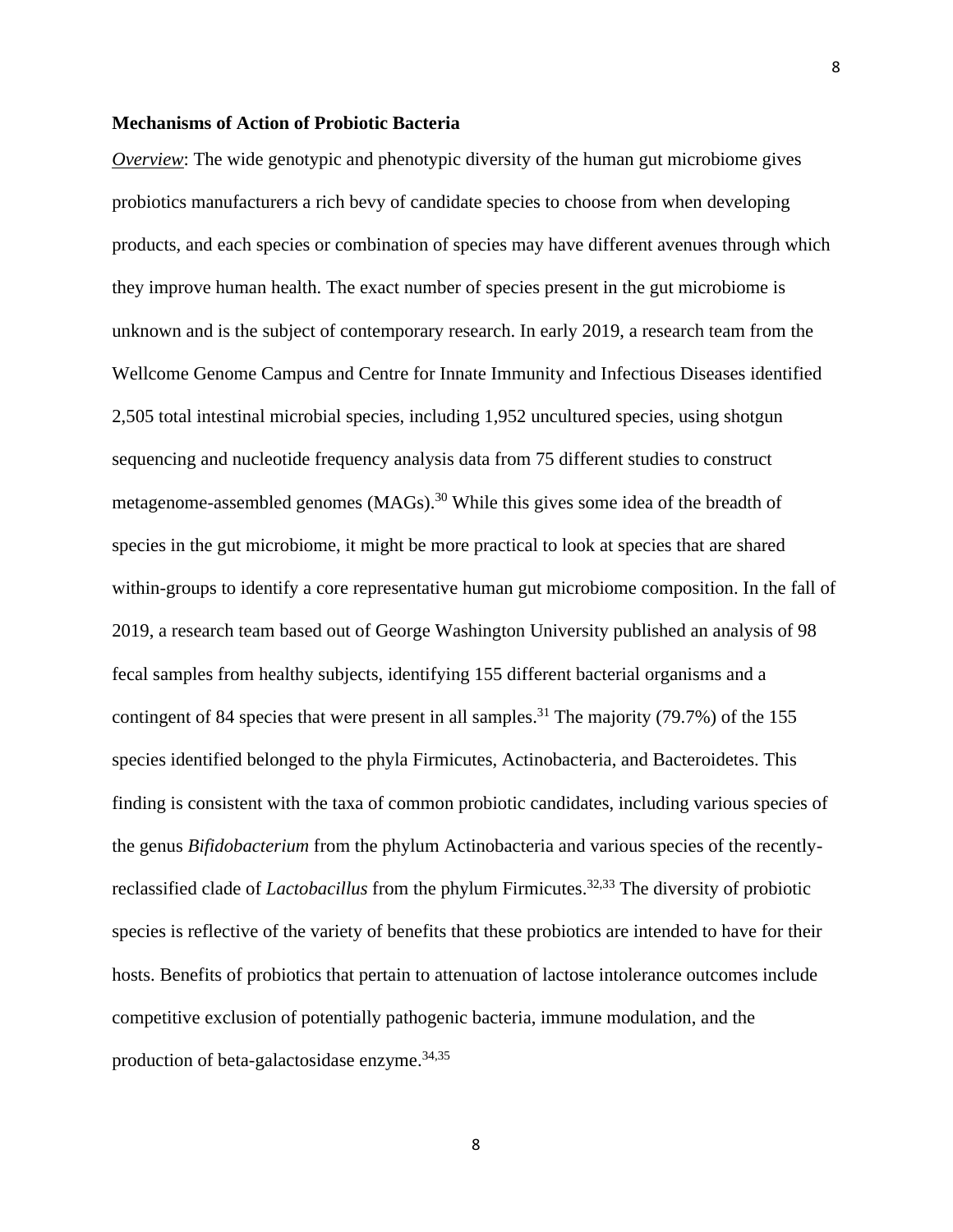**Mechanisms of Action of Probiotic Bacteria**

*Overview*: The wide genotypic and phenotypic diversity of the human gut microbiome gives probiotics manufacturers a rich bevy of candidate species to choose from when developing products, and each species or combination of species may have different avenues through which they improve human health. The exact number of species present in the gut microbiome is unknown and is the subject of contemporary research. In early 2019, a research team from the Wellcome Genome Campus and Centre for Innate Immunity and Infectious Diseases identified 2,505 total intestinal microbial species, including 1,952 uncultured species, using shotgun sequencing and nucleotide frequency analysis data from 75 different studies to construct metagenome-assembled genomes (MAGs).[30] While this gives some idea of the breadth of species in the gut microbiome, it might be more practical to look at species that are shared within-groups to identify a core representative human gut microbiome composition. In the fall of 2019, a research team based out of George Washington University published an analysis of 98 fecal samples from healthy subjects, identifying 155 different bacterial organisms and a contingent of 84 species that were present in all samples.[31] The majority (79.7%) of the 155 species identified belonged to the phyla Firmicutes, Actinobacteria, and Bacteroidetes. This finding is consistent with the taxa of common probiotic candidates, including various species of the genus *Bifidobacterium* from the phylum Actinobacteria and various species of the recently-reclassified clade of *Lactobacillus* from the phylum Firmicutes.[32,33] The diversity of probiotic species is reflective of the variety of benefits that these probiotics are intended to have for their hosts. Benefits of probiotics that pertain to attenuation of lactose intolerance outcomes include competitive exclusion of potentially pathogenic bacteria, immune modulation, and the production of beta-galactosidase enzyme.[34,35]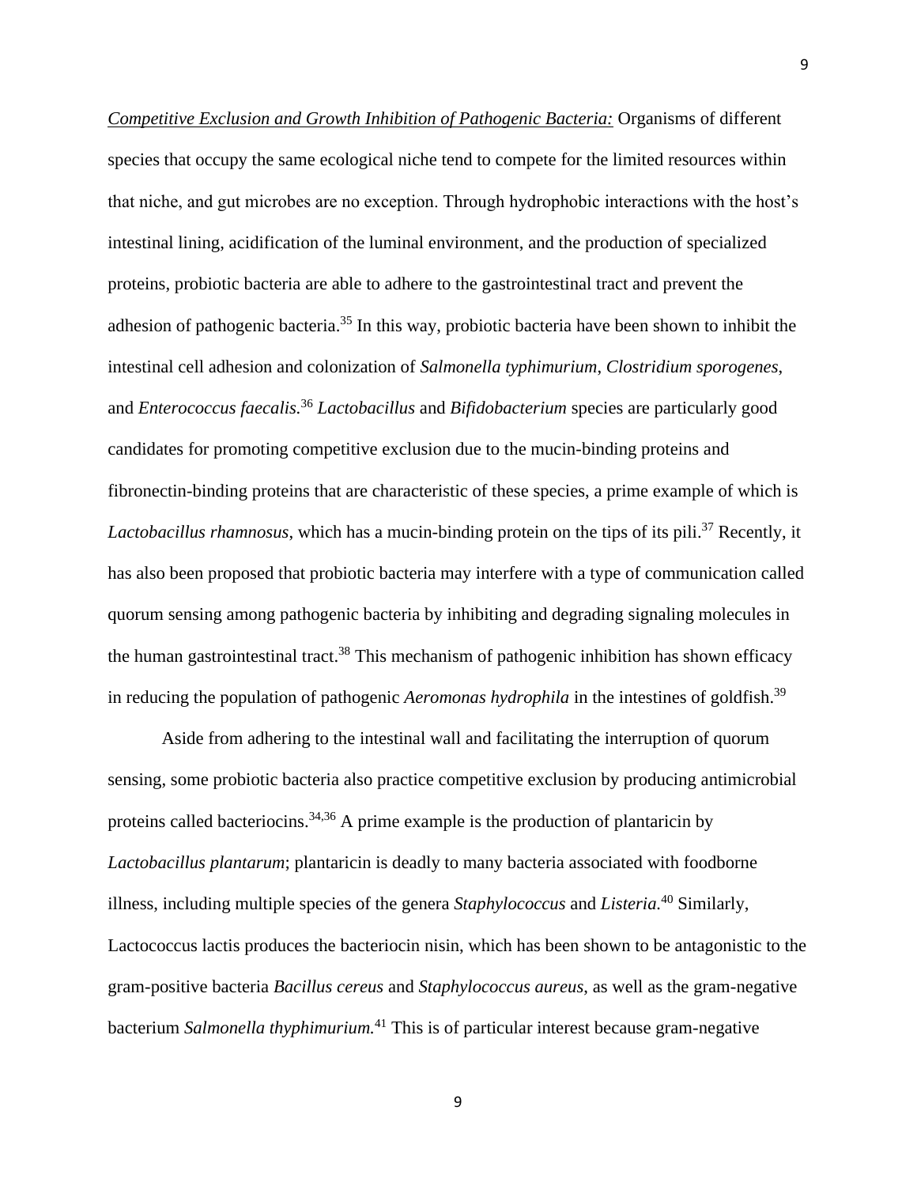<u>*Competitive Exclusion and Growth Inhibition of Pathogenic Bacteria:*</u> Organisms of different species that occupy the same ecological niche tend to compete for the limited resources within that niche, and gut microbes are no exception. Through hydrophobic interactions with the host's intestinal lining, acidification of the luminal environment, and the production of specialized proteins, probiotic bacteria are able to adhere to the gastrointestinal tract and prevent the adhesion of pathogenic bacteria.[35] In this way, probiotic bacteria have been shown to inhibit the intestinal cell adhesion and colonization of *Salmonella typhimurium*, *Clostridium sporogenes*, and *Enterococcus faecalis.*[36] *Lactobacillus* and *Bifidobacterium* species are particularly good candidates for promoting competitive exclusion due to the mucin-binding proteins and fibronectin-binding proteins that are characteristic of these species, a prime example of which is *Lactobacillus rhamnosus*, which has a mucin-binding protein on the tips of its pili.[37] Recently, it has also been proposed that probiotic bacteria may interfere with a type of communication called quorum sensing among pathogenic bacteria by inhibiting and degrading signaling molecules in the human gastrointestinal tract.[38] This mechanism of pathogenic inhibition has shown efficacy in reducing the population of pathogenic *Aeromonas hydrophila* in the intestines of goldfish.[39]

Aside from adhering to the intestinal wall and facilitating the interruption of quorum sensing, some probiotic bacteria also practice competitive exclusion by producing antimicrobial proteins called bacteriocins.[34,36] A prime example is the production of plantaricin by *Lactobacillus plantarum*; plantaricin is deadly to many bacteria associated with foodborne illness, including multiple species of the genera *Staphylococcus* and *Listeria.*[40] Similarly, Lactococcus lactis produces the bacteriocin nisin, which has been shown to be antagonistic to the gram-positive bacteria *Bacillus cereus* and *Staphylococcus aureus*, as well as the gram-negative bacterium *Salmonella thyphimurium.*[41] This is of particular interest because gram-negative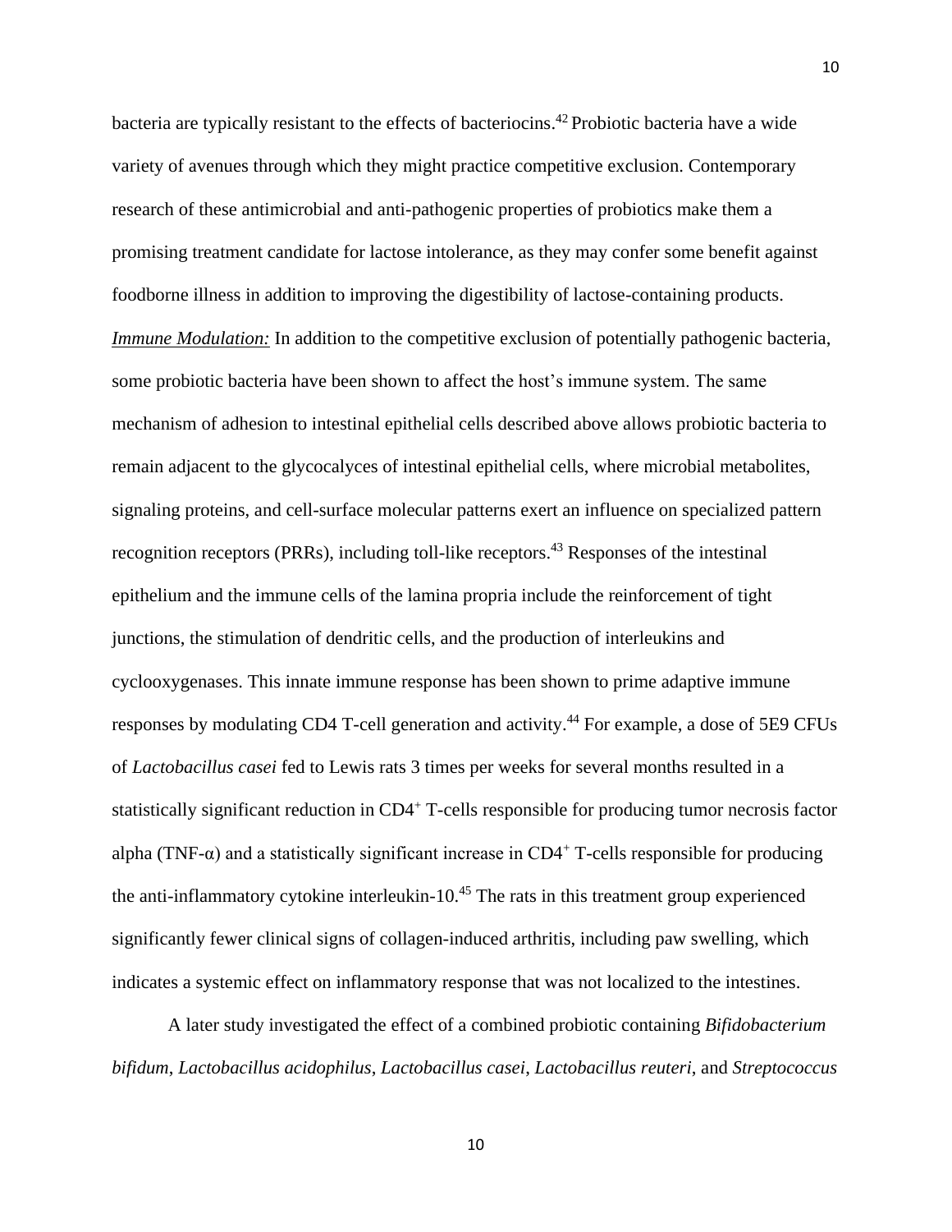bacteria are typically resistant to the effects of bacteriocins.[42] Probiotic bacteria have a wide variety of avenues through which they might practice competitive exclusion. Contemporary research of these antimicrobial and anti-pathogenic properties of probiotics make them a promising treatment candidate for lactose intolerance, as they may confer some benefit against foodborne illness in addition to improving the digestibility of lactose-containing products.

*Immune Modulation:* In addition to the competitive exclusion of potentially pathogenic bacteria, some probiotic bacteria have been shown to affect the host's immune system. The same mechanism of adhesion to intestinal epithelial cells described above allows probiotic bacteria to remain adjacent to the glycocalyces of intestinal epithelial cells, where microbial metabolites, signaling proteins, and cell-surface molecular patterns exert an influence on specialized pattern recognition receptors (PRRs), including toll-like receptors.[43] Responses of the intestinal epithelium and the immune cells of the lamina propria include the reinforcement of tight junctions, the stimulation of dendritic cells, and the production of interleukins and cyclooxygenases. This innate immune response has been shown to prime adaptive immune responses by modulating CD4 T-cell generation and activity.[44] For example, a dose of 5E9 CFUs of *Lactobacillus casei* fed to Lewis rats 3 times per weeks for several months resulted in a statistically significant reduction in $CD4^+$ T-cells responsible for producing tumor necrosis factor alpha (TNF-α) and a statistically significant increase in $CD4^+$ T-cells responsible for producing the anti-inflammatory cytokine interleukin-10.[45] The rats in this treatment group experienced significantly fewer clinical signs of collagen-induced arthritis, including paw swelling, which indicates a systemic effect on inflammatory response that was not localized to the intestines.

A later study investigated the effect of a combined probiotic containing *Bifidobacterium bifidum*, *Lactobacillus acidophilus*, *Lactobacillus casei*, *Lactobacillus reuteri*, and *Streptococcus*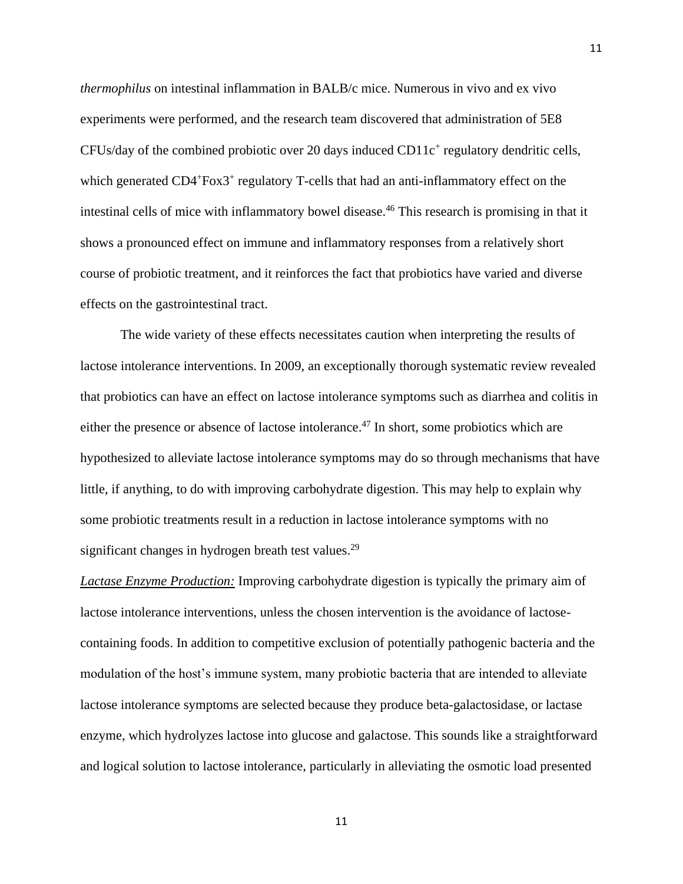*thermophilus* on intestinal inflammation in BALB/c mice. Numerous in vivo and ex vivo experiments were performed, and the research team discovered that administration of 5E8 CFUs/day of the combined probiotic over 20 days induced $CD11c^+$ regulatory dendritic cells, which generated $CD4^+Fox3^+$ regulatory T-cells that had an anti-inflammatory effect on the intestinal cells of mice with inflammatory bowel disease.[46] This research is promising in that it shows a pronounced effect on immune and inflammatory responses from a relatively short course of probiotic treatment, and it reinforces the fact that probiotics have varied and diverse effects on the gastrointestinal tract.

The wide variety of these effects necessitates caution when interpreting the results of lactose intolerance interventions. In 2009, an exceptionally thorough systematic review revealed that probiotics can have an effect on lactose intolerance symptoms such as diarrhea and colitis in either the presence or absence of lactose intolerance.[47] In short, some probiotics which are hypothesized to alleviate lactose intolerance symptoms may do so through mechanisms that have little, if anything, to do with improving carbohydrate digestion. This may help to explain why some probiotic treatments result in a reduction in lactose intolerance symptoms with no significant changes in hydrogen breath test values.[29]

***Lactase Enzyme Production:*** Improving carbohydrate digestion is typically the primary aim of lactose intolerance interventions, unless the chosen intervention is the avoidance of lactose-containing foods. In addition to competitive exclusion of potentially pathogenic bacteria and the modulation of the host's immune system, many probiotic bacteria that are intended to alleviate lactose intolerance symptoms are selected because they produce beta-galactosidase, or lactase enzyme, which hydrolyzes lactose into glucose and galactose. This sounds like a straightforward and logical solution to lactose intolerance, particularly in alleviating the osmotic load presented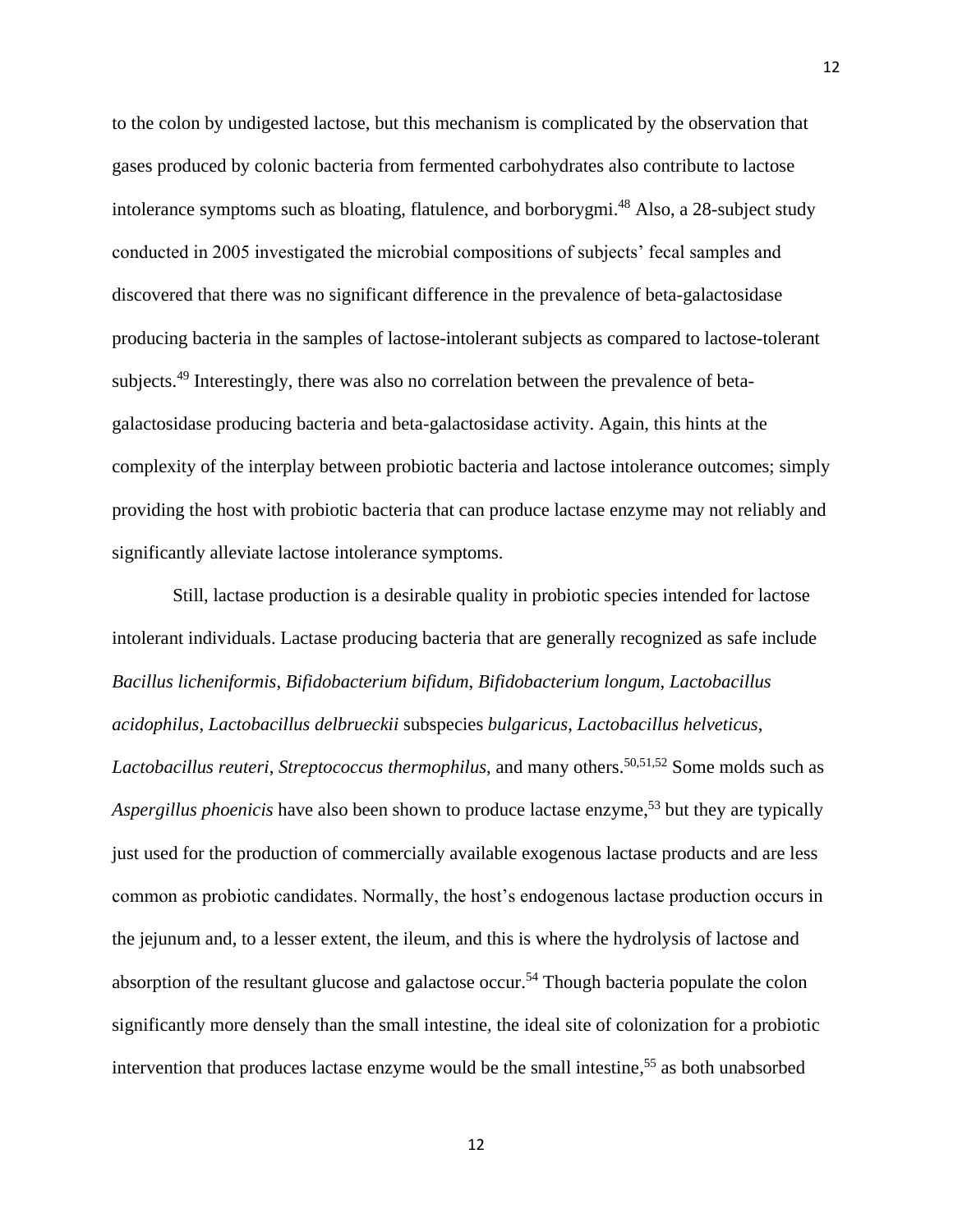to the colon by undigested lactose, but this mechanism is complicated by the observation that gases produced by colonic bacteria from fermented carbohydrates also contribute to lactose intolerance symptoms such as bloating, flatulence, and borborygmi.[48] Also, a 28-subject study conducted in 2005 investigated the microbial compositions of subjects' fecal samples and discovered that there was no significant difference in the prevalence of beta-galactosidase producing bacteria in the samples of lactose-intolerant subjects as compared to lactose-tolerant subjects.[49] Interestingly, there was also no correlation between the prevalence of beta-galactosidase producing bacteria and beta-galactosidase activity. Again, this hints at the complexity of the interplay between probiotic bacteria and lactose intolerance outcomes; simply providing the host with probiotic bacteria that can produce lactase enzyme may not reliably and significantly alleviate lactose intolerance symptoms.

Still, lactase production is a desirable quality in probiotic species intended for lactose intolerant individuals. Lactase producing bacteria that are generally recognized as safe include *Bacillus licheniformis*, *Bifidobacterium bifidum*, *Bifidobacterium longum*, *Lactobacillus acidophilus*, *Lactobacillus delbrueckii* subspecies *bulgaricus*, *Lactobacillus helveticus*, *Lactobacillus reuteri*, *Streptococcus thermophilus*, and many others.[50,51,52] Some molds such as *Aspergillus phoenicis* have also been shown to produce lactase enzyme,[53] but they are typically just used for the production of commercially available exogenous lactase products and are less common as probiotic candidates. Normally, the host's endogenous lactase production occurs in the jejunum and, to a lesser extent, the ileum, and this is where the hydrolysis of lactose and absorption of the resultant glucose and galactose occur.[54] Though bacteria populate the colon significantly more densely than the small intestine, the ideal site of colonization for a probiotic intervention that produces lactase enzyme would be the small intestine,[55] as both unabsorbed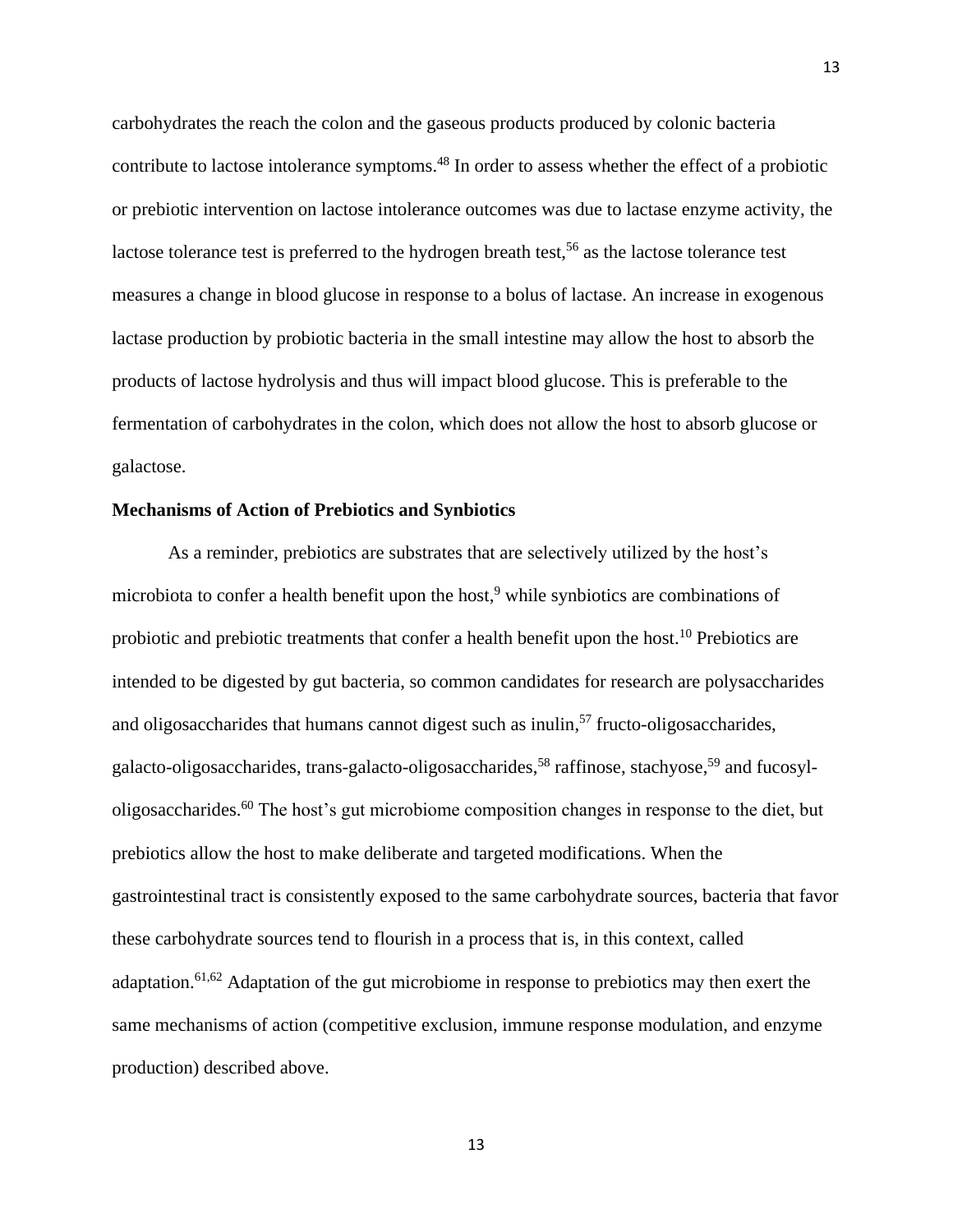carbohydrates the reach the colon and the gaseous products produced by colonic bacteria contribute to lactose intolerance symptoms.[48] In order to assess whether the effect of a probiotic or prebiotic intervention on lactose intolerance outcomes was due to lactase enzyme activity, the lactose tolerance test is preferred to the hydrogen breath test,[56] as the lactose tolerance test measures a change in blood glucose in response to a bolus of lactase. An increase in exogenous lactase production by probiotic bacteria in the small intestine may allow the host to absorb the products of lactose hydrolysis and thus will impact blood glucose. This is preferable to the fermentation of carbohydrates in the colon, which does not allow the host to absorb glucose or galactose.

**Mechanisms of Action of Prebiotics and Synbiotics**

As a reminder, prebiotics are substrates that are selectively utilized by the host's microbiota to confer a health benefit upon the host,[9] while synbiotics are combinations of probiotic and prebiotic treatments that confer a health benefit upon the host.[10] Prebiotics are intended to be digested by gut bacteria, so common candidates for research are polysaccharides and oligosaccharides that humans cannot digest such as inulin,[57] fructo-oligosaccharides, galacto-oligosaccharides, trans-galacto-oligosaccharides,[58] raffinose, stachyose,[59] and fucosyl-oligosaccharides.[60] The host's gut microbiome composition changes in response to the diet, but prebiotics allow the host to make deliberate and targeted modifications. When the gastrointestinal tract is consistently exposed to the same carbohydrate sources, bacteria that favor these carbohydrate sources tend to flourish in a process that is, in this context, called adaptation.[61,62] Adaptation of the gut microbiome in response to prebiotics may then exert the same mechanisms of action (competitive exclusion, immune response modulation, and enzyme production) described above.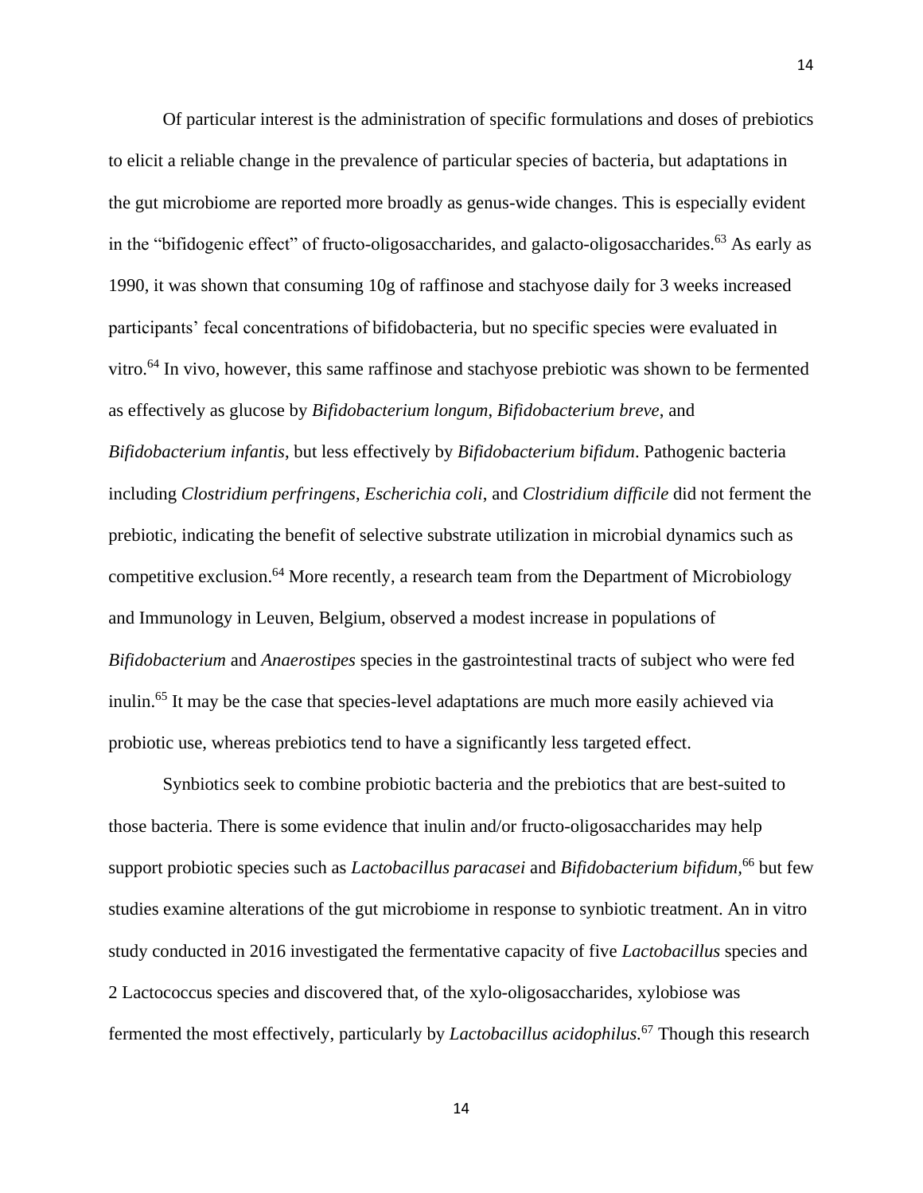Of particular interest is the administration of specific formulations and doses of prebiotics to elicit a reliable change in the prevalence of particular species of bacteria, but adaptations in the gut microbiome are reported more broadly as genus-wide changes. This is especially evident in the "bifidogenic effect" of fructo-oligosaccharides, and galacto-oligosaccharides.[63] As early as 1990, it was shown that consuming 10g of raffinose and stachyose daily for 3 weeks increased participants' fecal concentrations of bifidobacteria, but no specific species were evaluated in vitro.[64] In vivo, however, this same raffinose and stachyose prebiotic was shown to be fermented as effectively as glucose by *Bifidobacterium longum*, *Bifidobacterium breve*, and *Bifidobacterium infantis*, but less effectively by *Bifidobacterium bifidum*. Pathogenic bacteria including *Clostridium perfringens*, *Escherichia coli*, and *Clostridium difficile* did not ferment the prebiotic, indicating the benefit of selective substrate utilization in microbial dynamics such as competitive exclusion.[64] More recently, a research team from the Department of Microbiology and Immunology in Leuven, Belgium, observed a modest increase in populations of *Bifidobacterium* and *Anaerostipes* species in the gastrointestinal tracts of subject who were fed inulin.[65] It may be the case that species-level adaptations are much more easily achieved via probiotic use, whereas prebiotics tend to have a significantly less targeted effect.

Synbiotics seek to combine probiotic bacteria and the prebiotics that are best-suited to those bacteria. There is some evidence that inulin and/or fructo-oligosaccharides may help support probiotic species such as *Lactobacillus paracasei* and *Bifidobacterium bifidum*,[66] but few studies examine alterations of the gut microbiome in response to synbiotic treatment. An in vitro study conducted in 2016 investigated the fermentative capacity of five *Lactobacillus* species and 2 Lactococcus species and discovered that, of the xylo-oligosaccharides, xylobiose was fermented the most effectively, particularly by *Lactobacillus acidophilus*.[67] Though this research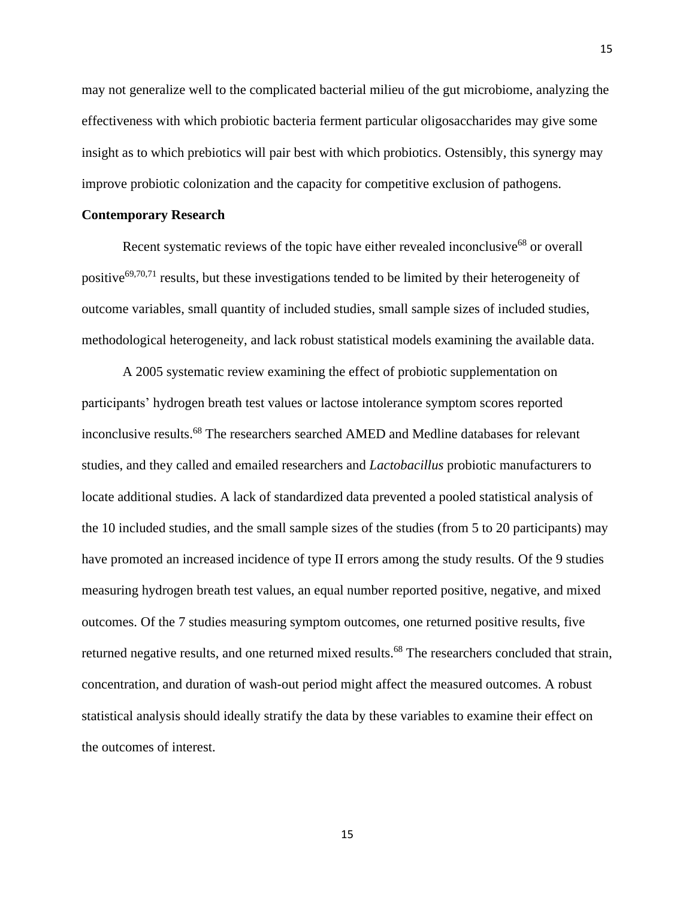may not generalize well to the complicated bacterial milieu of the gut microbiome, analyzing the effectiveness with which probiotic bacteria ferment particular oligosaccharides may give some insight as to which prebiotics will pair best with which probiotics. Ostensibly, this synergy may improve probiotic colonization and the capacity for competitive exclusion of pathogens.

**Contemporary Research**

Recent systematic reviews of the topic have either revealed inconclusive[68] or overall positive[69,70,71] results, but these investigations tended to be limited by their heterogeneity of outcome variables, small quantity of included studies, small sample sizes of included studies, methodological heterogeneity, and lack robust statistical models examining the available data.

A 2005 systematic review examining the effect of probiotic supplementation on participants' hydrogen breath test values or lactose intolerance symptom scores reported inconclusive results.[68] The researchers searched AMED and Medline databases for relevant studies, and they called and emailed researchers and *Lactobacillus* probiotic manufacturers to locate additional studies. A lack of standardized data prevented a pooled statistical analysis of the 10 included studies, and the small sample sizes of the studies (from 5 to 20 participants) may have promoted an increased incidence of type II errors among the study results. Of the 9 studies measuring hydrogen breath test values, an equal number reported positive, negative, and mixed outcomes. Of the 7 studies measuring symptom outcomes, one returned positive results, five returned negative results, and one returned mixed results.[68] The researchers concluded that strain, concentration, and duration of wash-out period might affect the measured outcomes. A robust statistical analysis should ideally stratify the data by these variables to examine their effect on the outcomes of interest.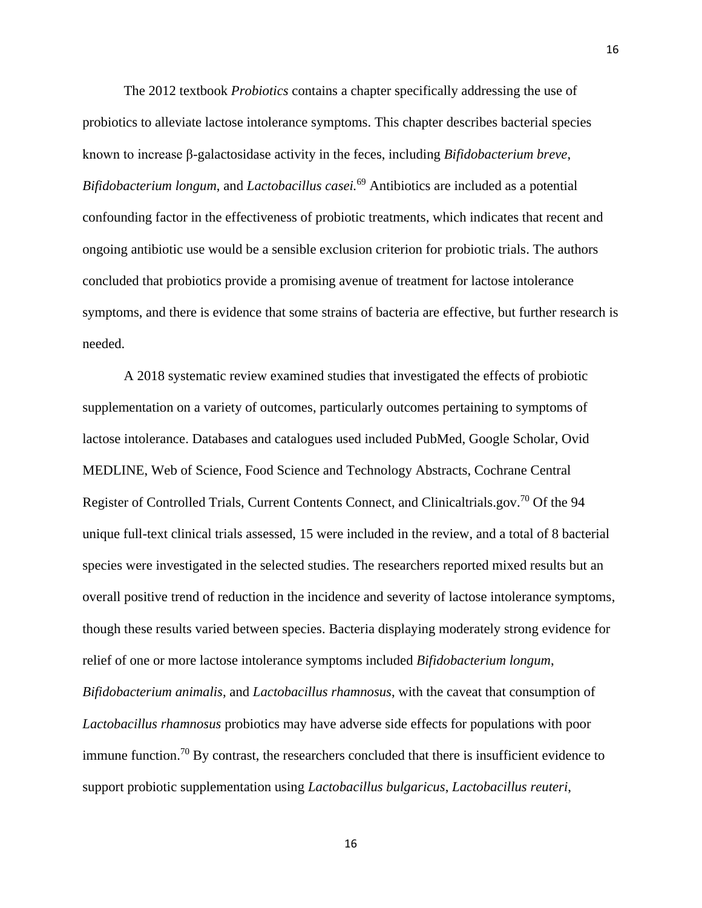The 2012 textbook *Probiotics* contains a chapter specifically addressing the use of probiotics to alleviate lactose intolerance symptoms. This chapter describes bacterial species known to increase β-galactosidase activity in the feces, including *Bifidobacterium breve*, *Bifidobacterium longum*, and *Lactobacillus casei.*[69] Antibiotics are included as a potential confounding factor in the effectiveness of probiotic treatments, which indicates that recent and ongoing antibiotic use would be a sensible exclusion criterion for probiotic trials. The authors concluded that probiotics provide a promising avenue of treatment for lactose intolerance symptoms, and there is evidence that some strains of bacteria are effective, but further research is needed.

A 2018 systematic review examined studies that investigated the effects of probiotic supplementation on a variety of outcomes, particularly outcomes pertaining to symptoms of lactose intolerance. Databases and catalogues used included PubMed, Google Scholar, Ovid MEDLINE, Web of Science, Food Science and Technology Abstracts, Cochrane Central Register of Controlled Trials, Current Contents Connect, and Clinicaltrials.gov.[70] Of the 94 unique full-text clinical trials assessed, 15 were included in the review, and a total of 8 bacterial species were investigated in the selected studies. The researchers reported mixed results but an overall positive trend of reduction in the incidence and severity of lactose intolerance symptoms, though these results varied between species. Bacteria displaying moderately strong evidence for relief of one or more lactose intolerance symptoms included *Bifidobacterium longum*, *Bifidobacterium animalis*, and *Lactobacillus rhamnosus*, with the caveat that consumption of *Lactobacillus rhamnosus* probiotics may have adverse side effects for populations with poor immune function.[70] By contrast, the researchers concluded that there is insufficient evidence to support probiotic supplementation using *Lactobacillus bulgaricus*, *Lactobacillus reuteri*,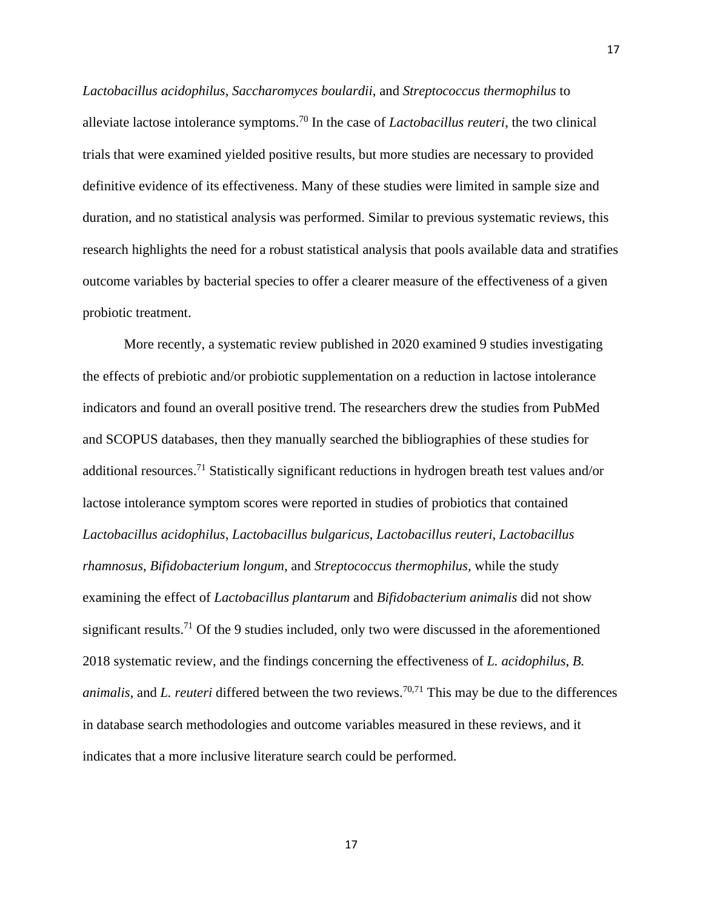*Lactobacillus acidophilus*, *Saccharomyces boulardii*, and *Streptococcus thermophilus* to alleviate lactose intolerance symptoms.[70] In the case of *Lactobacillus reuteri*, the two clinical trials that were examined yielded positive results, but more studies are necessary to provided definitive evidence of its effectiveness. Many of these studies were limited in sample size and duration, and no statistical analysis was performed. Similar to previous systematic reviews, this research highlights the need for a robust statistical analysis that pools available data and stratifies outcome variables by bacterial species to offer a clearer measure of the effectiveness of a given probiotic treatment.

More recently, a systematic review published in 2020 examined 9 studies investigating the effects of prebiotic and/or probiotic supplementation on a reduction in lactose intolerance indicators and found an overall positive trend. The researchers drew the studies from PubMed and SCOPUS databases, then they manually searched the bibliographies of these studies for additional resources.[71] Statistically significant reductions in hydrogen breath test values and/or lactose intolerance symptom scores were reported in studies of probiotics that contained *Lactobacillus acidophilus*, *Lactobacillus bulgaricus*, *Lactobacillus reuteri*, *Lactobacillus rhamnosus*, *Bifidobacterium longum*, and *Streptococcus thermophilus,* while the study examining the effect of *Lactobacillus plantarum* and *Bifidobacterium animalis* did not show significant results.[71] Of the 9 studies included, only two were discussed in the aforementioned 2018 systematic review, and the findings concerning the effectiveness of *L. acidophilus*, *B. animalis*, and *L. reuteri* differed between the two reviews.[70,71] This may be due to the differences in database search methodologies and outcome variables measured in these reviews, and it indicates that a more inclusive literature search could be performed.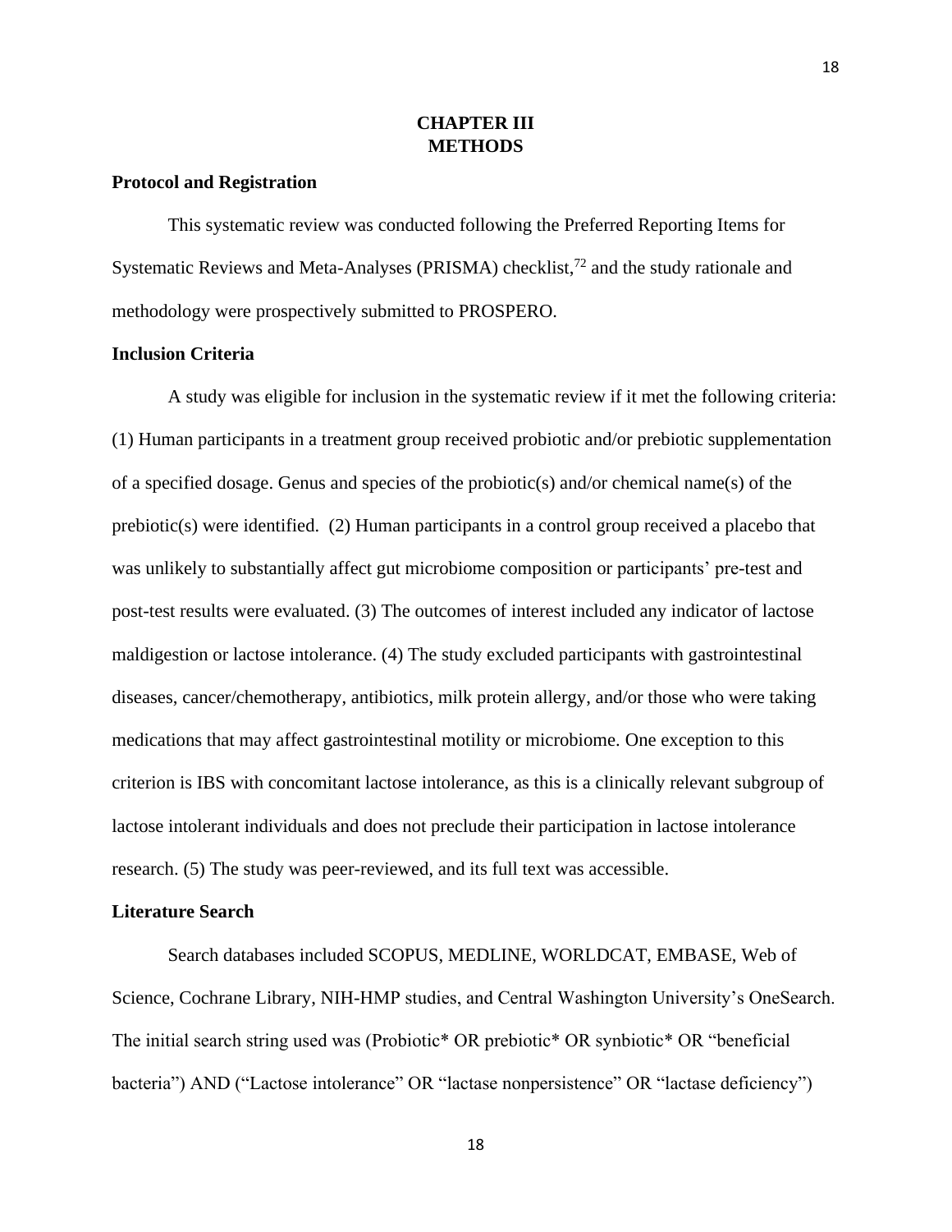# CHAPTER III
# METHODS

## Protocol and Registration

This systematic review was conducted following the Preferred Reporting Items for Systematic Reviews and Meta-Analyses (PRISMA) checklist,[72] and the study rationale and methodology were prospectively submitted to PROSPERO.

## Inclusion Criteria

A study was eligible for inclusion in the systematic review if it met the following criteria: (1) Human participants in a treatment group received probiotic and/or prebiotic supplementation of a specified dosage. Genus and species of the probiotic(s) and/or chemical name(s) of the prebiotic(s) were identified. (2) Human participants in a control group received a placebo that was unlikely to substantially affect gut microbiome composition or participants' pre-test and post-test results were evaluated. (3) The outcomes of interest included any indicator of lactose maldigestion or lactose intolerance. (4) The study excluded participants with gastrointestinal diseases, cancer/chemotherapy, antibiotics, milk protein allergy, and/or those who were taking medications that may affect gastrointestinal motility or microbiome. One exception to this criterion is IBS with concomitant lactose intolerance, as this is a clinically relevant subgroup of lactose intolerant individuals and does not preclude their participation in lactose intolerance research. (5) The study was peer-reviewed, and its full text was accessible.

## Literature Search

Search databases included SCOPUS, MEDLINE, WORLDCAT, EMBASE, Web of Science, Cochrane Library, NIH-HMP studies, and Central Washington University's OneSearch. The initial search string used was (Probiotic* OR prebiotic* OR synbiotic* OR "beneficial bacteria") AND ("Lactose intolerance" OR "lactase nonpersistence" OR "lactase deficiency")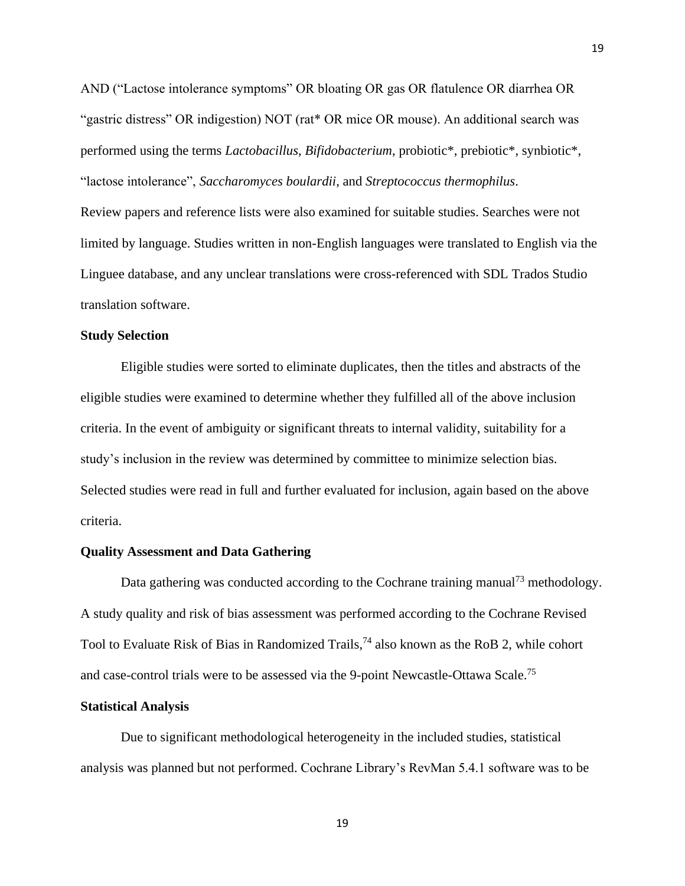AND (“Lactose intolerance symptoms” OR bloating OR gas OR flatulence OR diarrhea OR “gastric distress” OR indigestion) NOT (rat* OR mice OR mouse). An additional search was performed using the terms *Lactobacillus*, *Bifidobacterium*, probiotic*, prebiotic*, synbiotic*, “lactose intolerance”, *Saccharomyces boulardii*, and *Streptococcus thermophilus*.
Review papers and reference lists were also examined for suitable studies. Searches were not limited by language. Studies written in non-English languages were translated to English via the Linguee database, and any unclear translations were cross-referenced with SDL Trados Studio translation software.

### Study Selection

Eligible studies were sorted to eliminate duplicates, then the titles and abstracts of the eligible studies were examined to determine whether they fulfilled all of the above inclusion criteria. In the event of ambiguity or significant threats to internal validity, suitability for a study’s inclusion in the review was determined by committee to minimize selection bias. Selected studies were read in full and further evaluated for inclusion, again based on the above criteria.

### Quality Assessment and Data Gathering

Data gathering was conducted according to the Cochrane training manual[73] methodology. A study quality and risk of bias assessment was performed according to the Cochrane Revised Tool to Evaluate Risk of Bias in Randomized Trails,[74] also known as the RoB 2, while cohort and case-control trials were to be assessed via the 9-point Newcastle-Ottawa Scale.[75]

### Statistical Analysis

Due to significant methodological heterogeneity in the included studies, statistical analysis was planned but not performed. Cochrane Library’s RevMan 5.4.1 software was to be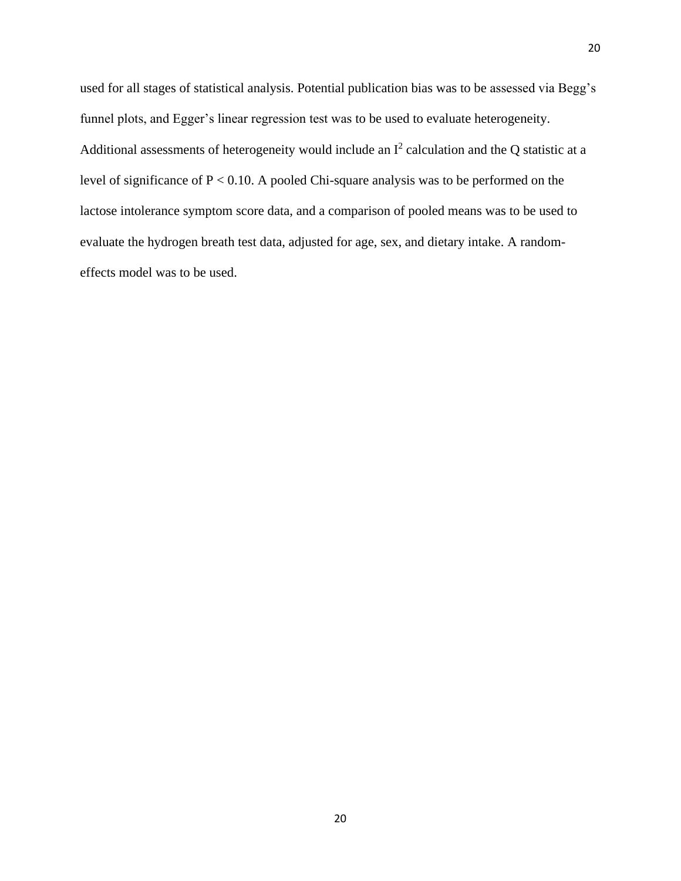used for all stages of statistical analysis. Potential publication bias was to be assessed via Begg's funnel plots, and Egger's linear regression test was to be used to evaluate heterogeneity. Additional assessments of heterogeneity would include an $I^2$ calculation and the Q statistic at a level of significance of $P < 0.10$. A pooled Chi-square analysis was to be performed on the lactose intolerance symptom score data, and a comparison of pooled means was to be used to evaluate the hydrogen breath test data, adjusted for age, sex, and dietary intake. A random-effects model was to be used.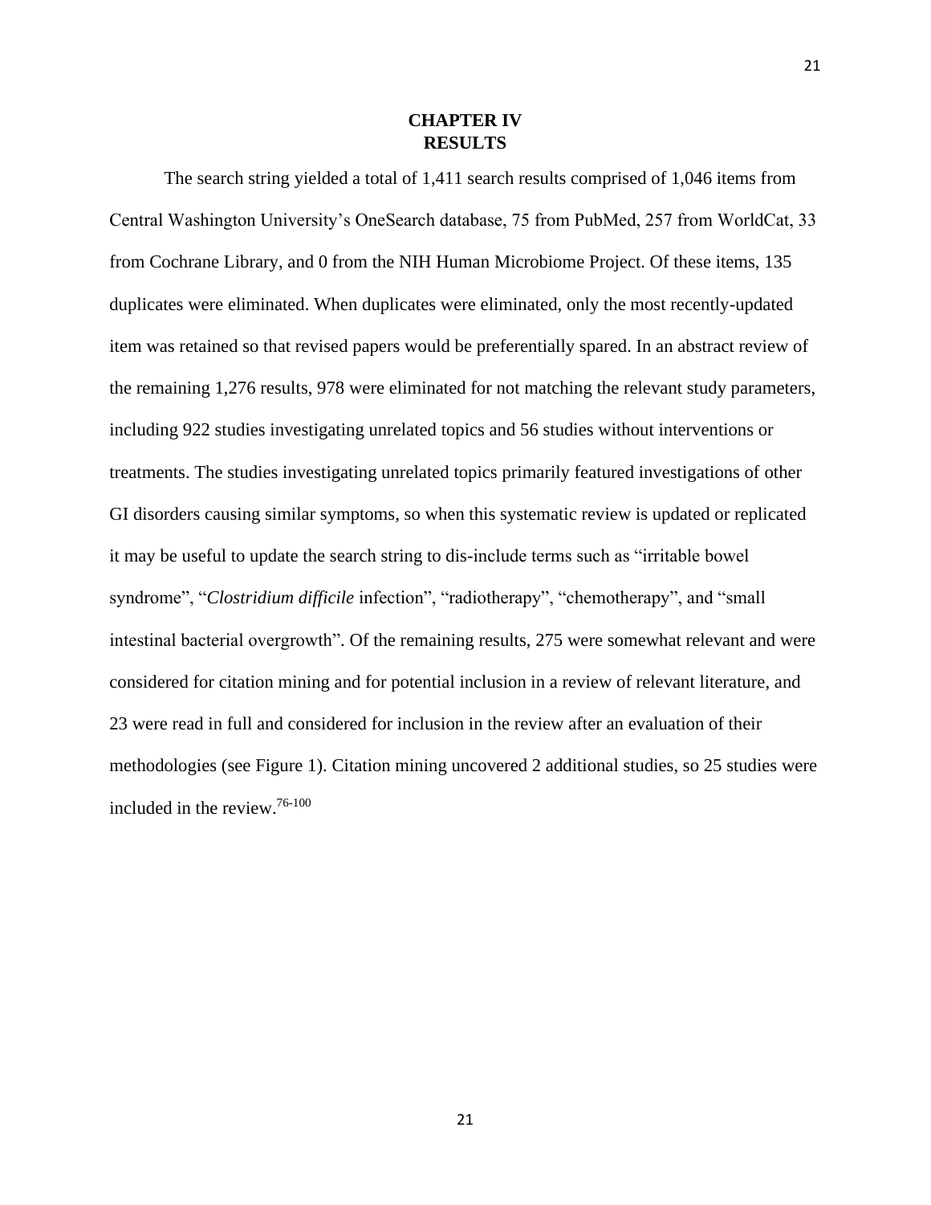# CHAPTER IV
# RESULTS

The search string yielded a total of 1,411 search results comprised of 1,046 items from Central Washington University's OneSearch database, 75 from PubMed, 257 from WorldCat, 33 from Cochrane Library, and 0 from the NIH Human Microbiome Project. Of these items, 135 duplicates were eliminated. When duplicates were eliminated, only the most recently-updated item was retained so that revised papers would be preferentially spared. In an abstract review of the remaining 1,276 results, 978 were eliminated for not matching the relevant study parameters, including 922 studies investigating unrelated topics and 56 studies without interventions or treatments. The studies investigating unrelated topics primarily featured investigations of other GI disorders causing similar symptoms, so when this systematic review is updated or replicated it may be useful to update the search string to dis-include terms such as "irritable bowel syndrome", "*Clostridium difficile* infection", "radiotherapy", "chemotherapy", and "small intestinal bacterial overgrowth". Of the remaining results, 275 were somewhat relevant and were considered for citation mining and for potential inclusion in a review of relevant literature, and 23 were read in full and considered for inclusion in the review after an evaluation of their methodologies (see Figure 1). Citation mining uncovered 2 additional studies, so 25 studies were included in the review.[76-100]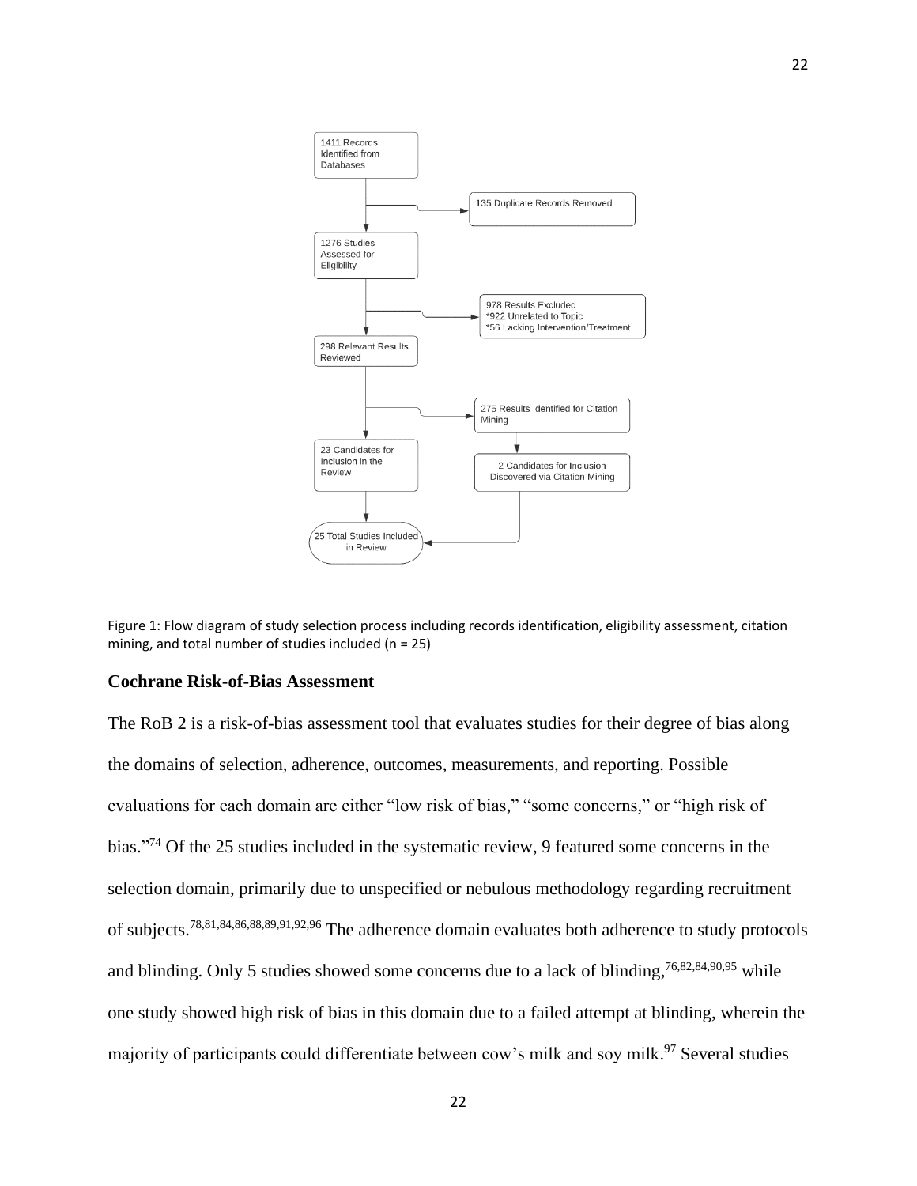1411 Records Identified from Databases

135 Duplicate Records Removed

1276 Studies Assessed for Eligibility

978 Results Excluded
*922 Unrelated to Topic
*56 Lacking Intervention/Treatment

298 Relevant Results Reviewed

275 Results Identified for Citation Mining

23 Candidates for Inclusion in the Review

2 Candidates for Inclusion Discovered via Citation Mining

25 Total Studies Included in Review

Figure 1: Flow diagram of study selection process including records identification, eligibility assessment, citation mining, and total number of studies included (n = 25)

### Cochrane Risk-of-Bias Assessment

The RoB 2 is a risk-of-bias assessment tool that evaluates studies for their degree of bias along the domains of selection, adherence, outcomes, measurements, and reporting. Possible evaluations for each domain are either "low risk of bias," "some concerns," or "high risk of bias."[74] Of the 25 studies included in the systematic review, 9 featured some concerns in the selection domain, primarily due to unspecified or nebulous methodology regarding recruitment of subjects.[78,81,84,86,88,89,91,92,96] The adherence domain evaluates both adherence to study protocols and blinding. Only 5 studies showed some concerns due to a lack of blinding,[76,82,84,90,95] while one study showed high risk of bias in this domain due to a failed attempt at blinding, wherein the majority of participants could differentiate between cow's milk and soy milk.[97] Several studies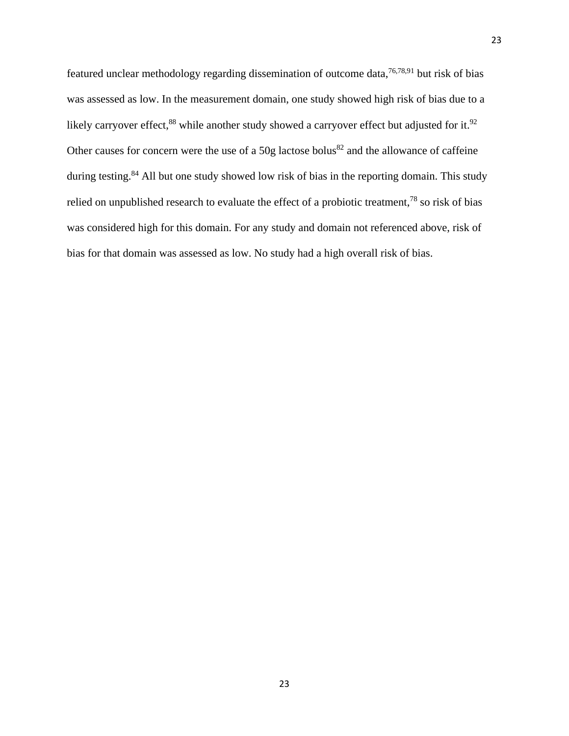featured unclear methodology regarding dissemination of outcome data,[76,78,91] but risk of bias was assessed as low. In the measurement domain, one study showed high risk of bias due to a likely carryover effect,[88] while another study showed a carryover effect but adjusted for it.[92] Other causes for concern were the use of a 50g lactose bolus[82] and the allowance of caffeine during testing.[84] All but one study showed low risk of bias in the reporting domain. This study relied on unpublished research to evaluate the effect of a probiotic treatment,[78] so risk of bias was considered high for this domain. For any study and domain not referenced above, risk of bias for that domain was assessed as low. No study had a high overall risk of bias.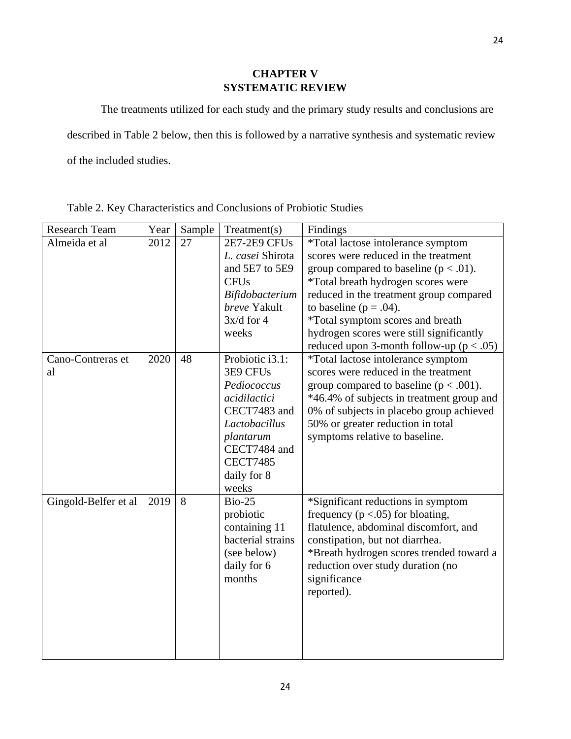# CHAPTER V
# SYSTEMATIC REVIEW

The treatments utilized for each study and the primary study results and conclusions are described in Table 2 below, then this is followed by a narrative synthesis and systematic review of the included studies.

Table 2. Key Characteristics and Conclusions of Probiotic Studies

| Research Team | Year | Sample | Treatment(s) | Findings |
|---|---|---|---|---|
| Almeida et al | 2012 | 27 | 2E7-2E9 CFUs *L. casei* Shirota and 5E7 to 5E9 CFUs *Bifidobacterium breve* Yakult 3x/d for 4 weeks | *Total lactose intolerance symptom scores were reduced in the treatment group compared to baseline ($p < .01$).<br>*Total breath hydrogen scores were reduced in the treatment group compared to baseline ($p = .04$).<br>*Total symptom scores and breath hydrogen scores were still significantly reduced upon 3-month follow-up ($p < .05$) |
| Cano-Contreras et al | 2020 | 48 | Probiotic i3.1: 3E9 CFUs *Pediococcus acidilactici* CECT7483 and *Lactobacillus plantarum* CECT7484 and CECT7485 daily for 8 weeks | *Total lactose intolerance symptom scores were reduced in the treatment group compared to baseline ($p < .001$).<br>*46.4% of subjects in treatment group and 0% of subjects in placebo group achieved 50% or greater reduction in total symptoms relative to baseline. |
| Gingold-Belfer et al | 2019 | 8 | Bio-25 probiotic containing 11 bacterial strains (see below) daily for 6 months | *Significant reductions in symptom frequency ($p <.05$) for bloating, flatulence, abdominal discomfort, and constipation, but not diarrhea.<br>*Breath hydrogen scores trended toward a reduction over study duration (no significance reported). |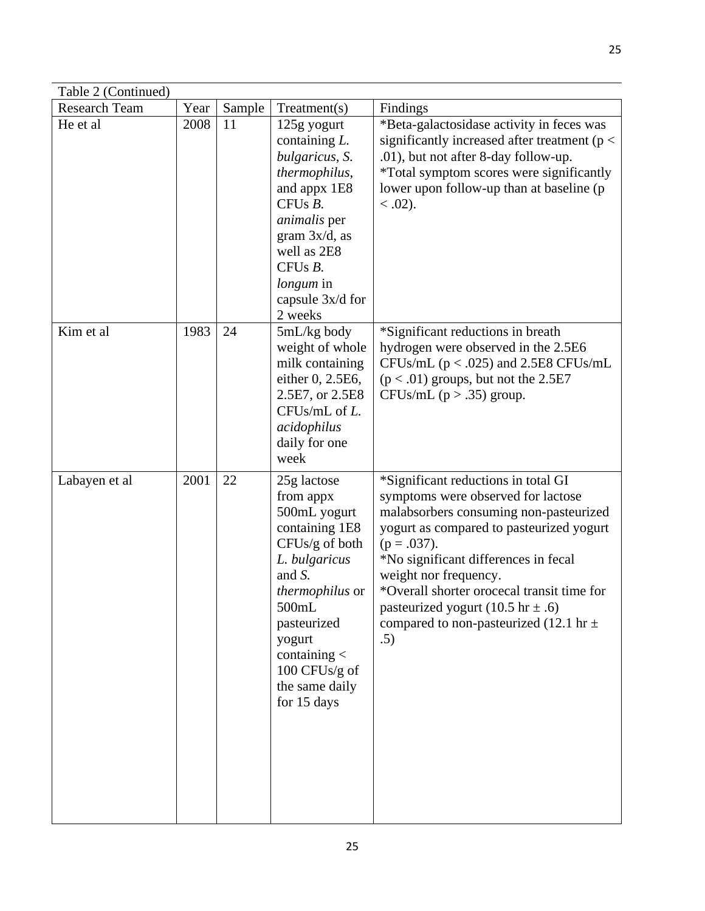Table 2 (Continued)

| Research Team | Year | Sample | Treatment(s) | Findings |
|---|---|---|---|---|
| He et al | 2008 | 11 | 125g yogurt containing *L. bulgaricus*, *S. thermophilus*, and appx 1E8 CFUs *B. animalis* per gram 3x/d, as well as 2E8 CFUs *B. longum* in capsule 3x/d for 2 weeks | *Beta-galactosidase activity in feces was significantly increased after treatment ($p < .01$), but not after 8-day follow-up. *Total symptom scores were significantly lower upon follow-up than at baseline ($p < .02$). |
| Kim et al | 1983 | 24 | 5mL/kg body weight of whole milk containing either 0, 2.5E6, 2.5E7, or 2.5E8 CFUs/mL of *L. acidophilus* daily for one week | *Significant reductions in breath hydrogen were observed in the 2.5E6 CFUs/mL ($p < .025$) and 2.5E8 CFUs/mL ($p < .01$) groups, but not the 2.5E7 CFUs/mL ($p > .35$) group. |
| Labayen et al | 2001 | 22 | 25g lactose from appx 500mL yogurt containing 1E8 CFUs/g of both *L. bulgaricus* and *S. thermophilus* or 500mL pasteurized yogurt containing < 100 CFUs/g of the same daily for 15 days | *Significant reductions in total GI symptoms were observed for lactose malabsorbers consuming non-pasteurized yogurt as compared to pasteurized yogurt ($p = .037$). *No significant differences in fecal weight nor frequency. *Overall shorter orocecal transit time for pasteurized yogurt (10.5 hr ± .6) compared to non-pasteurized (12.1 hr ± .5) |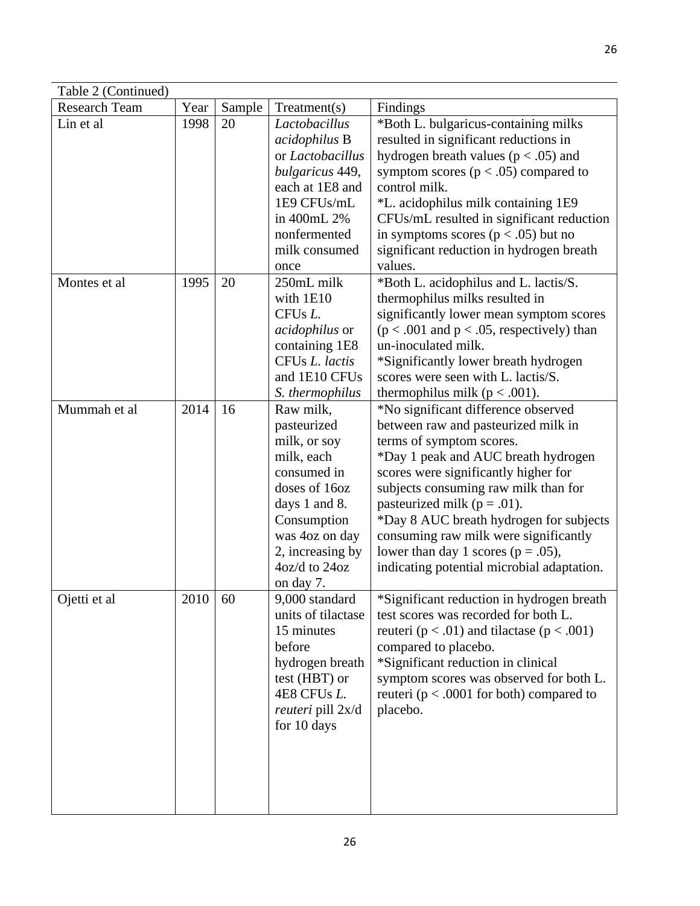Table 2 (Continued)

| Research Team | Year | Sample | Treatment(s) | Findings |
|---|---|---|---|---|
| Lin et al | 1998 | 20 | *Lactobacillus acidophilus* B or *Lactobacillus bulgaricus* 449, each at 1E8 and 1E9 CFUs/mL in 400mL 2% nonfermented milk consumed once | *Both L. bulgaricus-containing milks resulted in significant reductions in hydrogen breath values ($p < .05$) and symptom scores ($p < .05$) compared to control milk. <br> *L. acidophilus milk containing 1E9 CFUs/mL resulted in significant reduction in symptoms scores ($p < .05$) but no significant reduction in hydrogen breath values. |
| Montes et al | 1995 | 20 | 250mL milk with 1E10 CFUs *L. acidophilus* or containing 1E8 CFUs *L. lactis* and 1E10 CFUs *S. thermophilus* | *Both L. acidophilus and L. lactis/S. thermophilus milks resulted in significantly lower mean symptom scores ($p < .001$ and $p < .05$, respectively) than un-inoculated milk. <br> *Significantly lower breath hydrogen scores were seen with L. lactis/S. thermophilus milk ($p < .001$). |
| Mummah et al | 2014 | 16 | Raw milk, pasteurized milk, or soy milk, each consumed in doses of 16oz days 1 and 8. Consumption was 4oz on day 2, increasing by 4oz/d to 24oz on day 7. | *No significant difference observed between raw and pasteurized milk in terms of symptom scores. <br> *Day 1 peak and AUC breath hydrogen scores were significantly higher for subjects consuming raw milk than for pasteurized milk ($p = .01$). <br> *Day 8 AUC breath hydrogen for subjects consuming raw milk were significantly lower than day 1 scores ($p = .05$), indicating potential microbial adaptation. |
| Ojetti et al | 2010 | 60 | 9,000 standard units of tilactase 15 minutes before hydrogen breath test (HBT) or 4E8 CFUs *L. reuteri* pill 2x/d for 10 days | *Significant reduction in hydrogen breath test scores was recorded for both L. reuteri ($p < .01$) and tilactase ($p < .001$) compared to placebo. <br> *Significant reduction in clinical symptom scores was observed for both L. reuteri ($p < .0001$ for both) compared to placebo. |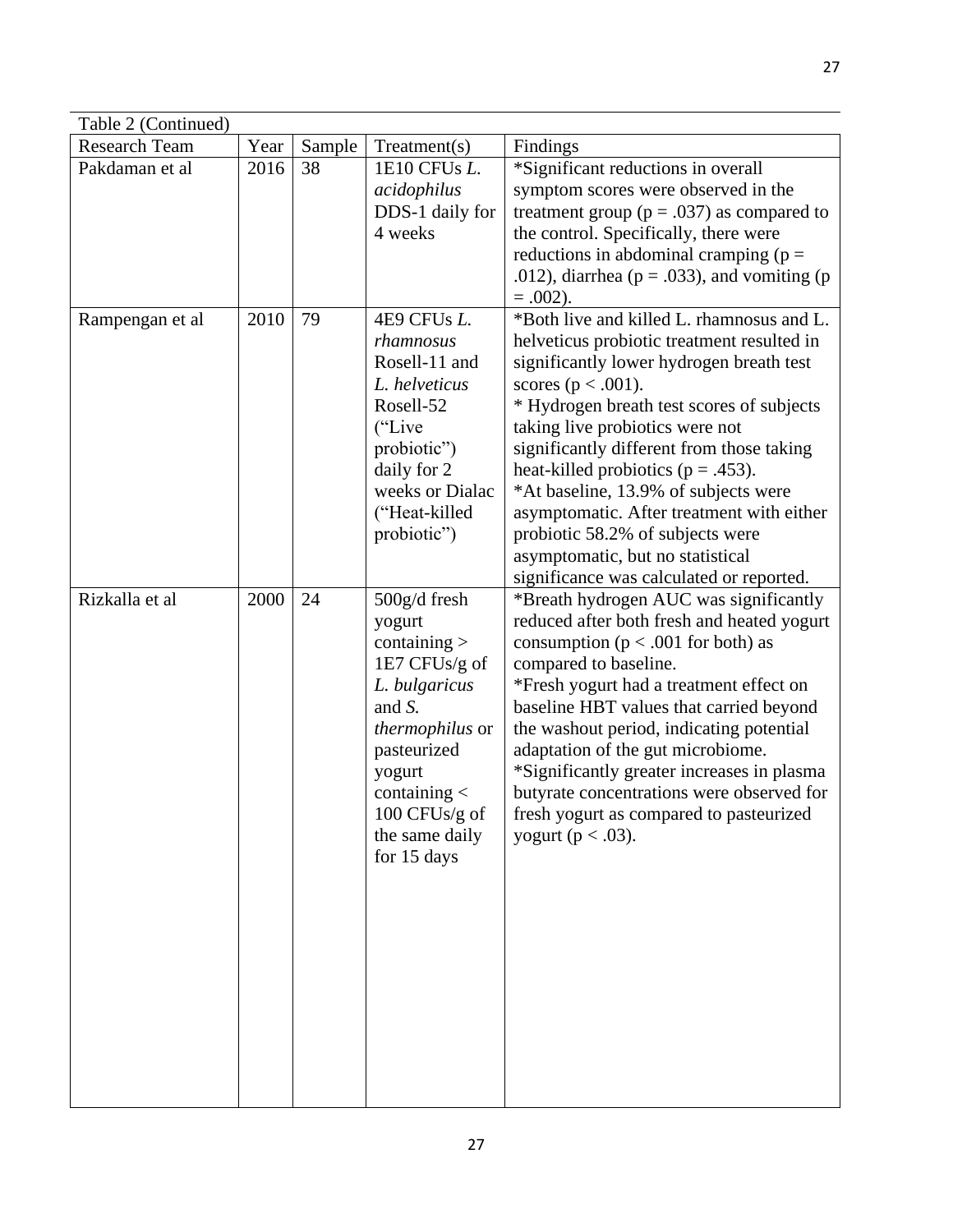Table 2 (Continued)

| Research Team | Year | Sample | Treatment(s) | Findings |
|---|---|---|---|---|
| Pakdaman et al | 2016 | 38 | 1E10 CFUs *L. acidophilus* DDS-1 daily for 4 weeks | *Significant reductions in overall symptom scores were observed in the treatment group ($p = .037$) as compared to the control. Specifically, there were reductions in abdominal cramping ($p = .012$), diarrhea ($p = .033$), and vomiting ($p = .002$). |
| Rampengan et al | 2010 | 79 | 4E9 CFUs *L. rhamnosus* Rosell-11 and *L. helveticus* Rosell-52 ("Live probiotic") daily for 2 weeks or Dialac ("Heat-killed probiotic") | *Both live and killed L. rhamnosus and L. helveticus probiotic treatment resulted in significantly lower hydrogen breath test scores ($p < .001$).<br>* Hydrogen breath test scores of subjects taking live probiotics were not significantly different from those taking heat-killed probiotics ($p = .453$).<br>*At baseline, 13.9% of subjects were asymptomatic. After treatment with either probiotic 58.2% of subjects were asymptomatic, but no statistical significance was calculated or reported. |
| Rizkalla et al | 2000 | 24 | 500g/d fresh yogurt containing > 1E7 CFUs/g of *L. bulgaricus* and *S. thermophilus* or pasteurized yogurt containing < 100 CFUs/g of the same daily for 15 days | *Breath hydrogen AUC was significantly reduced after both fresh and heated yogurt consumption ($p < .001$ for both) as compared to baseline.<br>*Fresh yogurt had a treatment effect on baseline HBT values that carried beyond the washout period, indicating potential adaptation of the gut microbiome.<br>*Significantly greater increases in plasma butyrate concentrations were observed for fresh yogurt as compared to pasteurized yogurt ($p < .03$). |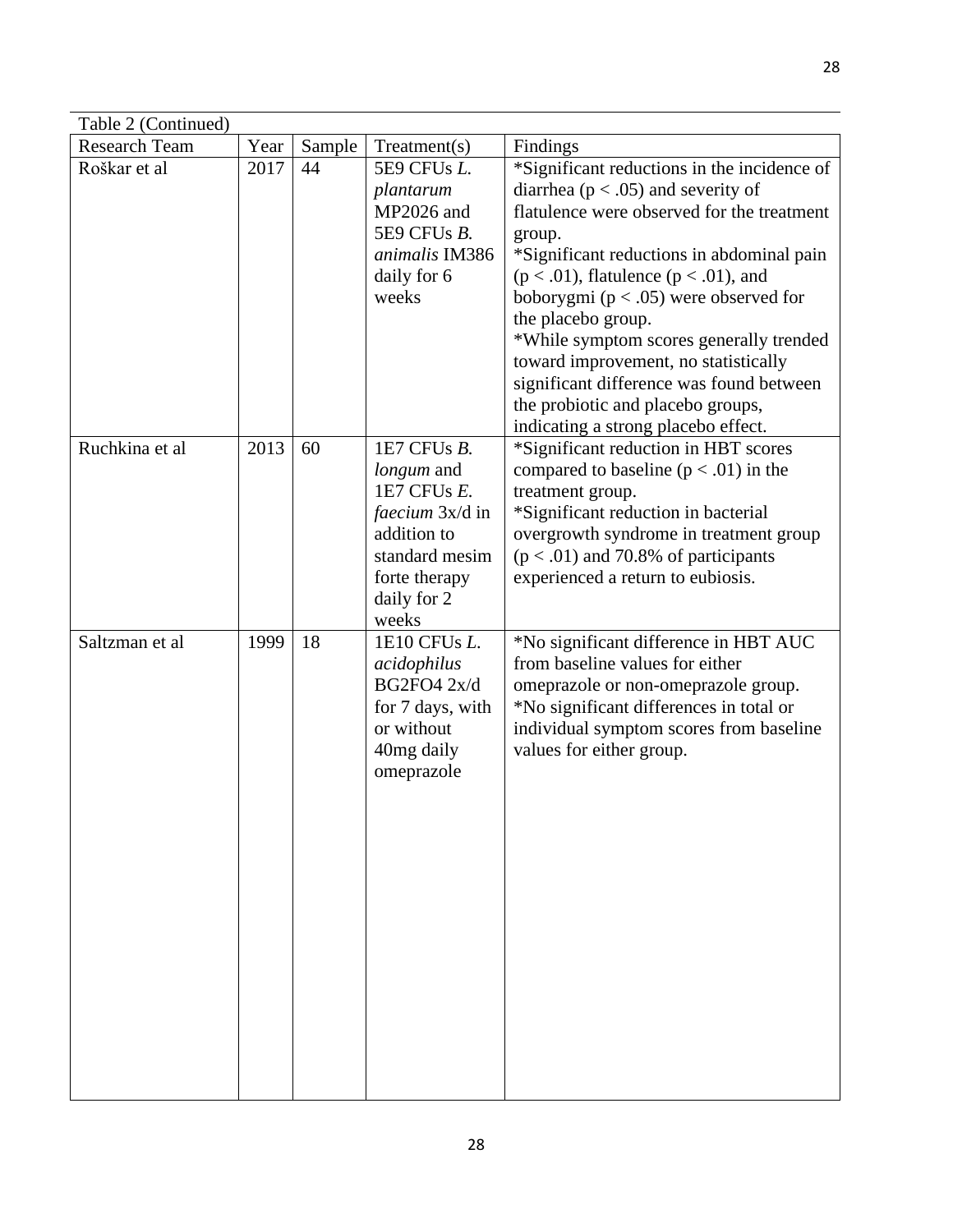Table 2 (Continued)

| Research Team | Year | Sample | Treatment(s) | Findings |
|---|---|---|---|---|
| Roškar et al | 2017 | 44 | 5E9 CFUs *L. plantarum* MP2026 and 5E9 CFUs *B. animalis* IM386 daily for 6 weeks | *Significant reductions in the incidence of diarrhea ($p < .05$) and severity of flatulence were observed for the treatment group.<br>*Significant reductions in abdominal pain ($p < .01$), flatulence ($p < .01$), and boborygmi ($p < .05$) were observed for the placebo group.<br>*While symptom scores generally trended toward improvement, no statistically significant difference was found between the probiotic and placebo groups, indicating a strong placebo effect. |
| Ruchkina et al | 2013 | 60 | 1E7 CFUs *B. longum* and 1E7 CFUs *E. faecium* 3x/d in addition to standard mesim forte therapy daily for 2 weeks | *Significant reduction in HBT scores compared to baseline ($p < .01$) in the treatment group.<br>*Significant reduction in bacterial overgrowth syndrome in treatment group ($p < .01$) and 70.8% of participants experienced a return to eubiosis. |
| Saltzman et al | 1999 | 18 | 1E10 CFUs *L. acidophilus* BG2FO4 2x/d for 7 days, with or without 40mg daily omeprazole | *No significant difference in HBT AUC from baseline values for either omeprazole or non-omeprazole group.<br>*No significant differences in total or individual symptom scores from baseline values for either group. |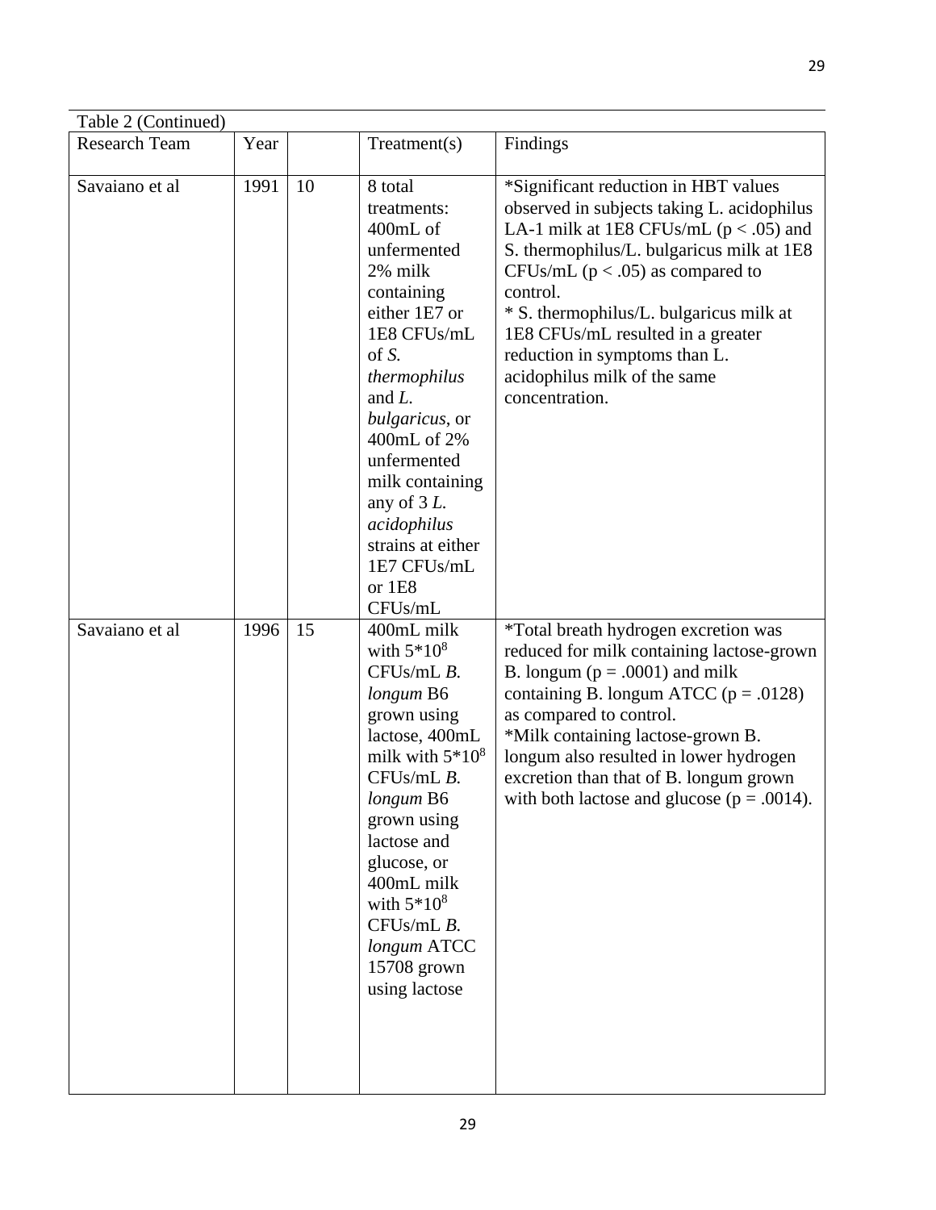Table 2 (Continued)

| Research Team | Year | | Treatment(s) | Findings |
|---|---|---|---|---|
| Savaiano et al | 1991 | 10 | 8 total treatments: 400mL of unfermented 2% milk containing either 1E7 or 1E8 CFUs/mL of *S. thermophilus* and *L. bulgaricus*, or 400mL of 2% unfermented milk containing any of 3 *L. acidophilus* strains at either 1E7 CFUs/mL or 1E8 CFUs/mL | *Significant reduction in HBT values observed in subjects taking L. acidophilus LA-1 milk at 1E8 CFUs/mL ($p < .05$) and S. thermophilus/L. bulgaricus milk at 1E8 CFUs/mL ($p < .05$) as compared to control. * S. thermophilus/L. bulgaricus milk at 1E8 CFUs/mL resulted in a greater reduction in symptoms than L. acidophilus milk of the same concentration. |
| Savaiano et al | 1996 | 15 | 400mL milk with $5*10^8$ CFUs/mL *B. longum* B6 grown using lactose, 400mL milk with $5*10^8$ CFUs/mL *B. longum* B6 grown using lactose and glucose, or 400mL milk with $5*10^8$ CFUs/mL *B. longum* ATCC 15708 grown using lactose | *Total breath hydrogen excretion was reduced for milk containing lactose-grown B. longum ($p = .0001$) and milk containing B. longum ATCC ($p = .0128$) as compared to control. *Milk containing lactose-grown B. longum also resulted in lower hydrogen excretion than that of B. longum grown with both lactose and glucose ($p = .0014$). |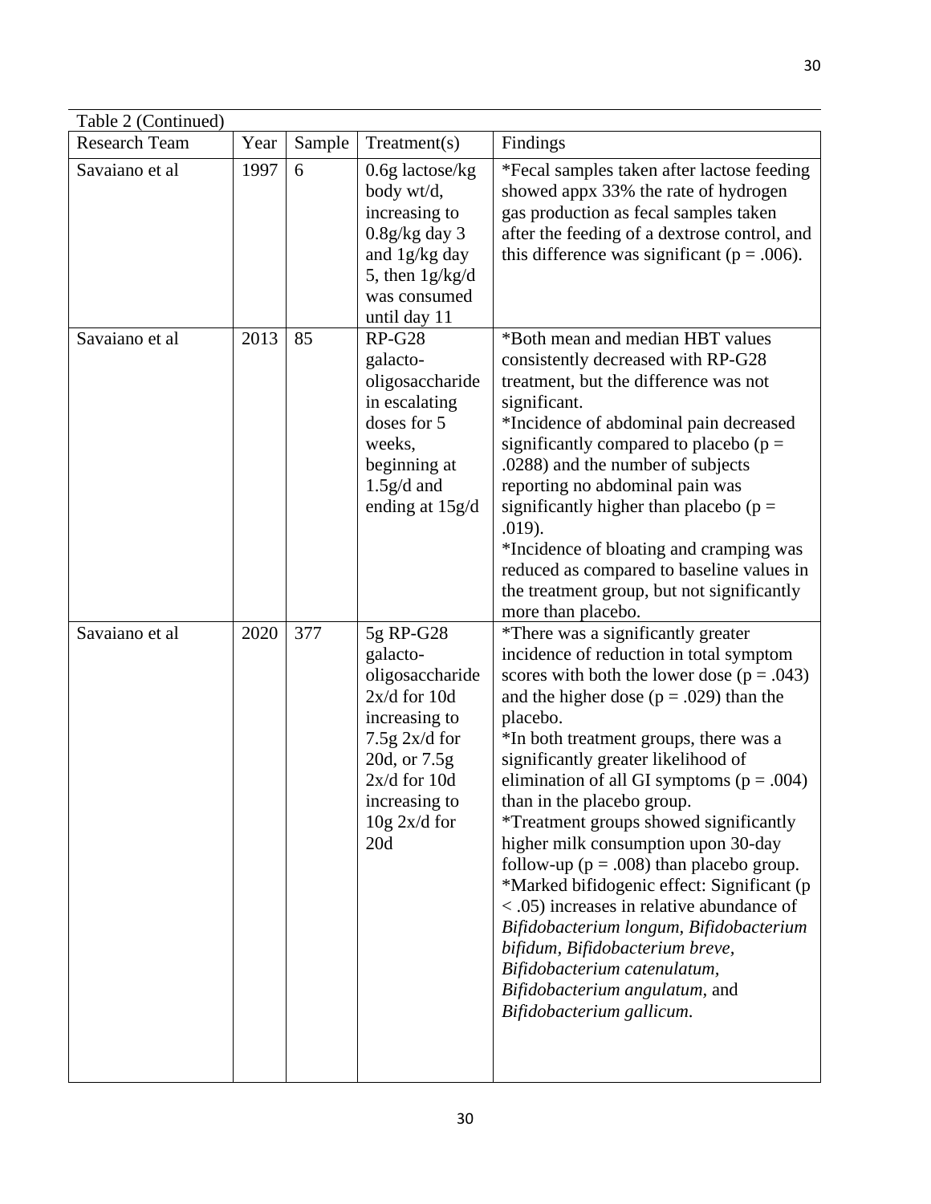Table 2 (Continued)

| Research Team | Year | Sample | Treatment(s) | Findings |
|---|---|---|---|---|
| Savaiano et al | 1997 | 6 | 0.6g lactose/kg body wt/d, increasing to 0.8g/kg day 3 and 1g/kg day 5, then 1g/kg/d was consumed until day 11 | *Fecal samples taken after lactose feeding showed appx 33% the rate of hydrogen gas production as fecal samples taken after the feeding of a dextrose control, and this difference was significant ($p = .006$). |
| Savaiano et al | 2013 | 85 | RP-G28 galacto-oligosaccharide in escalating doses for 5 weeks, beginning at 1.5g/d and ending at 15g/d | *Both mean and median HBT values consistently decreased with RP-G28 treatment, but the difference was not significant.<br>*Incidence of abdominal pain decreased significantly compared to placebo ($p = .0288$) and the number of subjects reporting no abdominal pain was significantly higher than placebo ($p = .019$).<br>*Incidence of bloating and cramping was reduced as compared to baseline values in the treatment group, but not significantly more than placebo. |
| Savaiano et al | 2020 | 377 | 5g RP-G28 galacto-oligosaccharide 2x/d for 10d increasing to 7.5g 2x/d for 20d, or 7.5g 2x/d for 10d increasing to 10g 2x/d for 20d | *There was a significantly greater incidence of reduction in total symptom scores with both the lower dose ($p = .043$) and the higher dose ($p = .029$) than the placebo.<br>*In both treatment groups, there was a significantly greater likelihood of elimination of all GI symptoms ($p = .004$) than in the placebo group.<br>*Treatment groups showed significantly higher milk consumption upon 30-day follow-up ($p = .008$) than placebo group.<br>*Marked bifidogenic effect: Significant ($p < .05$) increases in relative abundance of *Bifidobacterium longum, Bifidobacterium bifidum, Bifidobacterium breve, Bifidobacterium catenulatum, Bifidobacterium angulatum,* and *Bifidobacterium gallicum.* |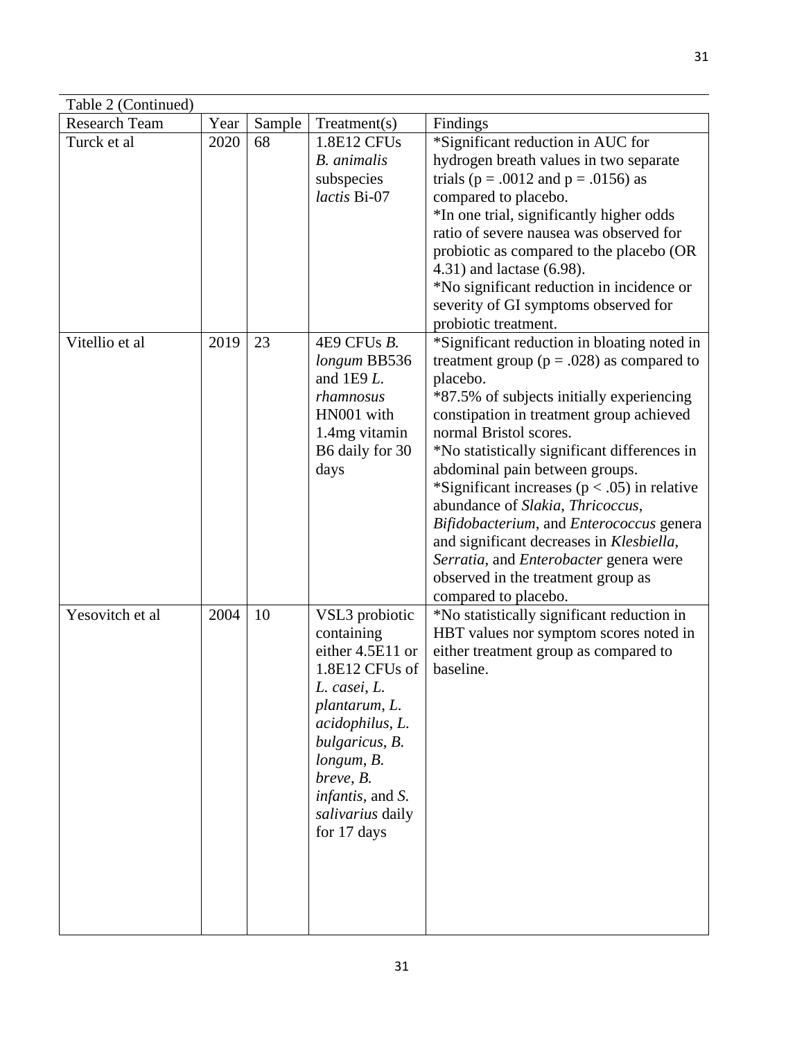Table 2 (Continued)

| Research Team | Year | Sample | Treatment(s) | Findings |
|---|---|---|---|---|
| Turck et al | 2020 | 68 | 1.8E12 CFUs *B. animalis* subspecies *lactis* Bi-07 | *Significant reduction in AUC for hydrogen breath values in two separate trials ($p = .0012$ and $p = .0156$) as compared to placebo.<br>*In one trial, significantly higher odds ratio of severe nausea was observed for probiotic as compared to the placebo (OR 4.31) and lactase (6.98).<br>*No significant reduction in incidence or severity of GI symptoms observed for probiotic treatment. |
| Vitellio et al | 2019 | 23 | 4E9 CFUs *B. longum* BB536 and 1E9 *L. rhamnosus* HN001 with 1.4mg vitamin B6 daily for 30 days | *Significant reduction in bloating noted in treatment group ($p = .028$) as compared to placebo.<br>*87.5% of subjects initially experiencing constipation in treatment group achieved normal Bristol scores.<br>*No statistically significant differences in abdominal pain between groups.<br>*Significant increases ($p < .05$) in relative abundance of *Slakia*, *Thricoccus*, *Bifidobacterium*, and *Enterococcus* genera and significant decreases in *Klesbiella*, *Serratia*, and *Enterobacter* genera were observed in the treatment group as compared to placebo. |
| Yesovitch et al | 2004 | 10 | VSL3 probiotic containing either 4.5E11 or 1.8E12 CFUs of *L. casei*, *L. plantarum*, *L. acidophilus*, *L. bulgaricus*, *B. longum*, *B. breve*, *B. infantis*, and *S. salivarius* daily for 17 days | *No statistically significant reduction in HBT values nor symptom scores noted in either treatment group as compared to baseline. |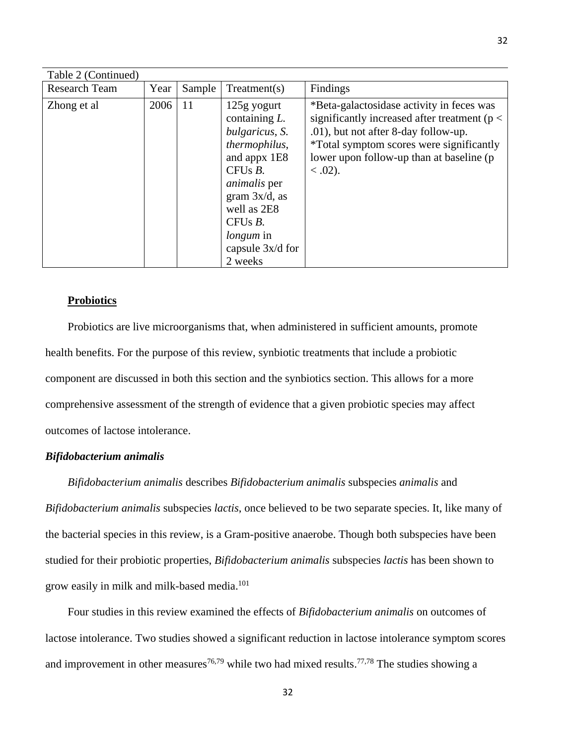Table 2 (Continued)

| Research Team | Year | Sample | Treatment(s) | Findings |
|---|---|---|---|---|
| Zhong et al | 2006 | 11 | 125g yogurt containing *L. bulgaricus*, *S. thermophilus*, and appx 1E8 CFUs *B. animalis* per gram 3x/d, as well as 2E8 CFUs *B. longum* in capsule 3x/d for 2 weeks | *Beta-galactosidase activity in feces was significantly increased after treatment ($p < .01$), but not after 8-day follow-up. *Total symptom scores were significantly lower upon follow-up than at baseline ($p < .02$). |

**Probiotics**

Probiotics are live microorganisms that, when administered in sufficient amounts, promote health benefits. For the purpose of this review, synbiotic treatments that include a probiotic component are discussed in both this section and the synbiotics section. This allows for a more comprehensive assessment of the strength of evidence that a given probiotic species may affect outcomes of lactose intolerance.

***Bifidobacterium animalis***

*Bifidobacterium animalis* describes *Bifidobacterium animalis* subspecies *animalis* and *Bifidobacterium animalis* subspecies *lactis*, once believed to be two separate species. It, like many of the bacterial species in this review, is a Gram-positive anaerobe. Though both subspecies have been studied for their probiotic properties, *Bifidobacterium animalis* subspecies *lactis* has been shown to grow easily in milk and milk-based media.[101]

Four studies in this review examined the effects of *Bifidobacterium animalis* on outcomes of lactose intolerance. Two studies showed a significant reduction in lactose intolerance symptom scores and improvement in other measures[76,79] while two had mixed results.[77,78] The studies showing a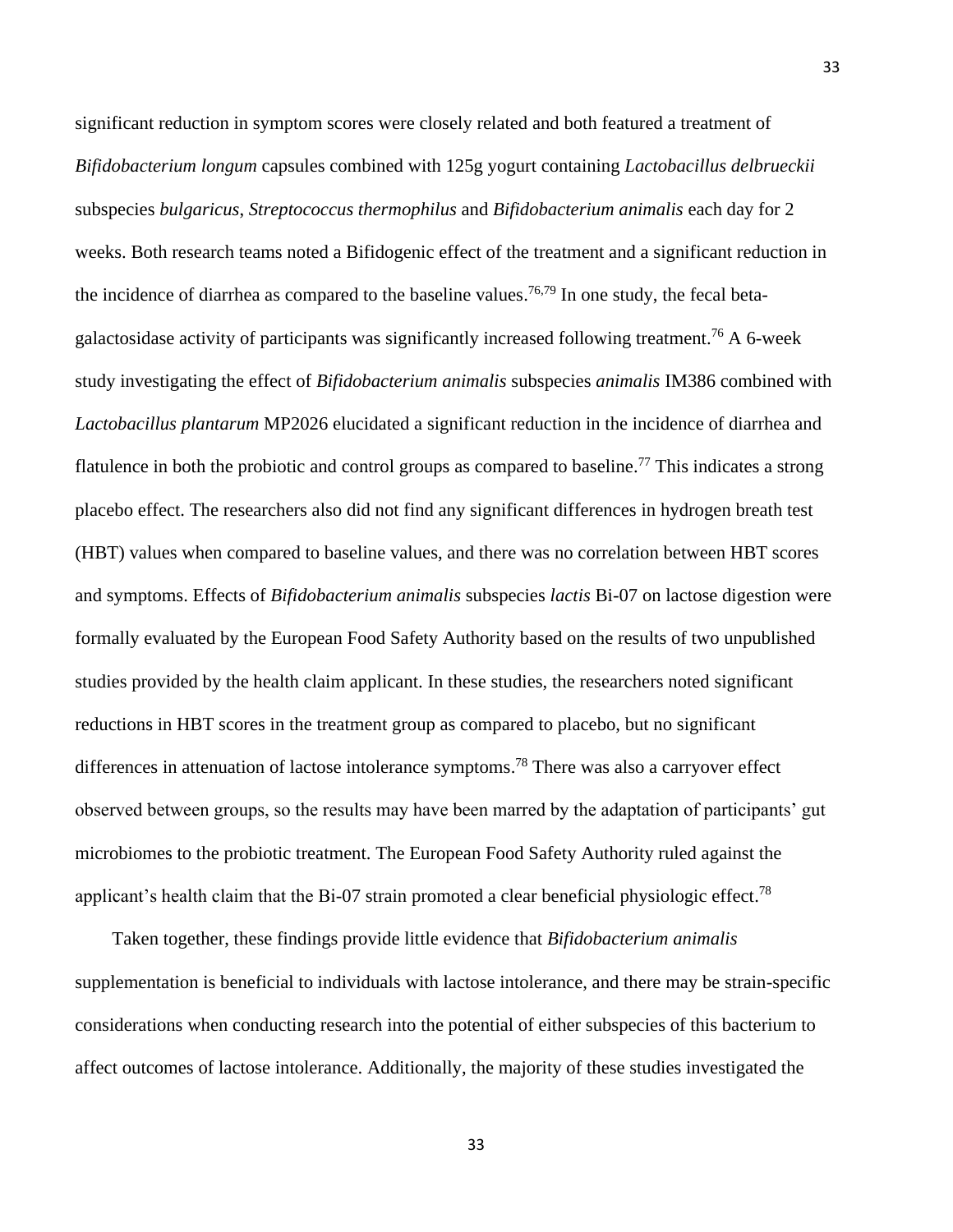significant reduction in symptom scores were closely related and both featured a treatment of *Bifidobacterium longum* capsules combined with 125g yogurt containing *Lactobacillus delbrueckii* subspecies *bulgaricus*, *Streptococcus thermophilus* and *Bifidobacterium animalis* each day for 2 weeks. Both research teams noted a Bifidogenic effect of the treatment and a significant reduction in the incidence of diarrhea as compared to the baseline values.[76,79] In one study, the fecal beta-galactosidase activity of participants was significantly increased following treatment.[76] A 6-week study investigating the effect of *Bifidobacterium animalis* subspecies *animalis* IM386 combined with *Lactobacillus plantarum* MP2026 elucidated a significant reduction in the incidence of diarrhea and flatulence in both the probiotic and control groups as compared to baseline.[77] This indicates a strong placebo effect. The researchers also did not find any significant differences in hydrogen breath test (HBT) values when compared to baseline values, and there was no correlation between HBT scores and symptoms. Effects of *Bifidobacterium animalis* subspecies *lactis* Bi-07 on lactose digestion were formally evaluated by the European Food Safety Authority based on the results of two unpublished studies provided by the health claim applicant. In these studies, the researchers noted significant reductions in HBT scores in the treatment group as compared to placebo, but no significant differences in attenuation of lactose intolerance symptoms.[78] There was also a carryover effect observed between groups, so the results may have been marred by the adaptation of participants' gut microbiomes to the probiotic treatment. The European Food Safety Authority ruled against the applicant's health claim that the Bi-07 strain promoted a clear beneficial physiologic effect.[78]

Taken together, these findings provide little evidence that *Bifidobacterium animalis* supplementation is beneficial to individuals with lactose intolerance, and there may be strain-specific considerations when conducting research into the potential of either subspecies of this bacterium to affect outcomes of lactose intolerance. Additionally, the majority of these studies investigated the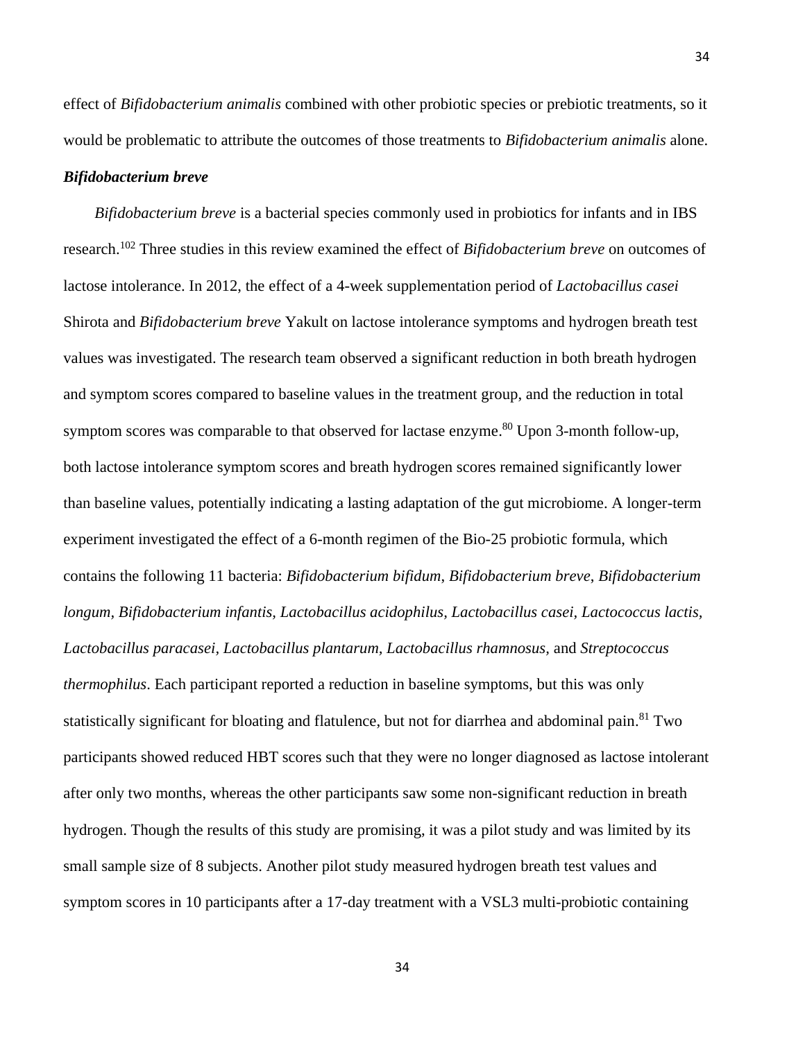effect of *Bifidobacterium animalis* combined with other probiotic species or prebiotic treatments, so it would be problematic to attribute the outcomes of those treatments to *Bifidobacterium animalis* alone.

***Bifidobacterium breve***

*Bifidobacterium breve* is a bacterial species commonly used in probiotics for infants and in IBS research.[102] Three studies in this review examined the effect of *Bifidobacterium breve* on outcomes of lactose intolerance. In 2012, the effect of a 4-week supplementation period of *Lactobacillus casei* Shirota and *Bifidobacterium breve* Yakult on lactose intolerance symptoms and hydrogen breath test values was investigated. The research team observed a significant reduction in both breath hydrogen and symptom scores compared to baseline values in the treatment group, and the reduction in total symptom scores was comparable to that observed for lactase enzyme.[80] Upon 3-month follow-up, both lactose intolerance symptom scores and breath hydrogen scores remained significantly lower than baseline values, potentially indicating a lasting adaptation of the gut microbiome. A longer-term experiment investigated the effect of a 6-month regimen of the Bio-25 probiotic formula, which contains the following 11 bacteria: *Bifidobacterium bifidum, Bifidobacterium breve, Bifidobacterium longum, Bifidobacterium infantis, Lactobacillus acidophilus, Lactobacillus casei, Lactococcus lactis, Lactobacillus paracasei, Lactobacillus plantarum, Lactobacillus rhamnosus,* and *Streptococcus thermophilus*. Each participant reported a reduction in baseline symptoms, but this was only statistically significant for bloating and flatulence, but not for diarrhea and abdominal pain.[81] Two participants showed reduced HBT scores such that they were no longer diagnosed as lactose intolerant after only two months, whereas the other participants saw some non-significant reduction in breath hydrogen. Though the results of this study are promising, it was a pilot study and was limited by its small sample size of 8 subjects. Another pilot study measured hydrogen breath test values and symptom scores in 10 participants after a 17-day treatment with a VSL3 multi-probiotic containing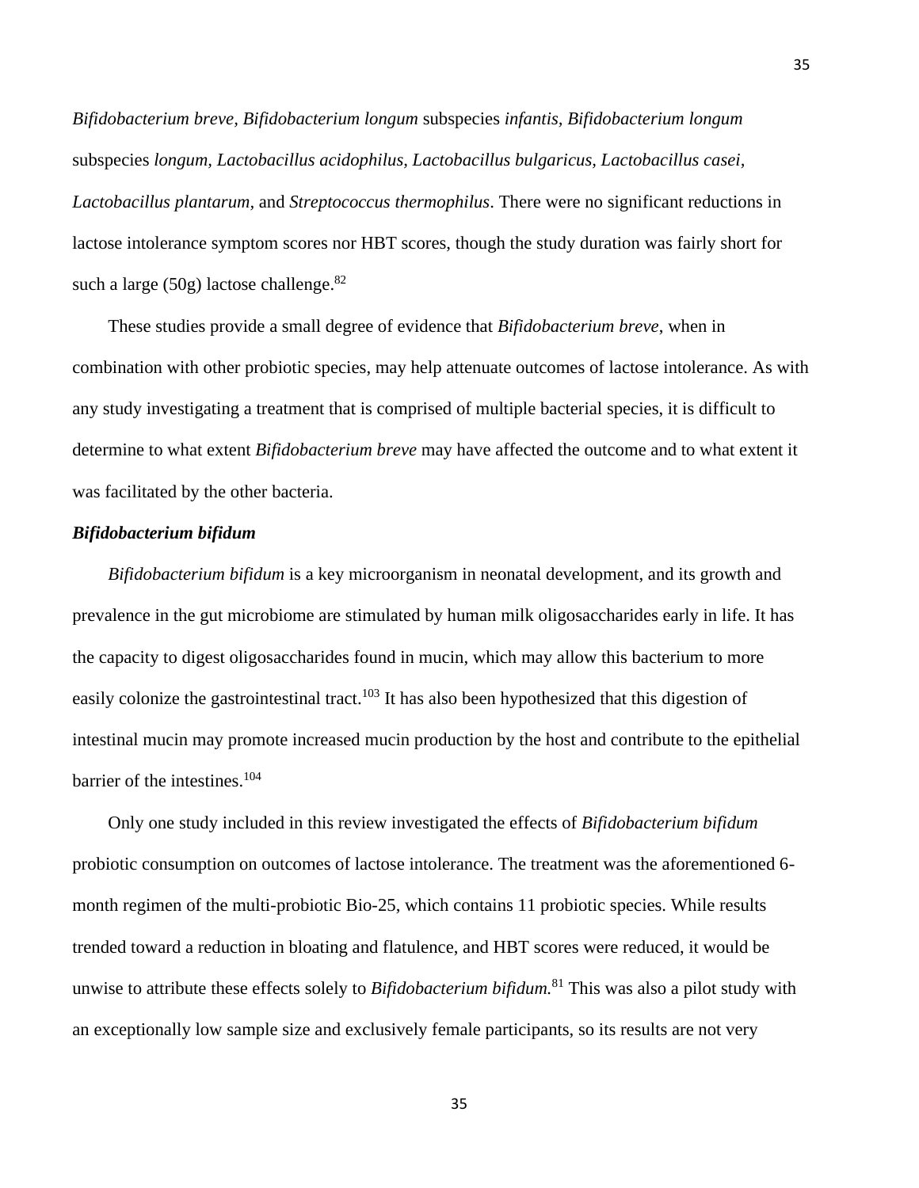*Bifidobacterium breve, Bifidobacterium longum* subspecies *infantis, Bifidobacterium longum* subspecies *longum, Lactobacillus acidophilus, Lactobacillus bulgaricus, Lactobacillus casei, Lactobacillus plantarum*, and *Streptococcus thermophilus*. There were no significant reductions in lactose intolerance symptom scores nor HBT scores, though the study duration was fairly short for such a large (50g) lactose challenge.[82]

These studies provide a small degree of evidence that *Bifidobacterium breve*, when in combination with other probiotic species, may help attenuate outcomes of lactose intolerance. As with any study investigating a treatment that is comprised of multiple bacterial species, it is difficult to determine to what extent *Bifidobacterium breve* may have affected the outcome and to what extent it was facilitated by the other bacteria.

### *Bifidobacterium bifidum*

*Bifidobacterium bifidum* is a key microorganism in neonatal development, and its growth and prevalence in the gut microbiome are stimulated by human milk oligosaccharides early in life. It has the capacity to digest oligosaccharides found in mucin, which may allow this bacterium to more easily colonize the gastrointestinal tract.[103] It has also been hypothesized that this digestion of intestinal mucin may promote increased mucin production by the host and contribute to the epithelial barrier of the intestines.[104]

Only one study included in this review investigated the effects of *Bifidobacterium bifidum* probiotic consumption on outcomes of lactose intolerance. The treatment was the aforementioned 6-month regimen of the multi-probiotic Bio-25, which contains 11 probiotic species. While results trended toward a reduction in bloating and flatulence, and HBT scores were reduced, it would be unwise to attribute these effects solely to *Bifidobacterium bifidum.*[81] This was also a pilot study with an exceptionally low sample size and exclusively female participants, so its results are not very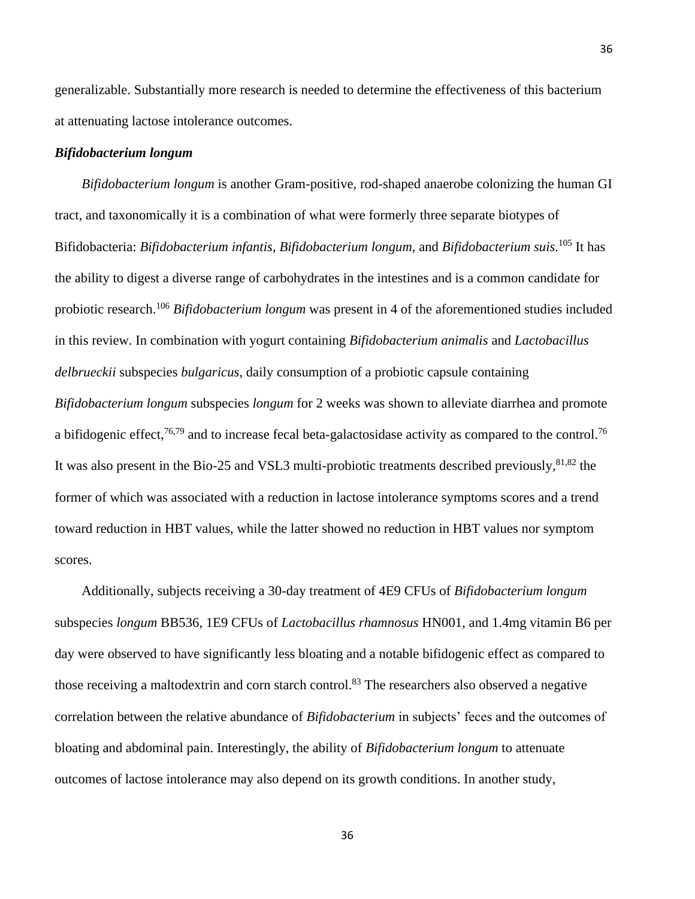generalizable. Substantially more research is needed to determine the effectiveness of this bacterium at attenuating lactose intolerance outcomes.

### *Bifidobacterium longum*

*Bifidobacterium longum* is another Gram-positive, rod-shaped anaerobe colonizing the human GI tract, and taxonomically it is a combination of what were formerly three separate biotypes of Bifidobacteria: *Bifidobacterium infantis*, *Bifidobacterium longum*, and *Bifidobacterium suis.*[105] It has the ability to digest a diverse range of carbohydrates in the intestines and is a common candidate for probiotic research.[106] *Bifidobacterium longum* was present in 4 of the aforementioned studies included in this review. In combination with yogurt containing *Bifidobacterium animalis* and *Lactobacillus delbrueckii* subspecies *bulgaricus*, daily consumption of a probiotic capsule containing *Bifidobacterium longum* subspecies *longum* for 2 weeks was shown to alleviate diarrhea and promote a bifidogenic effect,[76,79] and to increase fecal beta-galactosidase activity as compared to the control.[76] It was also present in the Bio-25 and VSL3 multi-probiotic treatments described previously,[81,82] the former of which was associated with a reduction in lactose intolerance symptoms scores and a trend toward reduction in HBT values, while the latter showed no reduction in HBT values nor symptom scores.

Additionally, subjects receiving a 30-day treatment of 4E9 CFUs of *Bifidobacterium longum* subspecies *longum* BB536, 1E9 CFUs of *Lactobacillus rhamnosus* HN001, and 1.4mg vitamin B6 per day were observed to have significantly less bloating and a notable bifidogenic effect as compared to those receiving a maltodextrin and corn starch control.[83] The researchers also observed a negative correlation between the relative abundance of *Bifidobacterium* in subjects' feces and the outcomes of bloating and abdominal pain. Interestingly, the ability of *Bifidobacterium longum* to attenuate outcomes of lactose intolerance may also depend on its growth conditions. In another study,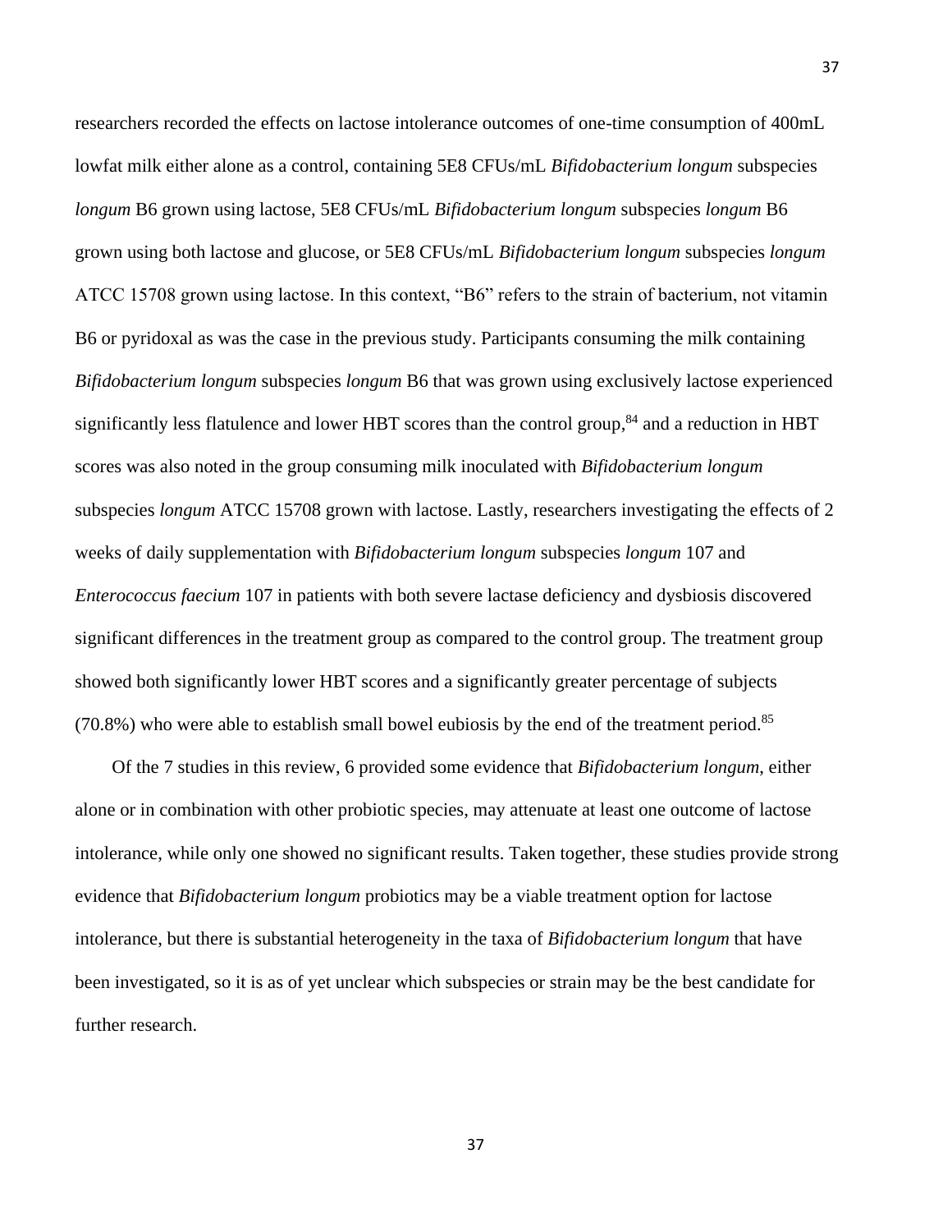researchers recorded the effects on lactose intolerance outcomes of one-time consumption of 400mL lowfat milk either alone as a control, containing 5E8 CFUs/mL *Bifidobacterium longum* subspecies *longum* B6 grown using lactose, 5E8 CFUs/mL *Bifidobacterium longum* subspecies *longum* B6 grown using both lactose and glucose, or 5E8 CFUs/mL *Bifidobacterium longum* subspecies *longum* ATCC 15708 grown using lactose. In this context, "B6" refers to the strain of bacterium, not vitamin B6 or pyridoxal as was the case in the previous study. Participants consuming the milk containing *Bifidobacterium longum* subspecies *longum* B6 that was grown using exclusively lactose experienced significantly less flatulence and lower HBT scores than the control group,[84] and a reduction in HBT scores was also noted in the group consuming milk inoculated with *Bifidobacterium longum* subspecies *longum* ATCC 15708 grown with lactose. Lastly, researchers investigating the effects of 2 weeks of daily supplementation with *Bifidobacterium longum* subspecies *longum* 107 and *Enterococcus faecium* 107 in patients with both severe lactase deficiency and dysbiosis discovered significant differences in the treatment group as compared to the control group. The treatment group showed both significantly lower HBT scores and a significantly greater percentage of subjects (70.8%) who were able to establish small bowel eubiosis by the end of the treatment period.[85]

Of the 7 studies in this review, 6 provided some evidence that *Bifidobacterium longum*, either alone or in combination with other probiotic species, may attenuate at least one outcome of lactose intolerance, while only one showed no significant results. Taken together, these studies provide strong evidence that *Bifidobacterium longum* probiotics may be a viable treatment option for lactose intolerance, but there is substantial heterogeneity in the taxa of *Bifidobacterium longum* that have been investigated, so it is as of yet unclear which subspecies or strain may be the best candidate for further research.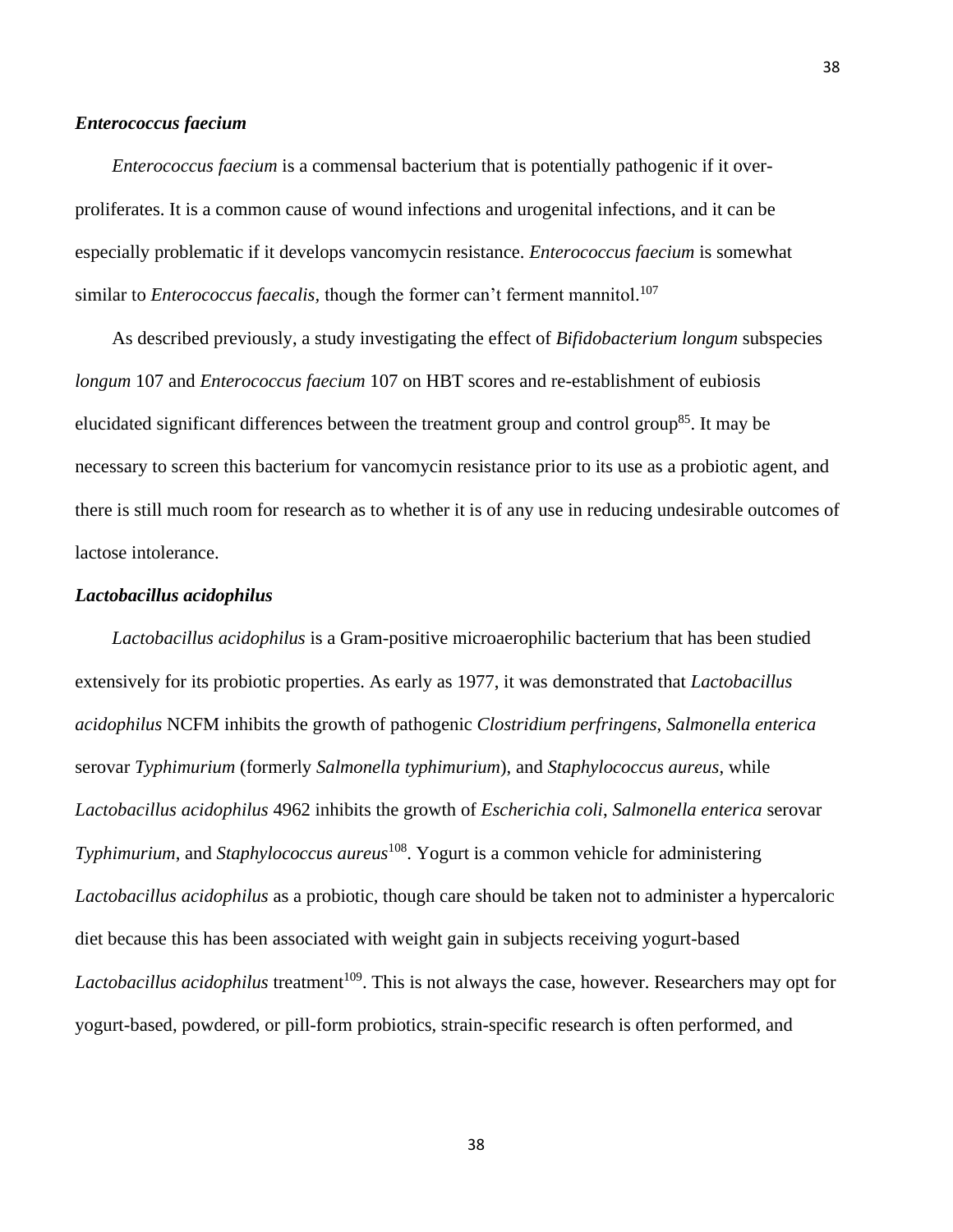### ***Enterococcus faecium***

*Enterococcus faecium* is a commensal bacterium that is potentially pathogenic if it over-proliferates. It is a common cause of wound infections and urogenital infections, and it can be especially problematic if it develops vancomycin resistance. *Enterococcus faecium* is somewhat similar to *Enterococcus faecalis*, though the former can't ferment mannitol.[107]

As described previously, a study investigating the effect of *Bifidobacterium longum* subspecies *longum* 107 and *Enterococcus faecium* 107 on HBT scores and re-establishment of eubiosis elucidated significant differences between the treatment group and control group[85]. It may be necessary to screen this bacterium for vancomycin resistance prior to its use as a probiotic agent, and there is still much room for research as to whether it is of any use in reducing undesirable outcomes of lactose intolerance.

### ***Lactobacillus acidophilus***

*Lactobacillus acidophilus* is a Gram-positive microaerophilic bacterium that has been studied extensively for its probiotic properties. As early as 1977, it was demonstrated that *Lactobacillus acidophilus* NCFM inhibits the growth of pathogenic *Clostridium perfringens*, *Salmonella enterica* serovar *Typhimurium* (formerly *Salmonella typhimurium*), and *Staphylococcus aureus*, while *Lactobacillus acidophilus* 4962 inhibits the growth of *Escherichia coli*, *Salmonella enterica* serovar *Typhimurium*, and *Staphylococcus aureus*[108]. Yogurt is a common vehicle for administering *Lactobacillus acidophilus* as a probiotic, though care should be taken not to administer a hypercaloric diet because this has been associated with weight gain in subjects receiving yogurt-based *Lactobacillus acidophilus* treatment[109]. This is not always the case, however. Researchers may opt for yogurt-based, powdered, or pill-form probiotics, strain-specific research is often performed, and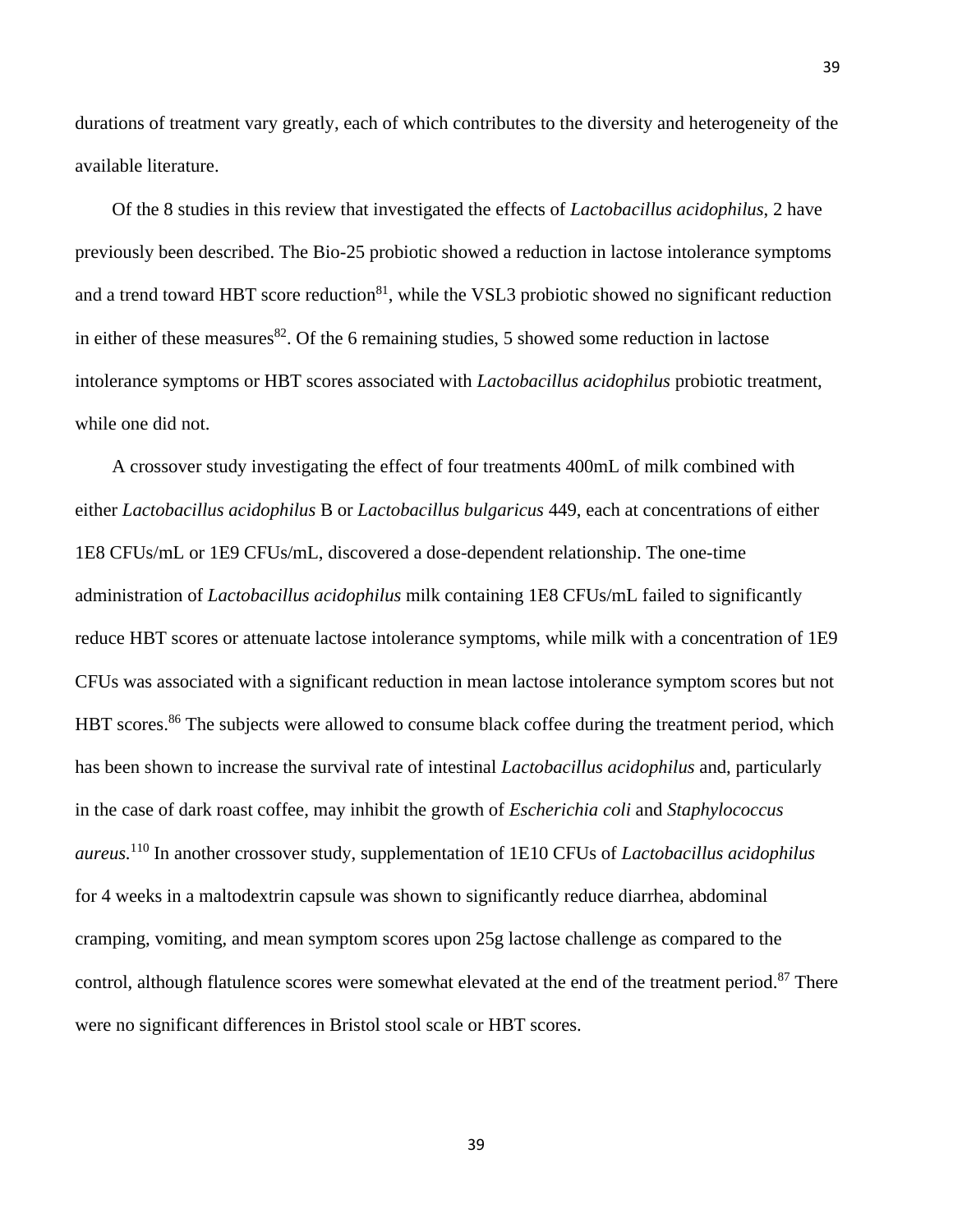durations of treatment vary greatly, each of which contributes to the diversity and heterogeneity of the available literature.

Of the 8 studies in this review that investigated the effects of *Lactobacillus acidophilus*, 2 have previously been described. The Bio-25 probiotic showed a reduction in lactose intolerance symptoms and a trend toward HBT score reduction[81], while the VSL3 probiotic showed no significant reduction in either of these measures[82]. Of the 6 remaining studies, 5 showed some reduction in lactose intolerance symptoms or HBT scores associated with *Lactobacillus acidophilus* probiotic treatment, while one did not.

A crossover study investigating the effect of four treatments 400mL of milk combined with either *Lactobacillus acidophilus* B or *Lactobacillus bulgaricus* 449, each at concentrations of either 1E8 CFUs/mL or 1E9 CFUs/mL, discovered a dose-dependent relationship. The one-time administration of *Lactobacillus acidophilus* milk containing 1E8 CFUs/mL failed to significantly reduce HBT scores or attenuate lactose intolerance symptoms, while milk with a concentration of 1E9 CFUs was associated with a significant reduction in mean lactose intolerance symptom scores but not HBT scores.[86] The subjects were allowed to consume black coffee during the treatment period, which has been shown to increase the survival rate of intestinal *Lactobacillus acidophilus* and, particularly in the case of dark roast coffee, may inhibit the growth of *Escherichia coli* and *Staphylococcus aureus.*[110] In another crossover study, supplementation of 1E10 CFUs of *Lactobacillus acidophilus* for 4 weeks in a maltodextrin capsule was shown to significantly reduce diarrhea, abdominal cramping, vomiting, and mean symptom scores upon 25g lactose challenge as compared to the control, although flatulence scores were somewhat elevated at the end of the treatment period.[87] There were no significant differences in Bristol stool scale or HBT scores.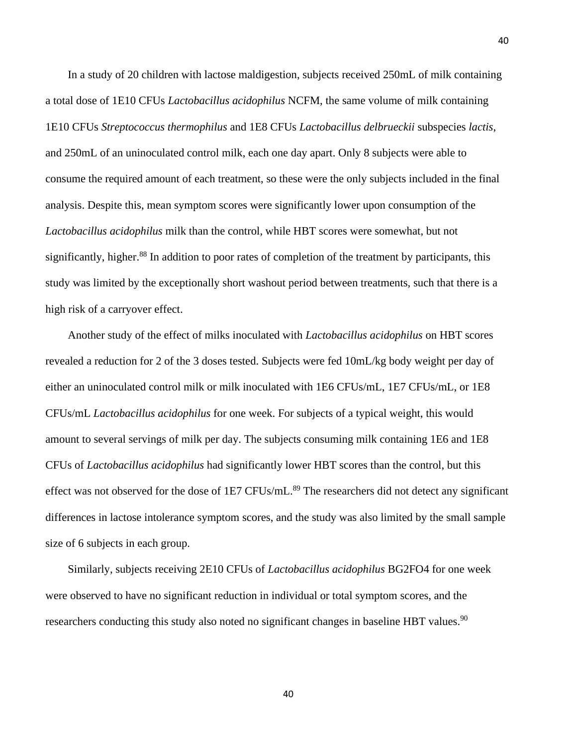In a study of 20 children with lactose maldigestion, subjects received 250mL of milk containing a total dose of 1E10 CFUs *Lactobacillus acidophilus* NCFM, the same volume of milk containing 1E10 CFUs *Streptococcus thermophilus* and 1E8 CFUs *Lactobacillus delbrueckii* subspecies *lactis*, and 250mL of an uninoculated control milk, each one day apart. Only 8 subjects were able to consume the required amount of each treatment, so these were the only subjects included in the final analysis. Despite this, mean symptom scores were significantly lower upon consumption of the *Lactobacillus acidophilus* milk than the control, while HBT scores were somewhat, but not significantly, higher.[88] In addition to poor rates of completion of the treatment by participants, this study was limited by the exceptionally short washout period between treatments, such that there is a high risk of a carryover effect.

Another study of the effect of milks inoculated with *Lactobacillus acidophilus* on HBT scores revealed a reduction for 2 of the 3 doses tested. Subjects were fed 10mL/kg body weight per day of either an uninoculated control milk or milk inoculated with 1E6 CFUs/mL, 1E7 CFUs/mL, or 1E8 CFUs/mL *Lactobacillus acidophilus* for one week. For subjects of a typical weight, this would amount to several servings of milk per day. The subjects consuming milk containing 1E6 and 1E8 CFUs of *Lactobacillus acidophilus* had significantly lower HBT scores than the control, but this effect was not observed for the dose of 1E7 CFUs/mL.[89] The researchers did not detect any significant differences in lactose intolerance symptom scores, and the study was also limited by the small sample size of 6 subjects in each group.

Similarly, subjects receiving 2E10 CFUs of *Lactobacillus acidophilus* BG2FO4 for one week were observed to have no significant reduction in individual or total symptom scores, and the researchers conducting this study also noted no significant changes in baseline HBT values.[90]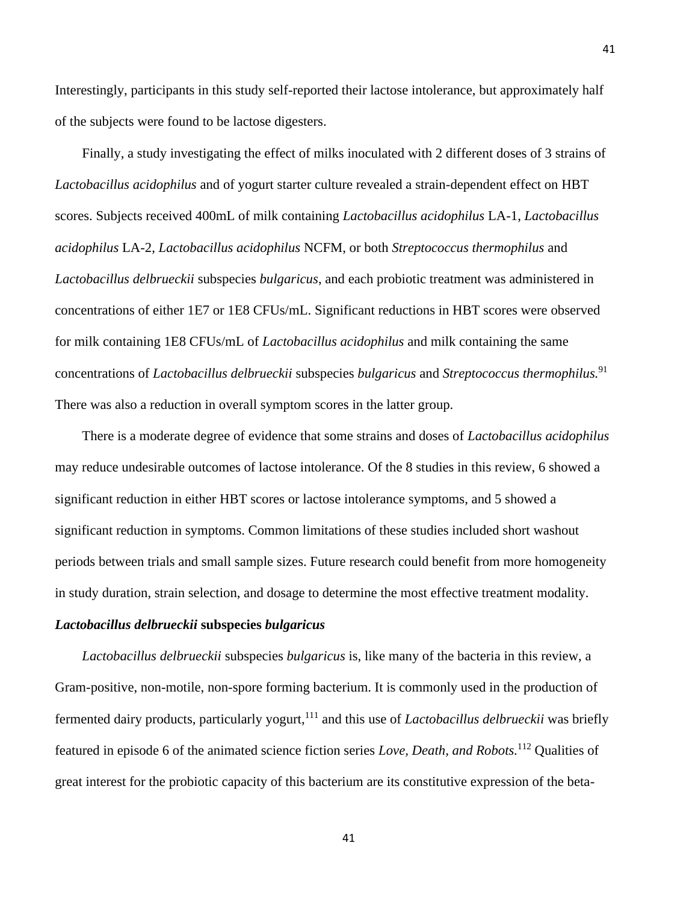Interestingly, participants in this study self-reported their lactose intolerance, but approximately half of the subjects were found to be lactose digesters.

Finally, a study investigating the effect of milks inoculated with 2 different doses of 3 strains of *Lactobacillus acidophilus* and of yogurt starter culture revealed a strain-dependent effect on HBT scores. Subjects received 400mL of milk containing *Lactobacillus acidophilus* LA-1, *Lactobacillus acidophilus* LA-2, *Lactobacillus acidophilus* NCFM, or both *Streptococcus thermophilus* and *Lactobacillus delbrueckii* subspecies *bulgaricus*, and each probiotic treatment was administered in concentrations of either 1E7 or 1E8 CFUs/mL. Significant reductions in HBT scores were observed for milk containing 1E8 CFUs/mL of *Lactobacillus acidophilus* and milk containing the same concentrations of *Lactobacillus delbrueckii* subspecies *bulgaricus* and *Streptococcus thermophilus.*[91] There was also a reduction in overall symptom scores in the latter group.

There is a moderate degree of evidence that some strains and doses of *Lactobacillus acidophilus* may reduce undesirable outcomes of lactose intolerance. Of the 8 studies in this review, 6 showed a significant reduction in either HBT scores or lactose intolerance symptoms, and 5 showed a significant reduction in symptoms. Common limitations of these studies included short washout periods between trials and small sample sizes. Future research could benefit from more homogeneity in study duration, strain selection, and dosage to determine the most effective treatment modality.

### *Lactobacillus delbrueckii* subspecies *bulgaricus*

*Lactobacillus delbrueckii* subspecies *bulgaricus* is, like many of the bacteria in this review, a Gram-positive, non-motile, non-spore forming bacterium. It is commonly used in the production of fermented dairy products, particularly yogurt,[111] and this use of *Lactobacillus delbrueckii* was briefly featured in episode 6 of the animated science fiction series *Love, Death, and Robots.*[112] Qualities of great interest for the probiotic capacity of this bacterium are its constitutive expression of the beta-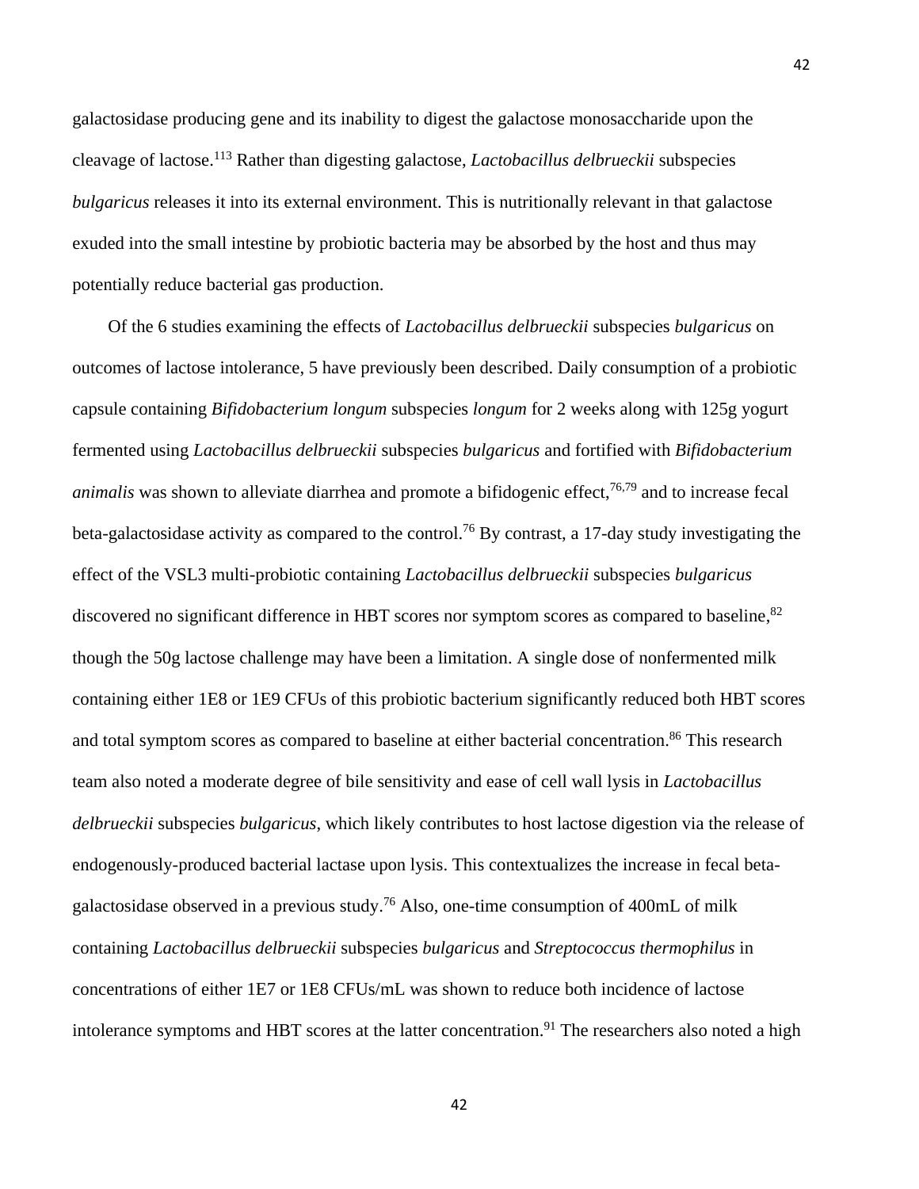galactosidase producing gene and its inability to digest the galactose monosaccharide upon the cleavage of lactose.[113] Rather than digesting galactose, *Lactobacillus delbrueckii* subspecies *bulgaricus* releases it into its external environment. This is nutritionally relevant in that galactose exuded into the small intestine by probiotic bacteria may be absorbed by the host and thus may potentially reduce bacterial gas production.

Of the 6 studies examining the effects of *Lactobacillus delbrueckii* subspecies *bulgaricus* on outcomes of lactose intolerance, 5 have previously been described. Daily consumption of a probiotic capsule containing *Bifidobacterium longum* subspecies *longum* for 2 weeks along with 125g yogurt fermented using *Lactobacillus delbrueckii* subspecies *bulgaricus* and fortified with *Bifidobacterium animalis* was shown to alleviate diarrhea and promote a bifidogenic effect,[76,79] and to increase fecal beta-galactosidase activity as compared to the control.[76] By contrast, a 17-day study investigating the effect of the VSL3 multi-probiotic containing *Lactobacillus delbrueckii* subspecies *bulgaricus* discovered no significant difference in HBT scores nor symptom scores as compared to baseline,[82] though the 50g lactose challenge may have been a limitation. A single dose of nonfermented milk containing either 1E8 or 1E9 CFUs of this probiotic bacterium significantly reduced both HBT scores and total symptom scores as compared to baseline at either bacterial concentration.[86] This research team also noted a moderate degree of bile sensitivity and ease of cell wall lysis in *Lactobacillus delbrueckii* subspecies *bulgaricus*, which likely contributes to host lactose digestion via the release of endogenously-produced bacterial lactase upon lysis. This contextualizes the increase in fecal beta-galactosidase observed in a previous study.[76] Also, one-time consumption of 400mL of milk containing *Lactobacillus delbrueckii* subspecies *bulgaricus* and *Streptococcus thermophilus* in concentrations of either 1E7 or 1E8 CFUs/mL was shown to reduce both incidence of lactose intolerance symptoms and HBT scores at the latter concentration.[91] The researchers also noted a high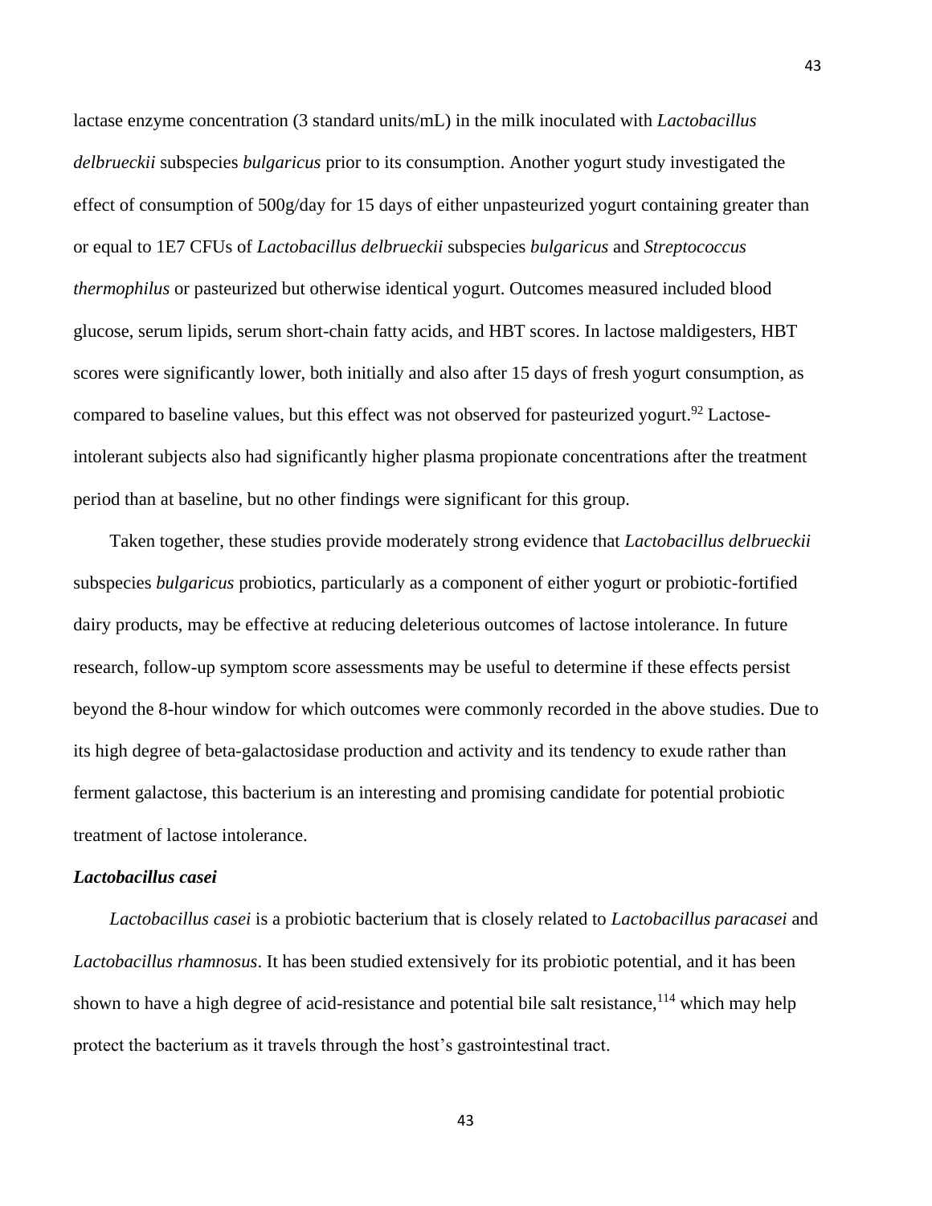lactase enzyme concentration (3 standard units/mL) in the milk inoculated with *Lactobacillus delbrueckii* subspecies *bulgaricus* prior to its consumption. Another yogurt study investigated the effect of consumption of 500g/day for 15 days of either unpasteurized yogurt containing greater than or equal to 1E7 CFUs of *Lactobacillus delbrueckii* subspecies *bulgaricus* and *Streptococcus thermophilus* or pasteurized but otherwise identical yogurt. Outcomes measured included blood glucose, serum lipids, serum short-chain fatty acids, and HBT scores. In lactose maldigesters, HBT scores were significantly lower, both initially and also after 15 days of fresh yogurt consumption, as compared to baseline values, but this effect was not observed for pasteurized yogurt.[92] Lactose-intolerant subjects also had significantly higher plasma propionate concentrations after the treatment period than at baseline, but no other findings were significant for this group.

Taken together, these studies provide moderately strong evidence that *Lactobacillus delbrueckii* subspecies *bulgaricus* probiotics, particularly as a component of either yogurt or probiotic-fortified dairy products, may be effective at reducing deleterious outcomes of lactose intolerance. In future research, follow-up symptom score assessments may be useful to determine if these effects persist beyond the 8-hour window for which outcomes were commonly recorded in the above studies. Due to its high degree of beta-galactosidase production and activity and its tendency to exude rather than ferment galactose, this bacterium is an interesting and promising candidate for potential probiotic treatment of lactose intolerance.

### *Lactobacillus casei*

*Lactobacillus casei* is a probiotic bacterium that is closely related to *Lactobacillus paracasei* and *Lactobacillus rhamnosus*. It has been studied extensively for its probiotic potential, and it has been shown to have a high degree of acid-resistance and potential bile salt resistance,[114] which may help protect the bacterium as it travels through the host's gastrointestinal tract.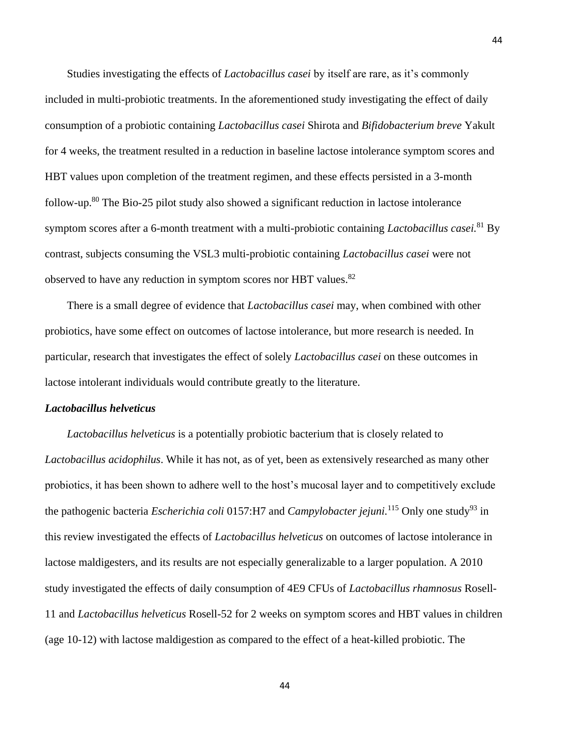Studies investigating the effects of *Lactobacillus casei* by itself are rare, as it's commonly included in multi-probiotic treatments. In the aforementioned study investigating the effect of daily consumption of a probiotic containing *Lactobacillus casei* Shirota and *Bifidobacterium breve* Yakult for 4 weeks, the treatment resulted in a reduction in baseline lactose intolerance symptom scores and HBT values upon completion of the treatment regimen, and these effects persisted in a 3-month follow-up.[80] The Bio-25 pilot study also showed a significant reduction in lactose intolerance symptom scores after a 6-month treatment with a multi-probiotic containing *Lactobacillus casei.*[81] By contrast, subjects consuming the VSL3 multi-probiotic containing *Lactobacillus casei* were not observed to have any reduction in symptom scores nor HBT values.[82]

There is a small degree of evidence that *Lactobacillus casei* may, when combined with other probiotics, have some effect on outcomes of lactose intolerance, but more research is needed. In particular, research that investigates the effect of solely *Lactobacillus casei* on these outcomes in lactose intolerant individuals would contribute greatly to the literature.

***Lactobacillus helveticus***

*Lactobacillus helveticus* is a potentially probiotic bacterium that is closely related to *Lactobacillus acidophilus*. While it has not, as of yet, been as extensively researched as many other probiotics, it has been shown to adhere well to the host's mucosal layer and to competitively exclude the pathogenic bacteria *Escherichia coli* 0157:H7 and *Campylobacter jejuni.*[115] Only one study[93] in this review investigated the effects of *Lactobacillus helveticus* on outcomes of lactose intolerance in lactose maldigesters, and its results are not especially generalizable to a larger population. A 2010 study investigated the effects of daily consumption of 4E9 CFUs of *Lactobacillus rhamnosus* Rosell-11 and *Lactobacillus helveticus* Rosell-52 for 2 weeks on symptom scores and HBT values in children (age 10-12) with lactose maldigestion as compared to the effect of a heat-killed probiotic. The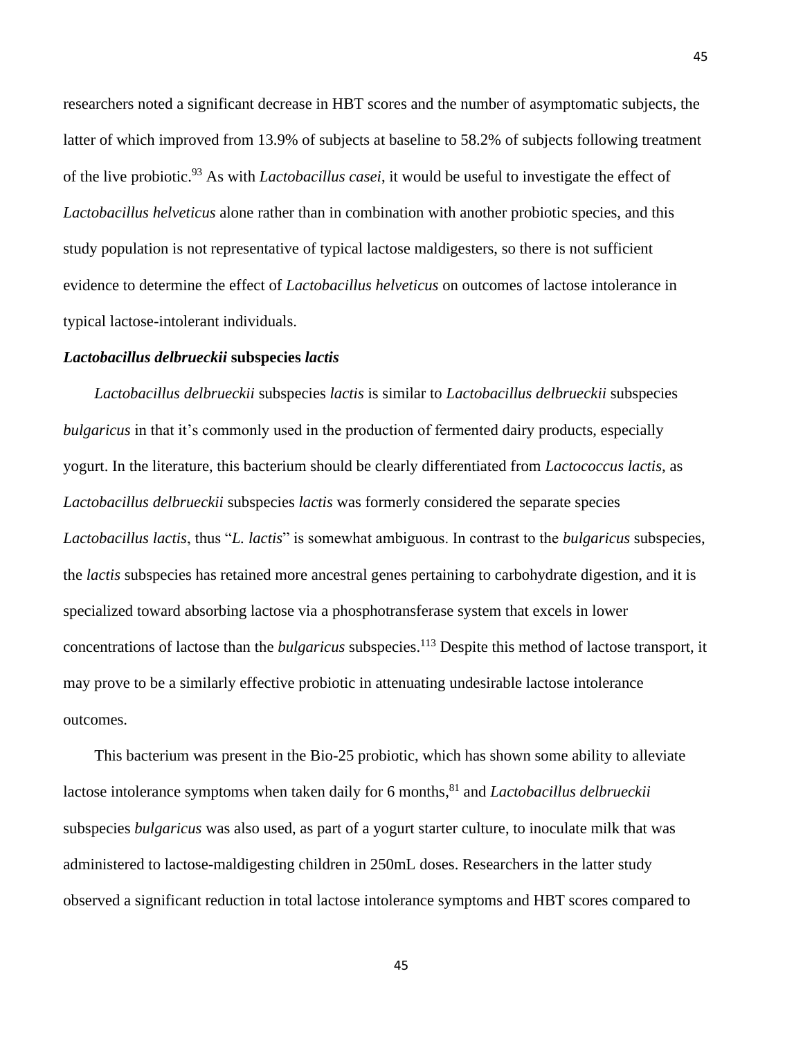researchers noted a significant decrease in HBT scores and the number of asymptomatic subjects, the latter of which improved from 13.9% of subjects at baseline to 58.2% of subjects following treatment of the live probiotic.[93] As with *Lactobacillus casei*, it would be useful to investigate the effect of *Lactobacillus helveticus* alone rather than in combination with another probiotic species, and this study population is not representative of typical lactose maldigesters, so there is not sufficient evidence to determine the effect of *Lactobacillus helveticus* on outcomes of lactose intolerance in typical lactose-intolerant individuals.

### *Lactobacillus delbrueckii* subspecies *lactis*

*Lactobacillus delbrueckii* subspecies *lactis* is similar to *Lactobacillus delbrueckii* subspecies *bulgaricus* in that it's commonly used in the production of fermented dairy products, especially yogurt. In the literature, this bacterium should be clearly differentiated from *Lactococcus lactis*, as *Lactobacillus delbrueckii* subspecies *lactis* was formerly considered the separate species *Lactobacillus lactis*, thus "*L. lactis*" is somewhat ambiguous. In contrast to the *bulgaricus* subspecies, the *lactis* subspecies has retained more ancestral genes pertaining to carbohydrate digestion, and it is specialized toward absorbing lactose via a phosphotransferase system that excels in lower concentrations of lactose than the *bulgaricus* subspecies.[113] Despite this method of lactose transport, it may prove to be a similarly effective probiotic in attenuating undesirable lactose intolerance outcomes.

This bacterium was present in the Bio-25 probiotic, which has shown some ability to alleviate lactose intolerance symptoms when taken daily for 6 months,[81] and *Lactobacillus delbrueckii* subspecies *bulgaricus* was also used, as part of a yogurt starter culture, to inoculate milk that was administered to lactose-maldigesting children in 250mL doses. Researchers in the latter study observed a significant reduction in total lactose intolerance symptoms and HBT scores compared to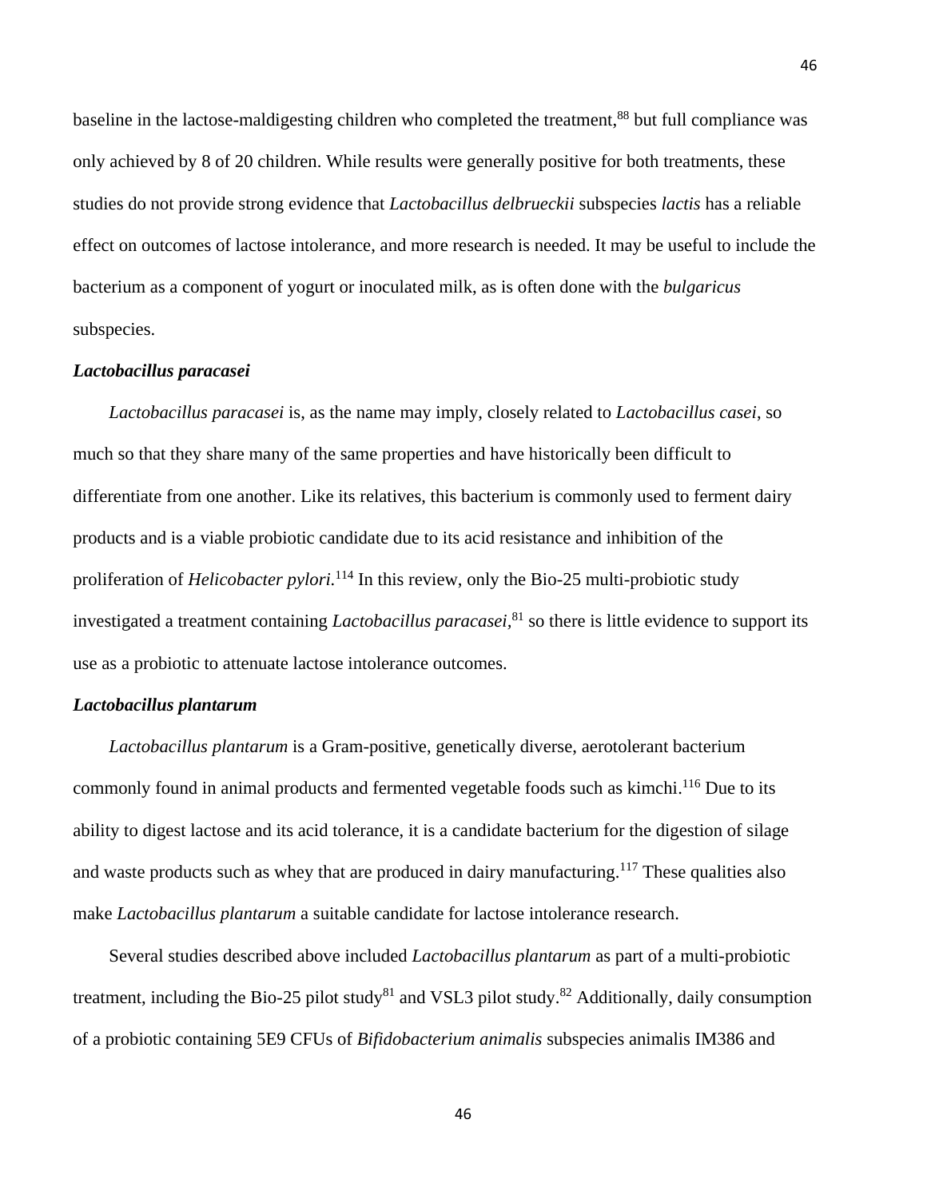baseline in the lactose-maldigesting children who completed the treatment,[88] but full compliance was only achieved by 8 of 20 children. While results were generally positive for both treatments, these studies do not provide strong evidence that *Lactobacillus delbrueckii* subspecies *lactis* has a reliable effect on outcomes of lactose intolerance, and more research is needed. It may be useful to include the bacterium as a component of yogurt or inoculated milk, as is often done with the *bulgaricus* subspecies.

### *Lactobacillus paracasei*

*Lactobacillus paracasei* is, as the name may imply, closely related to *Lactobacillus casei*, so much so that they share many of the same properties and have historically been difficult to differentiate from one another. Like its relatives, this bacterium is commonly used to ferment dairy products and is a viable probiotic candidate due to its acid resistance and inhibition of the proliferation of *Helicobacter pylori*.[114] In this review, only the Bio-25 multi-probiotic study investigated a treatment containing *Lactobacillus paracasei*,[81] so there is little evidence to support its use as a probiotic to attenuate lactose intolerance outcomes.

### *Lactobacillus plantarum*

*Lactobacillus plantarum* is a Gram-positive, genetically diverse, aerotolerant bacterium commonly found in animal products and fermented vegetable foods such as kimchi.[116] Due to its ability to digest lactose and its acid tolerance, it is a candidate bacterium for the digestion of silage and waste products such as whey that are produced in dairy manufacturing.[117] These qualities also make *Lactobacillus plantarum* a suitable candidate for lactose intolerance research.

Several studies described above included *Lactobacillus plantarum* as part of a multi-probiotic treatment, including the Bio-25 pilot study[81] and VSL3 pilot study.[82] Additionally, daily consumption of a probiotic containing 5E9 CFUs of *Bifidobacterium animalis* subspecies animalis IM386 and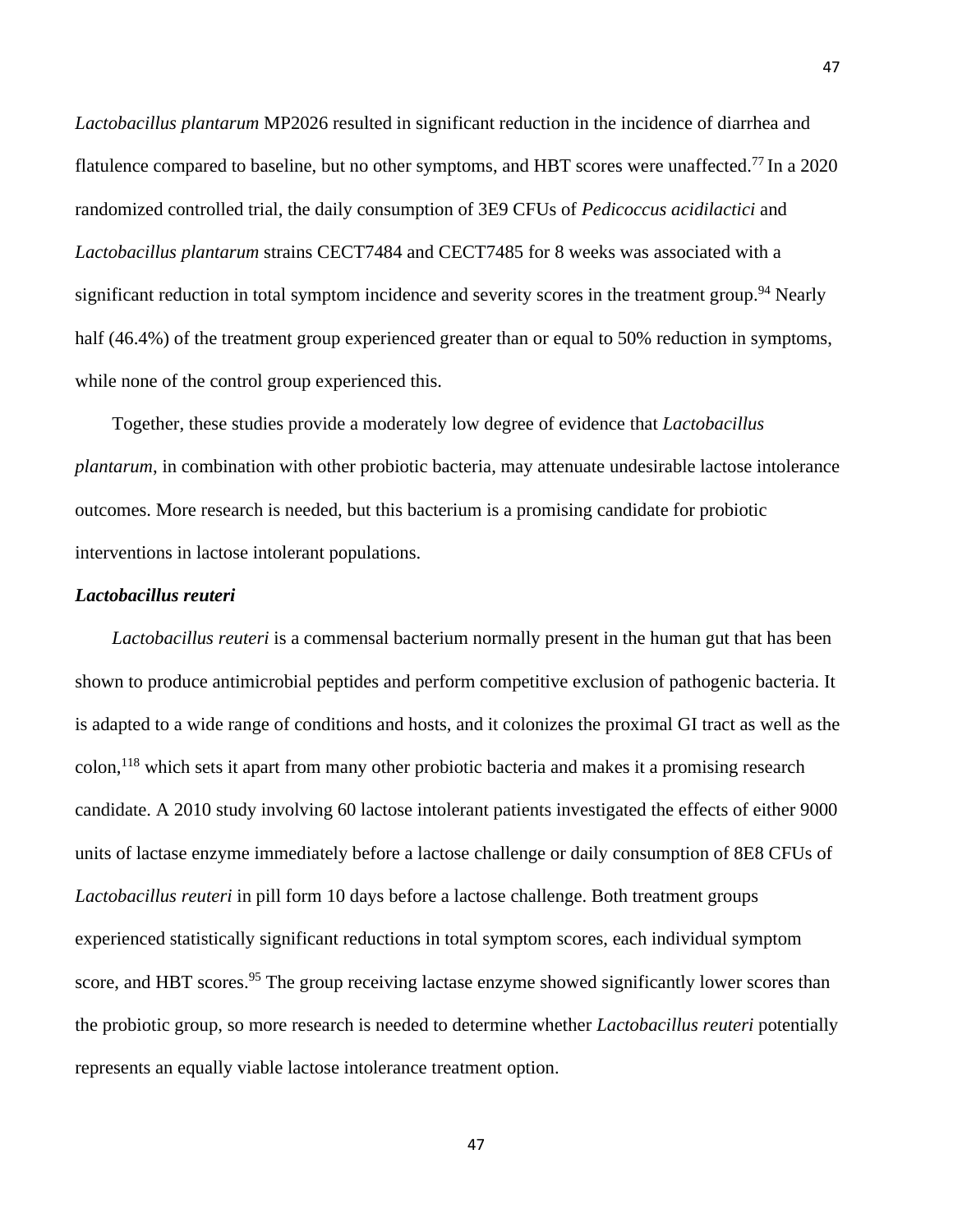*Lactobacillus plantarum* MP2026 resulted in significant reduction in the incidence of diarrhea and flatulence compared to baseline, but no other symptoms, and HBT scores were unaffected.[77] In a 2020 randomized controlled trial, the daily consumption of 3E9 CFUs of *Pedicoccus acidilactici* and *Lactobacillus plantarum* strains CECT7484 and CECT7485 for 8 weeks was associated with a significant reduction in total symptom incidence and severity scores in the treatment group.[94] Nearly half (46.4%) of the treatment group experienced greater than or equal to 50% reduction in symptoms, while none of the control group experienced this.

Together, these studies provide a moderately low degree of evidence that *Lactobacillus plantarum*, in combination with other probiotic bacteria, may attenuate undesirable lactose intolerance outcomes. More research is needed, but this bacterium is a promising candidate for probiotic interventions in lactose intolerant populations.

### *Lactobacillus reuteri*

*Lactobacillus reuteri* is a commensal bacterium normally present in the human gut that has been shown to produce antimicrobial peptides and perform competitive exclusion of pathogenic bacteria. It is adapted to a wide range of conditions and hosts, and it colonizes the proximal GI tract as well as the colon,[118] which sets it apart from many other probiotic bacteria and makes it a promising research candidate. A 2010 study involving 60 lactose intolerant patients investigated the effects of either 9000 units of lactase enzyme immediately before a lactose challenge or daily consumption of 8E8 CFUs of *Lactobacillus reuteri* in pill form 10 days before a lactose challenge. Both treatment groups experienced statistically significant reductions in total symptom scores, each individual symptom score, and HBT scores.[95] The group receiving lactase enzyme showed significantly lower scores than the probiotic group, so more research is needed to determine whether *Lactobacillus reuteri* potentially represents an equally viable lactose intolerance treatment option.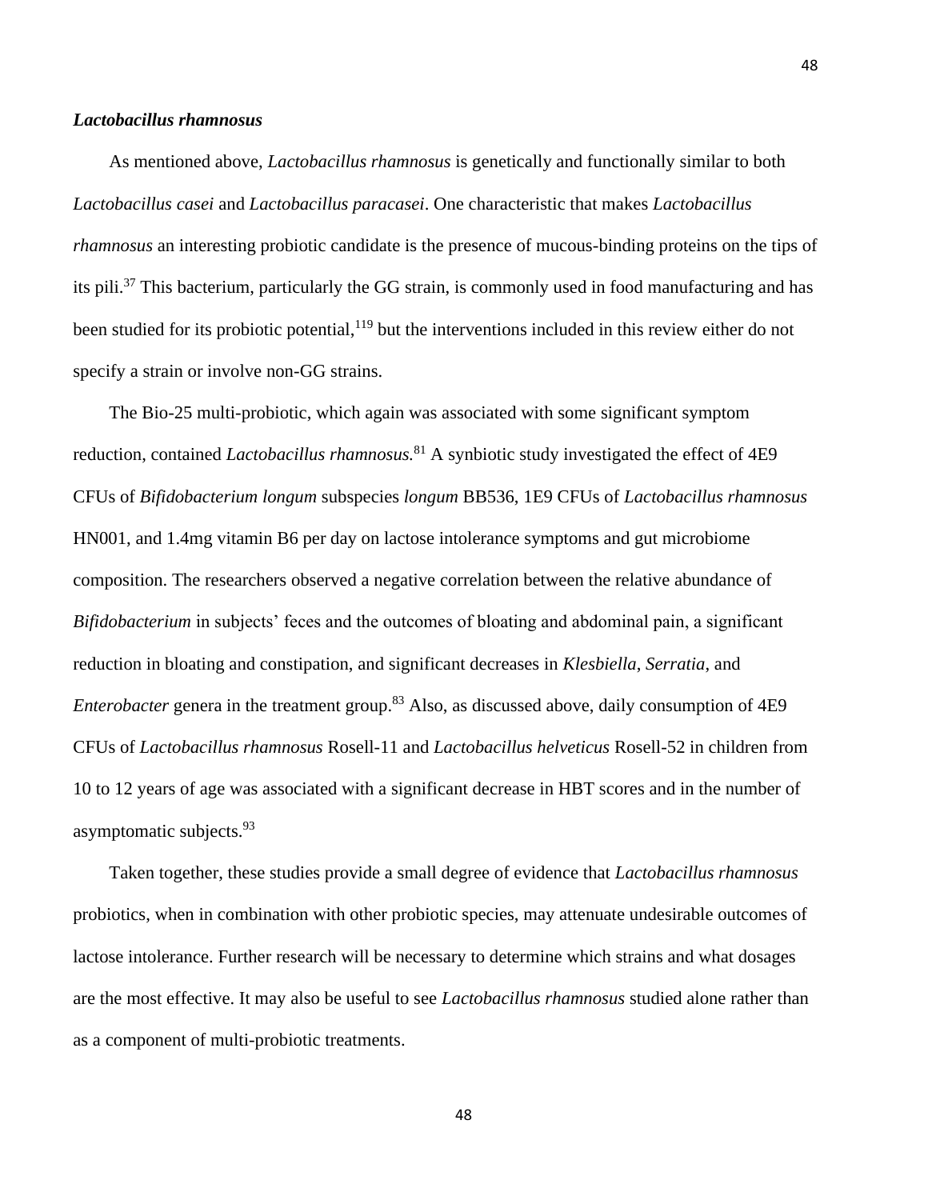### *Lactobacillus rhamnosus*

As mentioned above, *Lactobacillus rhamnosus* is genetically and functionally similar to both *Lactobacillus casei* and *Lactobacillus paracasei*. One characteristic that makes *Lactobacillus rhamnosus* an interesting probiotic candidate is the presence of mucous-binding proteins on the tips of its pili.[37] This bacterium, particularly the GG strain, is commonly used in food manufacturing and has been studied for its probiotic potential,[119] but the interventions included in this review either do not specify a strain or involve non-GG strains.

The Bio-25 multi-probiotic, which again was associated with some significant symptom reduction, contained *Lactobacillus rhamnosus.*[81] A synbiotic study investigated the effect of 4E9 CFUs of *Bifidobacterium longum* subspecies *longum* BB536, 1E9 CFUs of *Lactobacillus rhamnosus* HN001, and 1.4mg vitamin B6 per day on lactose intolerance symptoms and gut microbiome composition. The researchers observed a negative correlation between the relative abundance of *Bifidobacterium* in subjects' feces and the outcomes of bloating and abdominal pain, a significant reduction in bloating and constipation, and significant decreases in *Klesbiella, Serratia*, and *Enterobacter* genera in the treatment group.[83] Also, as discussed above, daily consumption of 4E9 CFUs of *Lactobacillus rhamnosus* Rosell-11 and *Lactobacillus helveticus* Rosell-52 in children from 10 to 12 years of age was associated with a significant decrease in HBT scores and in the number of asymptomatic subjects.[93]

Taken together, these studies provide a small degree of evidence that *Lactobacillus rhamnosus* probiotics, when in combination with other probiotic species, may attenuate undesirable outcomes of lactose intolerance. Further research will be necessary to determine which strains and what dosages are the most effective. It may also be useful to see *Lactobacillus rhamnosus* studied alone rather than as a component of multi-probiotic treatments.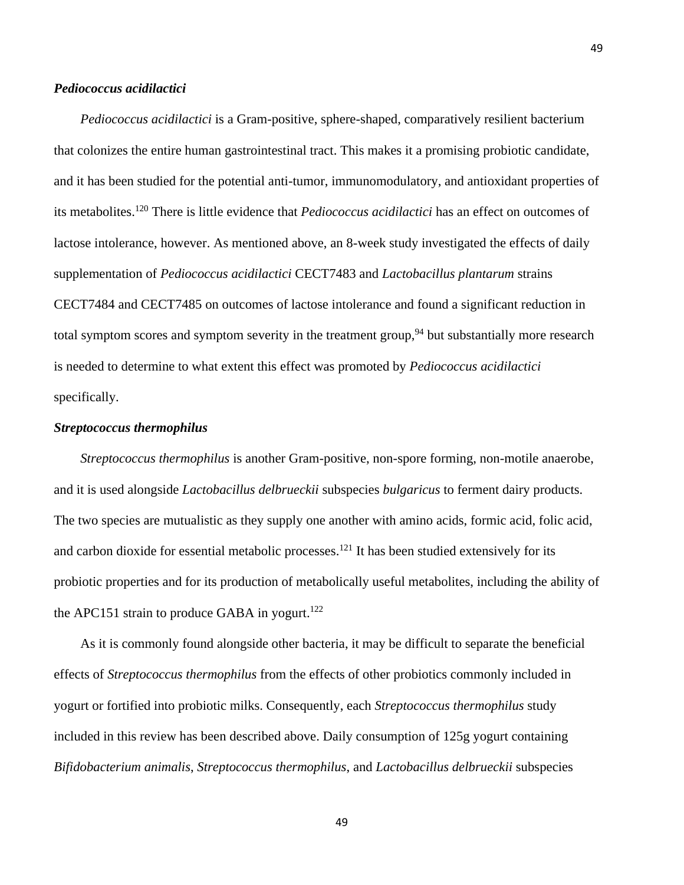### *Pediococcus acidilactici*

*Pediococcus acidilactici* is a Gram-positive, sphere-shaped, comparatively resilient bacterium that colonizes the entire human gastrointestinal tract. This makes it a promising probiotic candidate, and it has been studied for the potential anti-tumor, immunomodulatory, and antioxidant properties of its metabolites.[120] There is little evidence that *Pediococcus acidilactici* has an effect on outcomes of lactose intolerance, however. As mentioned above, an 8-week study investigated the effects of daily supplementation of *Pediococcus acidilactici* CECT7483 and *Lactobacillus plantarum* strains CECT7484 and CECT7485 on outcomes of lactose intolerance and found a significant reduction in total symptom scores and symptom severity in the treatment group,[94] but substantially more research is needed to determine to what extent this effect was promoted by *Pediococcus acidilactici* specifically.

### *Streptococcus thermophilus*

*Streptococcus thermophilus* is another Gram-positive, non-spore forming, non-motile anaerobe, and it is used alongside *Lactobacillus delbrueckii* subspecies *bulgaricus* to ferment dairy products. The two species are mutualistic as they supply one another with amino acids, formic acid, folic acid, and carbon dioxide for essential metabolic processes.[121] It has been studied extensively for its probiotic properties and for its production of metabolically useful metabolites, including the ability of the APC151 strain to produce GABA in yogurt.[122]

As it is commonly found alongside other bacteria, it may be difficult to separate the beneficial effects of *Streptococcus thermophilus* from the effects of other probiotics commonly included in yogurt or fortified into probiotic milks. Consequently, each *Streptococcus thermophilus* study included in this review has been described above. Daily consumption of 125g yogurt containing *Bifidobacterium animalis*, *Streptococcus thermophilus*, and *Lactobacillus delbrueckii* subspecies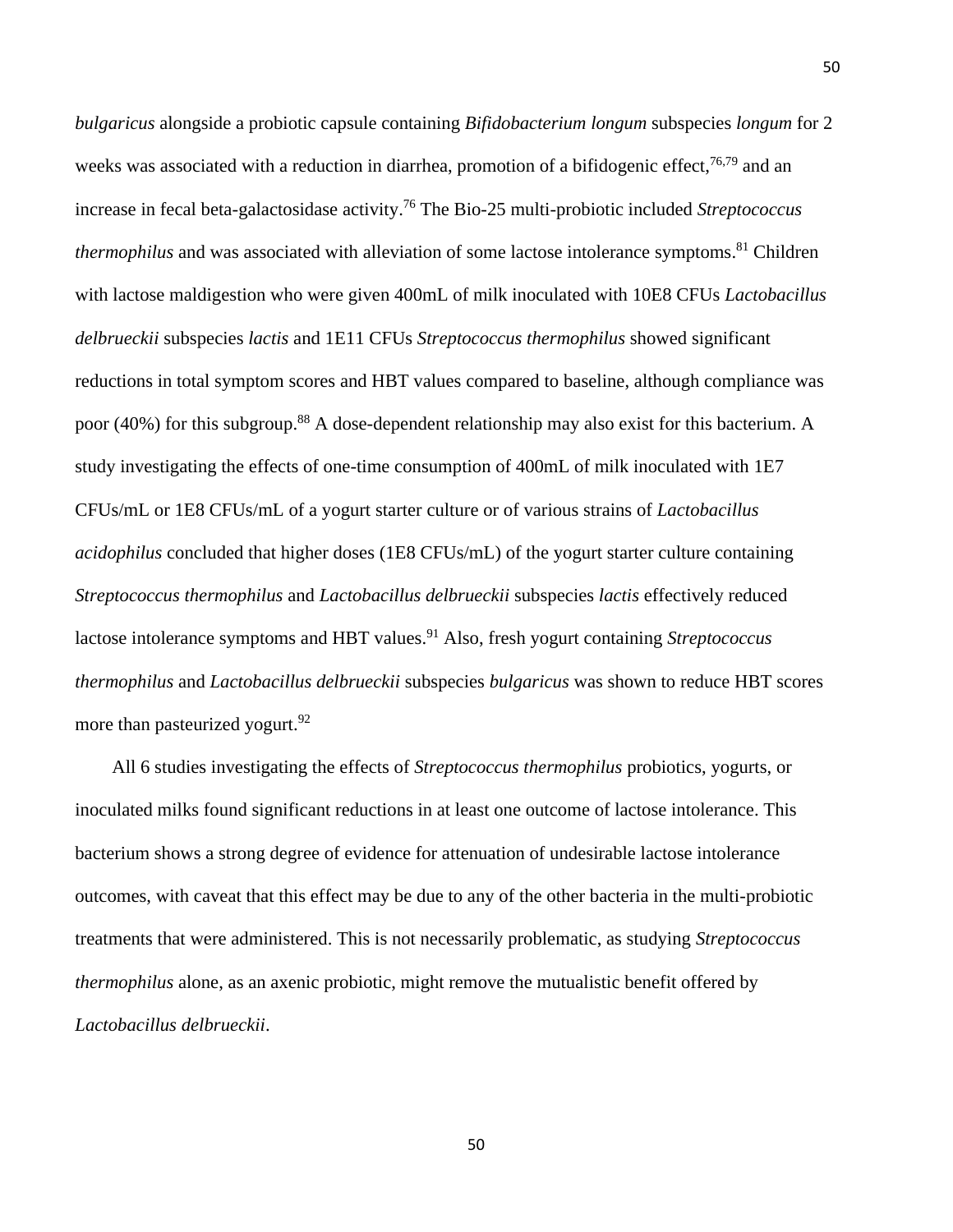*bulgaricus* alongside a probiotic capsule containing *Bifidobacterium longum* subspecies *longum* for 2 weeks was associated with a reduction in diarrhea, promotion of a bifidogenic effect,[76,79] and an increase in fecal beta-galactosidase activity.[76] The Bio-25 multi-probiotic included *Streptococcus thermophilus* and was associated with alleviation of some lactose intolerance symptoms.[81] Children with lactose maldigestion who were given 400mL of milk inoculated with 10E8 CFUs *Lactobacillus delbrueckii* subspecies *lactis* and 1E11 CFUs *Streptococcus thermophilus* showed significant reductions in total symptom scores and HBT values compared to baseline, although compliance was poor (40%) for this subgroup.[88] A dose-dependent relationship may also exist for this bacterium. A study investigating the effects of one-time consumption of 400mL of milk inoculated with 1E7 CFUs/mL or 1E8 CFUs/mL of a yogurt starter culture or of various strains of *Lactobacillus acidophilus* concluded that higher doses (1E8 CFUs/mL) of the yogurt starter culture containing *Streptococcus thermophilus* and *Lactobacillus delbrueckii* subspecies *lactis* effectively reduced lactose intolerance symptoms and HBT values.[91] Also, fresh yogurt containing *Streptococcus thermophilus* and *Lactobacillus delbrueckii* subspecies *bulgaricus* was shown to reduce HBT scores more than pasteurized yogurt.[92]

All 6 studies investigating the effects of *Streptococcus thermophilus* probiotics, yogurts, or inoculated milks found significant reductions in at least one outcome of lactose intolerance. This bacterium shows a strong degree of evidence for attenuation of undesirable lactose intolerance outcomes, with caveat that this effect may be due to any of the other bacteria in the multi-probiotic treatments that were administered. This is not necessarily problematic, as studying *Streptococcus thermophilus* alone, as an axenic probiotic, might remove the mutualistic benefit offered by *Lactobacillus delbrueckii*.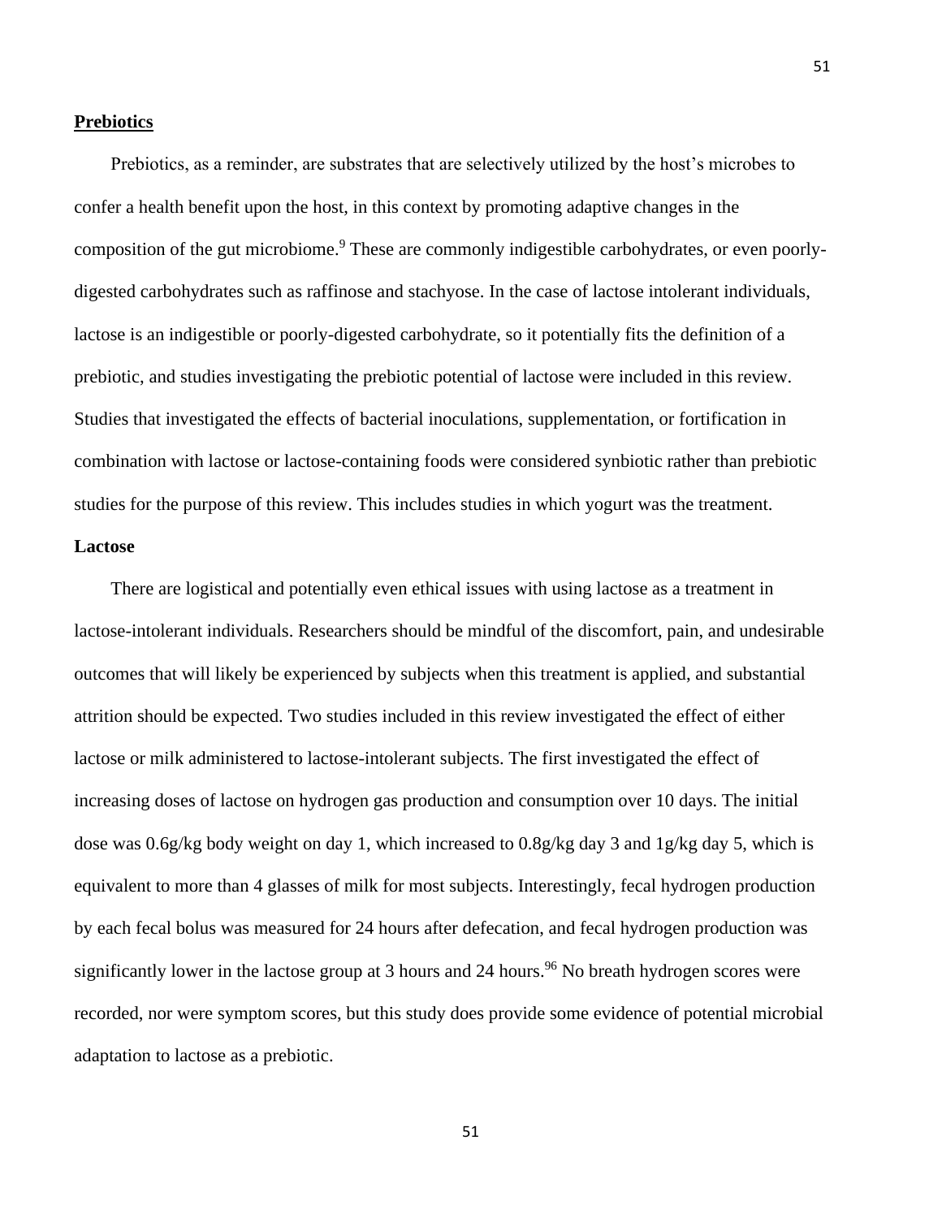## Prebiotics

Prebiotics, as a reminder, are substrates that are selectively utilized by the host's microbes to confer a health benefit upon the host, in this context by promoting adaptive changes in the composition of the gut microbiome.[9] These are commonly indigestible carbohydrates, or even poorly-digested carbohydrates such as raffinose and stachyose. In the case of lactose intolerant individuals, lactose is an indigestible or poorly-digested carbohydrate, so it potentially fits the definition of a prebiotic, and studies investigating the prebiotic potential of lactose were included in this review. Studies that investigated the effects of bacterial inoculations, supplementation, or fortification in combination with lactose or lactose-containing foods were considered synbiotic rather than prebiotic studies for the purpose of this review. This includes studies in which yogurt was the treatment.

### Lactose

There are logistical and potentially even ethical issues with using lactose as a treatment in lactose-intolerant individuals. Researchers should be mindful of the discomfort, pain, and undesirable outcomes that will likely be experienced by subjects when this treatment is applied, and substantial attrition should be expected. Two studies included in this review investigated the effect of either lactose or milk administered to lactose-intolerant subjects. The first investigated the effect of increasing doses of lactose on hydrogen gas production and consumption over 10 days. The initial dose was 0.6g/kg body weight on day 1, which increased to 0.8g/kg day 3 and 1g/kg day 5, which is equivalent to more than 4 glasses of milk for most subjects. Interestingly, fecal hydrogen production by each fecal bolus was measured for 24 hours after defecation, and fecal hydrogen production was significantly lower in the lactose group at 3 hours and 24 hours.[96] No breath hydrogen scores were recorded, nor were symptom scores, but this study does provide some evidence of potential microbial adaptation to lactose as a prebiotic.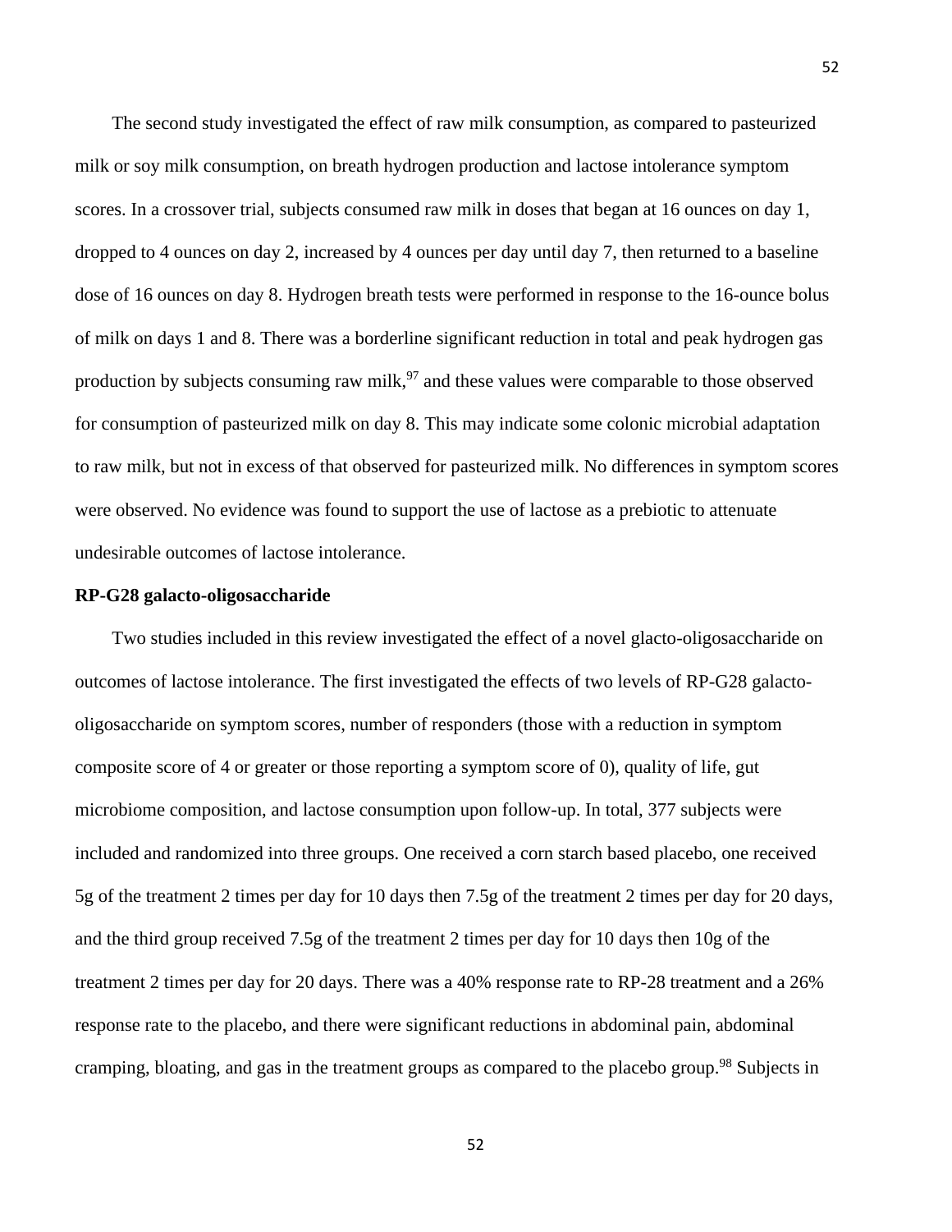The second study investigated the effect of raw milk consumption, as compared to pasteurized milk or soy milk consumption, on breath hydrogen production and lactose intolerance symptom scores. In a crossover trial, subjects consumed raw milk in doses that began at 16 ounces on day 1, dropped to 4 ounces on day 2, increased by 4 ounces per day until day 7, then returned to a baseline dose of 16 ounces on day 8. Hydrogen breath tests were performed in response to the 16-ounce bolus of milk on days 1 and 8. There was a borderline significant reduction in total and peak hydrogen gas production by subjects consuming raw milk,[97] and these values were comparable to those observed for consumption of pasteurized milk on day 8. This may indicate some colonic microbial adaptation to raw milk, but not in excess of that observed for pasteurized milk. No differences in symptom scores were observed. No evidence was found to support the use of lactose as a prebiotic to attenuate undesirable outcomes of lactose intolerance.

**RP-G28 galacto-oligosaccharide**

Two studies included in this review investigated the effect of a novel glacto-oligosaccharide on outcomes of lactose intolerance. The first investigated the effects of two levels of RP-G28 galacto-oligosaccharide on symptom scores, number of responders (those with a reduction in symptom composite score of 4 or greater or those reporting a symptom score of 0), quality of life, gut microbiome composition, and lactose consumption upon follow-up. In total, 377 subjects were included and randomized into three groups. One received a corn starch based placebo, one received 5g of the treatment 2 times per day for 10 days then 7.5g of the treatment 2 times per day for 20 days, and the third group received 7.5g of the treatment 2 times per day for 10 days then 10g of the treatment 2 times per day for 20 days. There was a 40% response rate to RP-28 treatment and a 26% response rate to the placebo, and there were significant reductions in abdominal pain, abdominal cramping, bloating, and gas in the treatment groups as compared to the placebo group.[98] Subjects in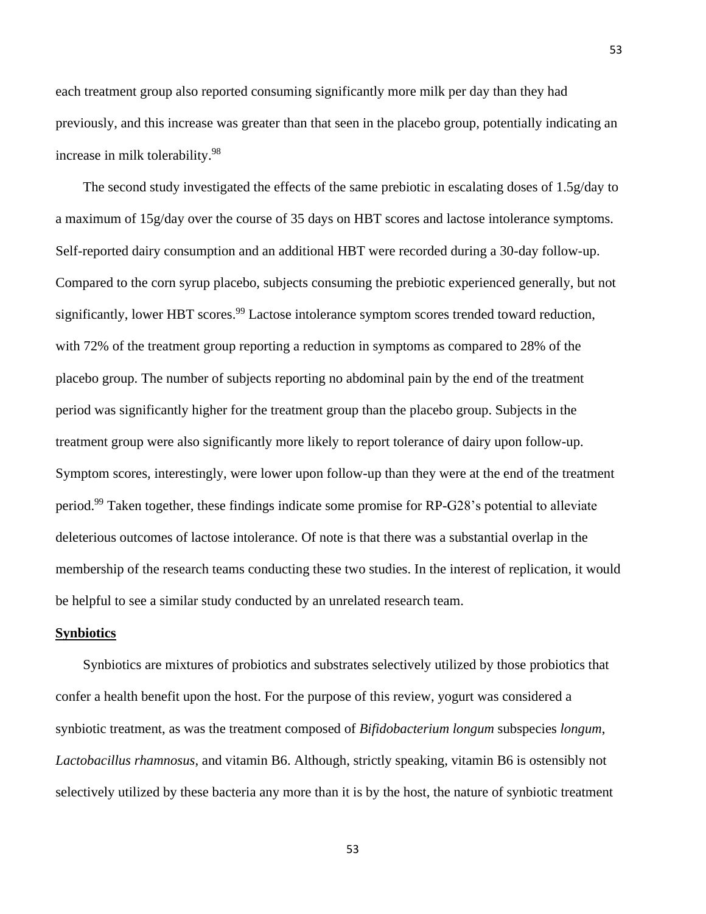each treatment group also reported consuming significantly more milk per day than they had previously, and this increase was greater than that seen in the placebo group, potentially indicating an increase in milk tolerability.[98]

The second study investigated the effects of the same prebiotic in escalating doses of 1.5g/day to a maximum of 15g/day over the course of 35 days on HBT scores and lactose intolerance symptoms. Self-reported dairy consumption and an additional HBT were recorded during a 30-day follow-up. Compared to the corn syrup placebo, subjects consuming the prebiotic experienced generally, but not significantly, lower HBT scores.[99] Lactose intolerance symptom scores trended toward reduction, with 72% of the treatment group reporting a reduction in symptoms as compared to 28% of the placebo group. The number of subjects reporting no abdominal pain by the end of the treatment period was significantly higher for the treatment group than the placebo group. Subjects in the treatment group were also significantly more likely to report tolerance of dairy upon follow-up. Symptom scores, interestingly, were lower upon follow-up than they were at the end of the treatment period.[99] Taken together, these findings indicate some promise for RP-G28's potential to alleviate deleterious outcomes of lactose intolerance. Of note is that there was a substantial overlap in the membership of the research teams conducting these two studies. In the interest of replication, it would be helpful to see a similar study conducted by an unrelated research team.

**Synbiotics**

Synbiotics are mixtures of probiotics and substrates selectively utilized by those probiotics that confer a health benefit upon the host. For the purpose of this review, yogurt was considered a synbiotic treatment, as was the treatment composed of *Bifidobacterium longum* subspecies *longum*, *Lactobacillus rhamnosus*, and vitamin B6. Although, strictly speaking, vitamin B6 is ostensibly not selectively utilized by these bacteria any more than it is by the host, the nature of synbiotic treatment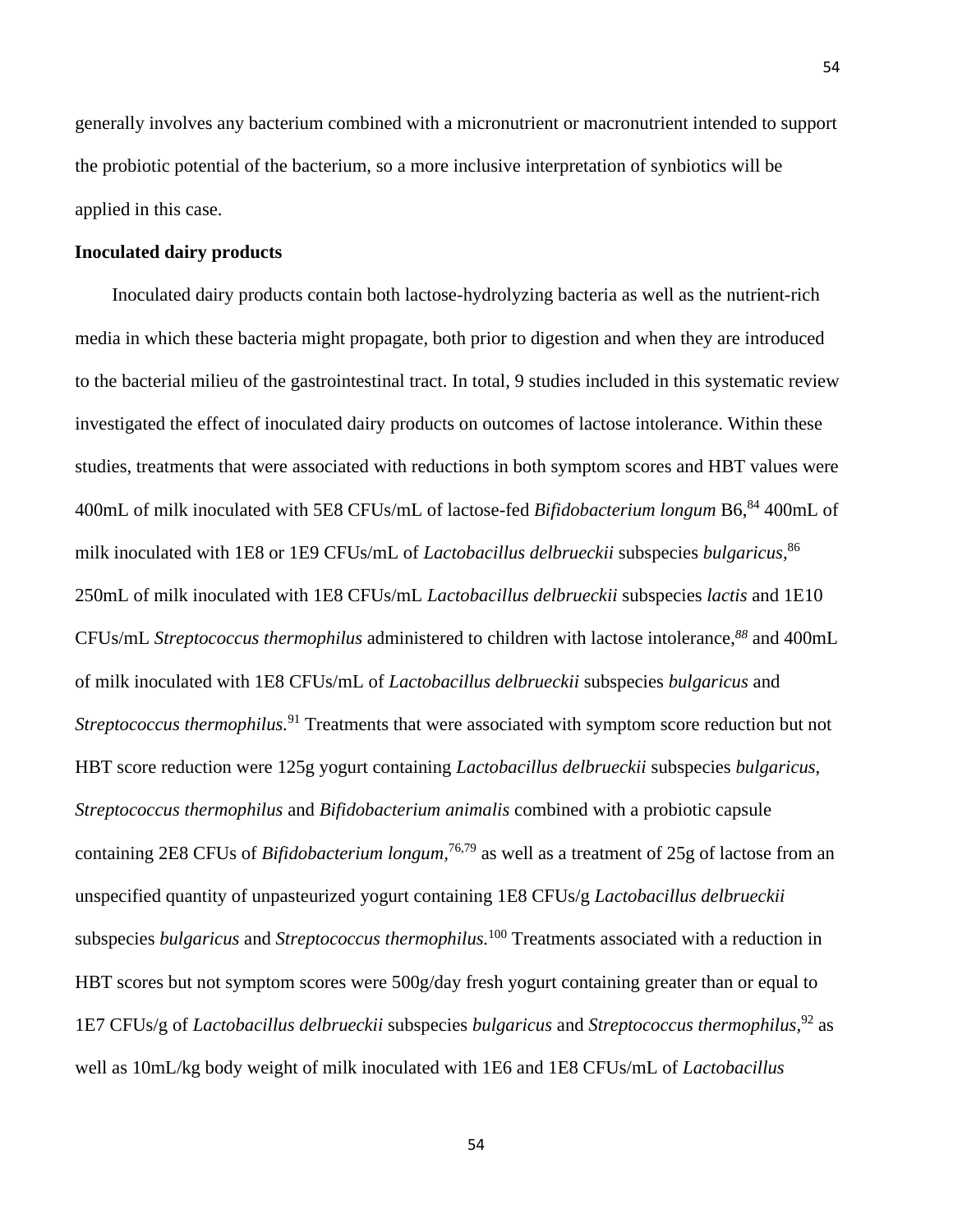generally involves any bacterium combined with a micronutrient or macronutrient intended to support the probiotic potential of the bacterium, so a more inclusive interpretation of synbiotics will be applied in this case.

**Inoculated dairy products**

Inoculated dairy products contain both lactose-hydrolyzing bacteria as well as the nutrient-rich media in which these bacteria might propagate, both prior to digestion and when they are introduced to the bacterial milieu of the gastrointestinal tract. In total, 9 studies included in this systematic review investigated the effect of inoculated dairy products on outcomes of lactose intolerance. Within these studies, treatments that were associated with reductions in both symptom scores and HBT values were 400mL of milk inoculated with 5E8 CFUs/mL of lactose-fed *Bifidobacterium longum* B6,[84] 400mL of milk inoculated with 1E8 or 1E9 CFUs/mL of *Lactobacillus delbrueckii* subspecies *bulgaricus*,[86] 250mL of milk inoculated with 1E8 CFUs/mL *Lactobacillus delbrueckii* subspecies *lactis* and 1E10 CFUs/mL *Streptococcus thermophilus* administered to children with lactose intolerance,[88] and 400mL of milk inoculated with 1E8 CFUs/mL of *Lactobacillus delbrueckii* subspecies *bulgaricus* and *Streptococcus thermophilus*.[91] Treatments that were associated with symptom score reduction but not HBT score reduction were 125g yogurt containing *Lactobacillus delbrueckii* subspecies *bulgaricus*, *Streptococcus thermophilus* and *Bifidobacterium animalis* combined with a probiotic capsule containing 2E8 CFUs of *Bifidobacterium longum*,[76,79] as well as a treatment of 25g of lactose from an unspecified quantity of unpasteurized yogurt containing 1E8 CFUs/g *Lactobacillus delbrueckii* subspecies *bulgaricus* and *Streptococcus thermophilus*.[100] Treatments associated with a reduction in HBT scores but not symptom scores were 500g/day fresh yogurt containing greater than or equal to 1E7 CFUs/g of *Lactobacillus delbrueckii* subspecies *bulgaricus* and *Streptococcus thermophilus*,[92] as well as 10mL/kg body weight of milk inoculated with 1E6 and 1E8 CFUs/mL of *Lactobacillus*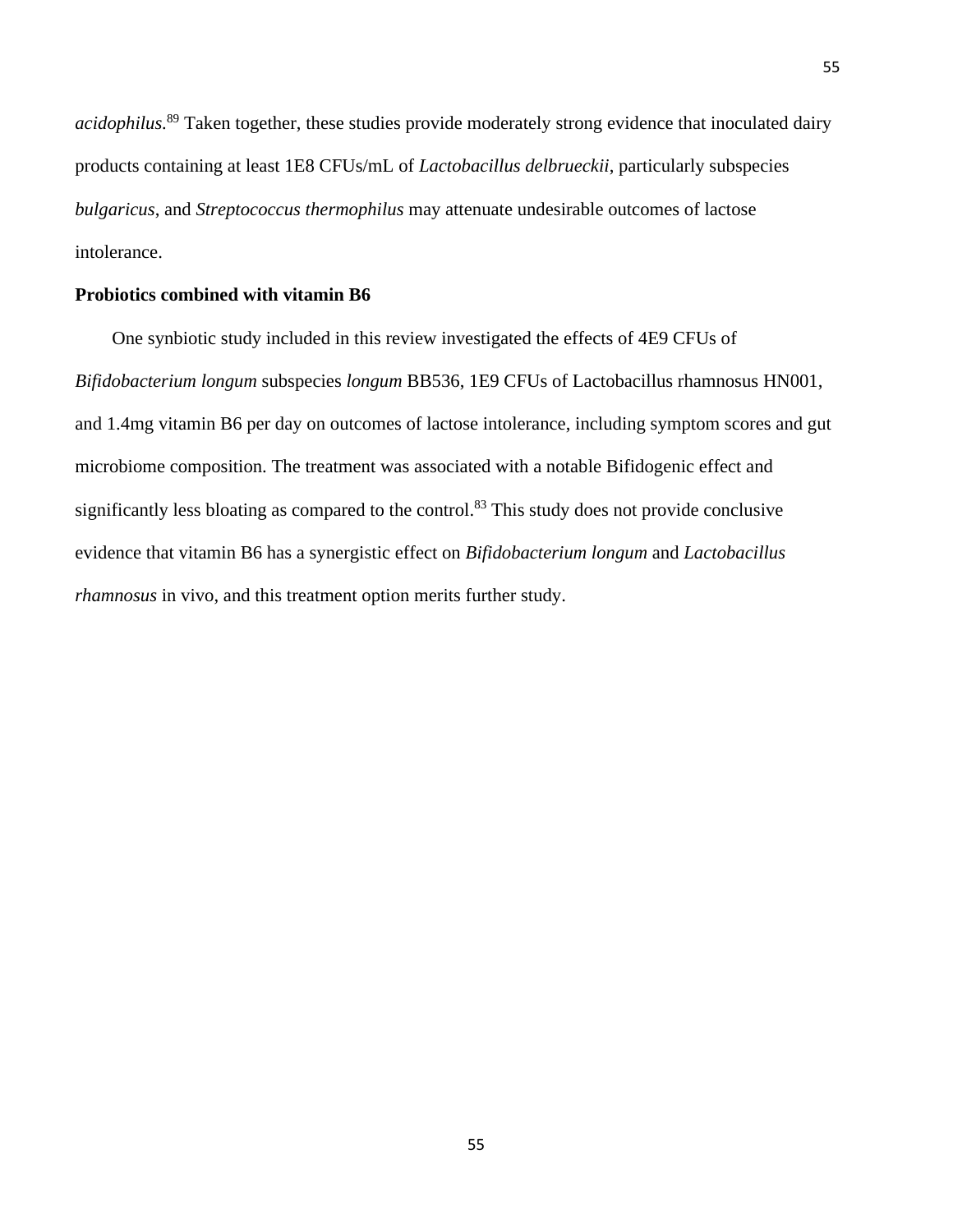*acidophilus*.[89] Taken together, these studies provide moderately strong evidence that inoculated dairy products containing at least 1E8 CFUs/mL of *Lactobacillus delbrueckii*, particularly subspecies *bulgaricus*, and *Streptococcus thermophilus* may attenuate undesirable outcomes of lactose intolerance.

**Probiotics combined with vitamin B6**

One synbiotic study included in this review investigated the effects of 4E9 CFUs of *Bifidobacterium longum* subspecies *longum* BB536, 1E9 CFUs of Lactobacillus rhamnosus HN001, and 1.4mg vitamin B6 per day on outcomes of lactose intolerance, including symptom scores and gut microbiome composition. The treatment was associated with a notable Bifidogenic effect and significantly less bloating as compared to the control.[83] This study does not provide conclusive evidence that vitamin B6 has a synergistic effect on *Bifidobacterium longum* and *Lactobacillus rhamnosus* in vivo, and this treatment option merits further study.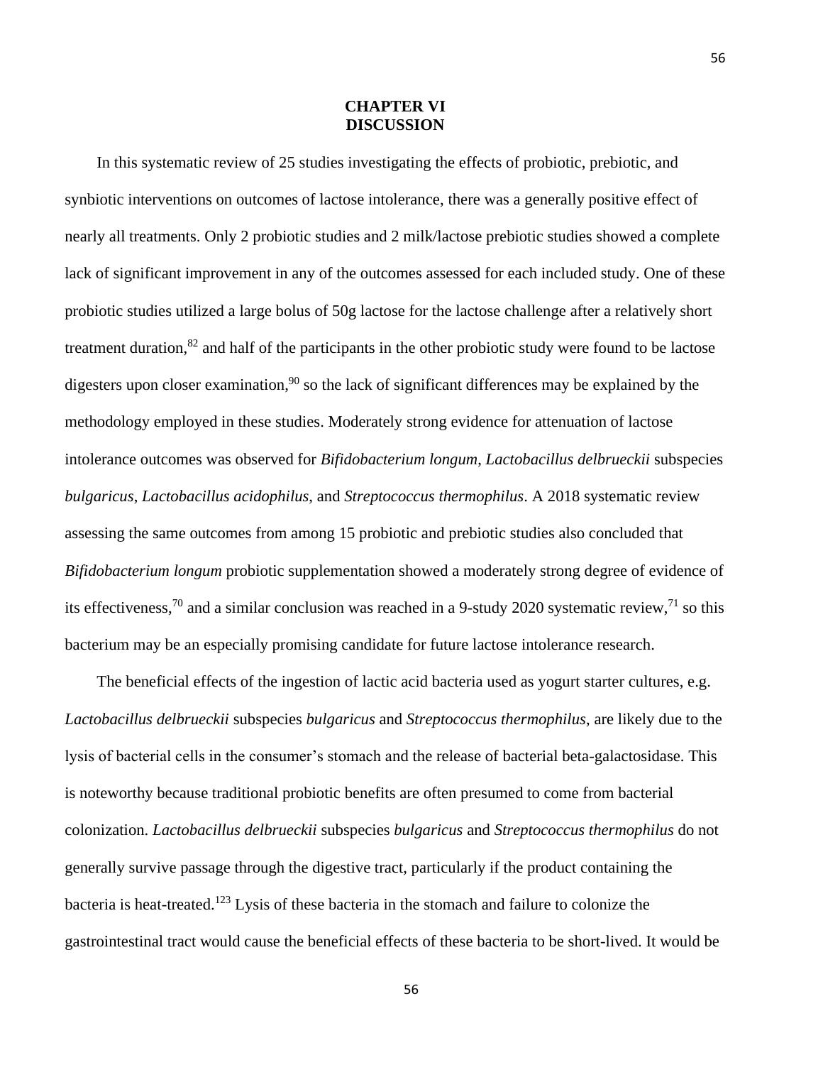# CHAPTER VI
# DISCUSSION

In this systematic review of 25 studies investigating the effects of probiotic, prebiotic, and synbiotic interventions on outcomes of lactose intolerance, there was a generally positive effect of nearly all treatments. Only 2 probiotic studies and 2 milk/lactose prebiotic studies showed a complete lack of significant improvement in any of the outcomes assessed for each included study. One of these probiotic studies utilized a large bolus of 50g lactose for the lactose challenge after a relatively short treatment duration,[82] and half of the participants in the other probiotic study were found to be lactose digesters upon closer examination,[90] so the lack of significant differences may be explained by the methodology employed in these studies. Moderately strong evidence for attenuation of lactose intolerance outcomes was observed for *Bifidobacterium longum*, *Lactobacillus delbrueckii* subspecies *bulgaricus*, *Lactobacillus acidophilus*, and *Streptococcus thermophilus*. A 2018 systematic review assessing the same outcomes from among 15 probiotic and prebiotic studies also concluded that *Bifidobacterium longum* probiotic supplementation showed a moderately strong degree of evidence of its effectiveness,[70] and a similar conclusion was reached in a 9-study 2020 systematic review,[71] so this bacterium may be an especially promising candidate for future lactose intolerance research.

The beneficial effects of the ingestion of lactic acid bacteria used as yogurt starter cultures, e.g. *Lactobacillus delbrueckii* subspecies *bulgaricus* and *Streptococcus thermophilus*, are likely due to the lysis of bacterial cells in the consumer's stomach and the release of bacterial beta-galactosidase. This is noteworthy because traditional probiotic benefits are often presumed to come from bacterial colonization. *Lactobacillus delbrueckii* subspecies *bulgaricus* and *Streptococcus thermophilus* do not generally survive passage through the digestive tract, particularly if the product containing the bacteria is heat-treated.[123] Lysis of these bacteria in the stomach and failure to colonize the gastrointestinal tract would cause the beneficial effects of these bacteria to be short-lived. It would be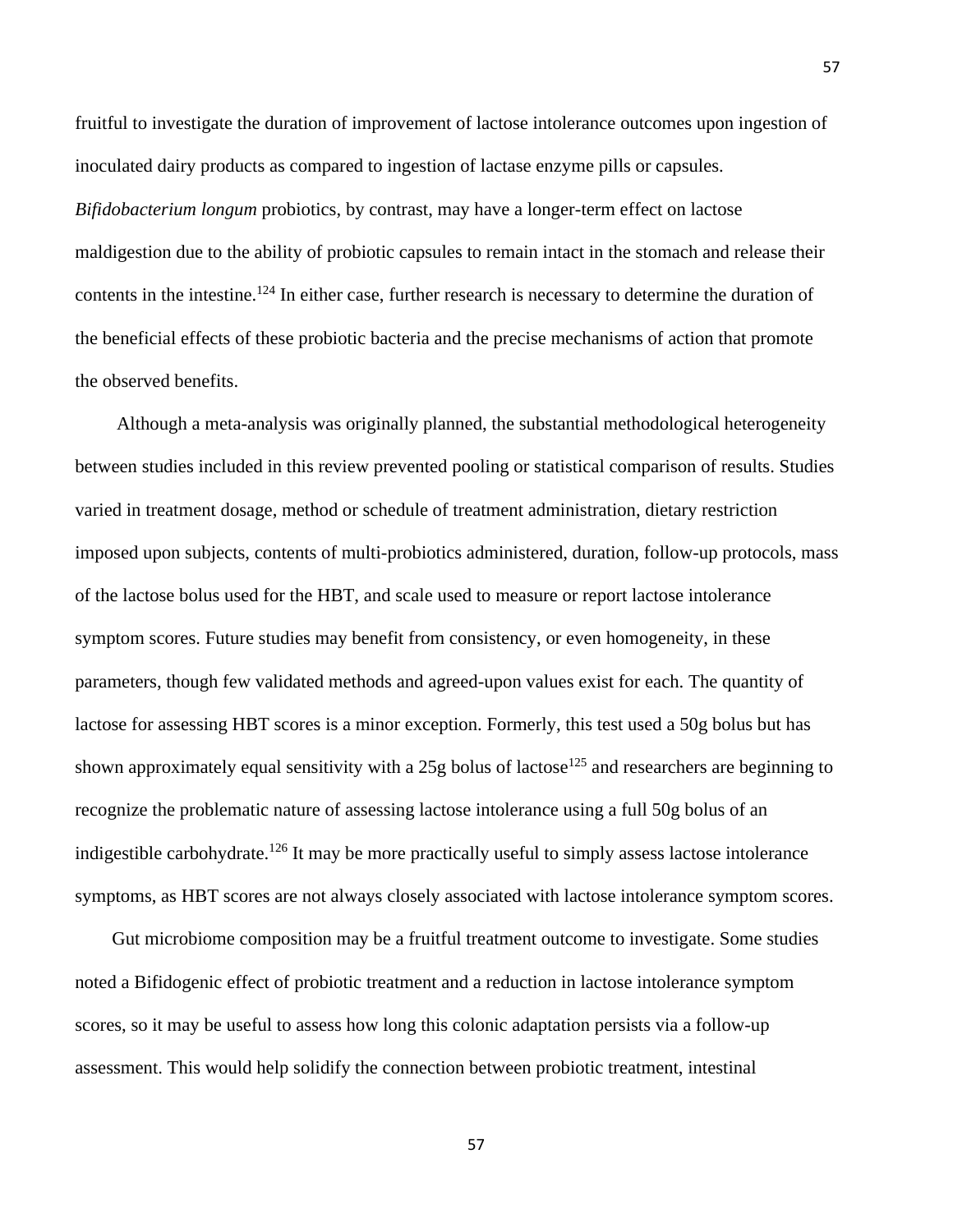fruitful to investigate the duration of improvement of lactose intolerance outcomes upon ingestion of inoculated dairy products as compared to ingestion of lactase enzyme pills or capsules. *Bifidobacterium longum* probiotics, by contrast, may have a longer-term effect on lactose maldigestion due to the ability of probiotic capsules to remain intact in the stomach and release their contents in the intestine.[124] In either case, further research is necessary to determine the duration of the beneficial effects of these probiotic bacteria and the precise mechanisms of action that promote the observed benefits.

Although a meta-analysis was originally planned, the substantial methodological heterogeneity between studies included in this review prevented pooling or statistical comparison of results. Studies varied in treatment dosage, method or schedule of treatment administration, dietary restriction imposed upon subjects, contents of multi-probiotics administered, duration, follow-up protocols, mass of the lactose bolus used for the HBT, and scale used to measure or report lactose intolerance symptom scores. Future studies may benefit from consistency, or even homogeneity, in these parameters, though few validated methods and agreed-upon values exist for each. The quantity of lactose for assessing HBT scores is a minor exception. Formerly, this test used a 50g bolus but has shown approximately equal sensitivity with a 25g bolus of lactose[125] and researchers are beginning to recognize the problematic nature of assessing lactose intolerance using a full 50g bolus of an indigestible carbohydrate.[126] It may be more practically useful to simply assess lactose intolerance symptoms, as HBT scores are not always closely associated with lactose intolerance symptom scores.

Gut microbiome composition may be a fruitful treatment outcome to investigate. Some studies noted a Bifidogenic effect of probiotic treatment and a reduction in lactose intolerance symptom scores, so it may be useful to assess how long this colonic adaptation persists via a follow-up assessment. This would help solidify the connection between probiotic treatment, intestinal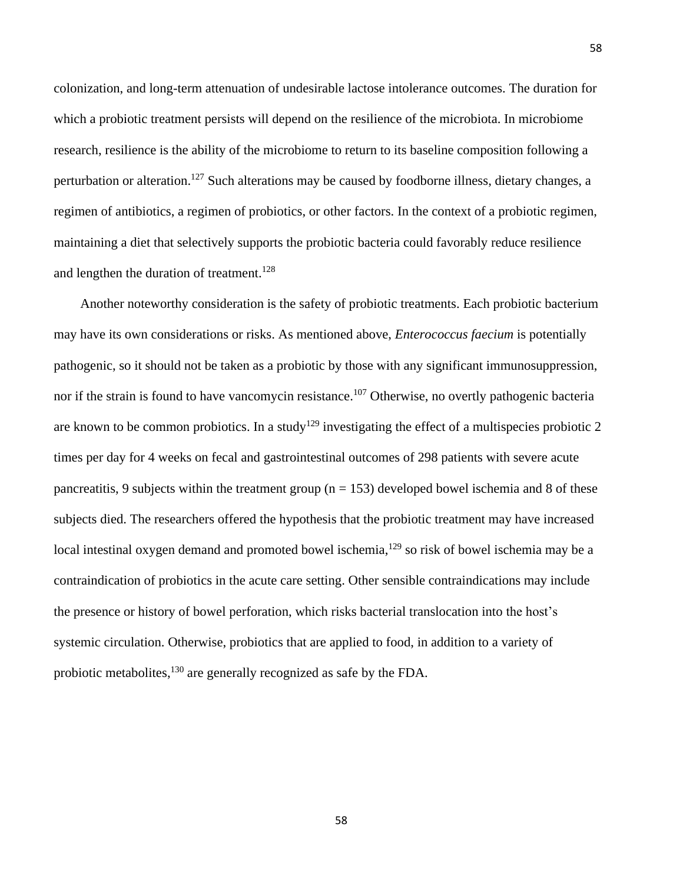colonization, and long-term attenuation of undesirable lactose intolerance outcomes. The duration for which a probiotic treatment persists will depend on the resilience of the microbiota. In microbiome research, resilience is the ability of the microbiome to return to its baseline composition following a perturbation or alteration.[127] Such alterations may be caused by foodborne illness, dietary changes, a regimen of antibiotics, a regimen of probiotics, or other factors. In the context of a probiotic regimen, maintaining a diet that selectively supports the probiotic bacteria could favorably reduce resilience and lengthen the duration of treatment.[128]

Another noteworthy consideration is the safety of probiotic treatments. Each probiotic bacterium may have its own considerations or risks. As mentioned above, *Enterococcus faecium* is potentially pathogenic, so it should not be taken as a probiotic by those with any significant immunosuppression, nor if the strain is found to have vancomycin resistance.[107] Otherwise, no overtly pathogenic bacteria are known to be common probiotics. In a study[129] investigating the effect of a multispecies probiotic 2 times per day for 4 weeks on fecal and gastrointestinal outcomes of 298 patients with severe acute pancreatitis, 9 subjects within the treatment group ($n = 153$) developed bowel ischemia and 8 of these subjects died. The researchers offered the hypothesis that the probiotic treatment may have increased local intestinal oxygen demand and promoted bowel ischemia,[129] so risk of bowel ischemia may be a contraindication of probiotics in the acute care setting. Other sensible contraindications may include the presence or history of bowel perforation, which risks bacterial translocation into the host's systemic circulation. Otherwise, probiotics that are applied to food, in addition to a variety of probiotic metabolites,[130] are generally recognized as safe by the FDA.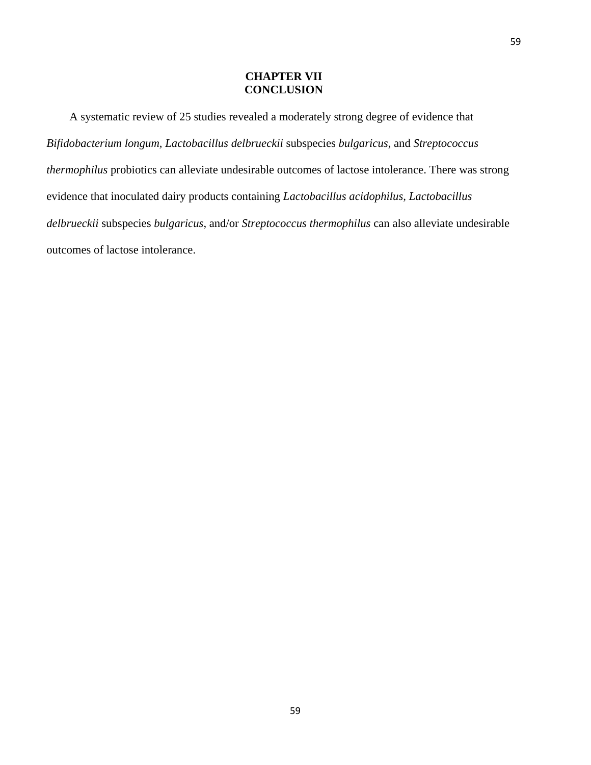# CHAPTER VII
# CONCLUSION

A systematic review of 25 studies revealed a moderately strong degree of evidence that *Bifidobacterium longum, Lactobacillus delbrueckii* subspecies *bulgaricus*, and *Streptococcus thermophilus* probiotics can alleviate undesirable outcomes of lactose intolerance. There was strong evidence that inoculated dairy products containing *Lactobacillus acidophilus, Lactobacillus delbrueckii* subspecies *bulgaricus*, and/or *Streptococcus thermophilus* can also alleviate undesirable outcomes of lactose intolerance.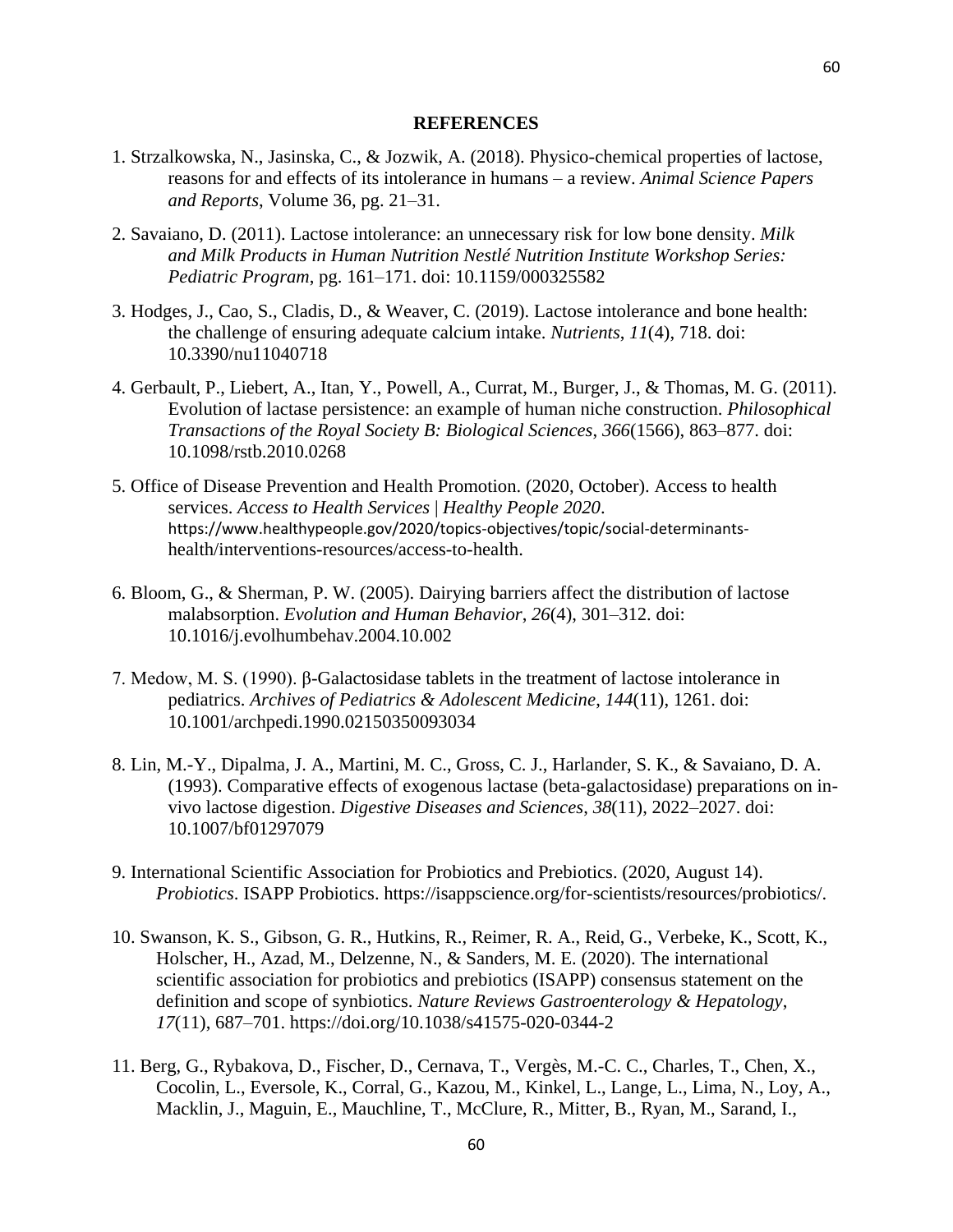## REFERENCES

1. Strzalkowska, N., Jasinska, C., & Jozwik, A. (2018). Physico-chemical properties of lactose, reasons for and effects of its intolerance in humans – a review. *Animal Science Papers and Reports*, Volume 36, pg. 21–31.

2. Savaiano, D. (2011). Lactose intolerance: an unnecessary risk for low bone density. *Milk and Milk Products in Human Nutrition Nestlé Nutrition Institute Workshop Series: Pediatric Program*, pg. 161–171. doi: 10.1159/000325582

3. Hodges, J., Cao, S., Cladis, D., & Weaver, C. (2019). Lactose intolerance and bone health: the challenge of ensuring adequate calcium intake. *Nutrients*, *11*(4), 718. doi: 10.3390/nu11040718

4. Gerbault, P., Liebert, A., Itan, Y., Powell, A., Currat, M., Burger, J., & Thomas, M. G. (2011). Evolution of lactase persistence: an example of human niche construction. *Philosophical Transactions of the Royal Society B: Biological Sciences*, *366*(1566), 863–877. doi: 10.1098/rstb.2010.0268

5. Office of Disease Prevention and Health Promotion. (2020, October). Access to health services. *Access to Health Services | Healthy People 2020*. https://www.healthypeople.gov/2020/topics-objectives/topic/social-determinants-health/interventions-resources/access-to-health.

6. Bloom, G., & Sherman, P. W. (2005). Dairying barriers affect the distribution of lactose malabsorption. *Evolution and Human Behavior*, *26*(4), 301–312. doi: 10.1016/j.evolhumbehav.2004.10.002

7. Medow, M. S. (1990). β-Galactosidase tablets in the treatment of lactose intolerance in pediatrics. *Archives of Pediatrics & Adolescent Medicine*, *144*(11), 1261. doi: 10.1001/archpedi.1990.02150350093034

8. Lin, M.-Y., Dipalma, J. A., Martini, M. C., Gross, C. J., Harlander, S. K., & Savaiano, D. A. (1993). Comparative effects of exogenous lactase (beta-galactosidase) preparations on in-vivo lactose digestion. *Digestive Diseases and Sciences*, *38*(11), 2022–2027. doi: 10.1007/bf01297079

9. International Scientific Association for Probiotics and Prebiotics. (2020, August 14). *Probiotics*. ISAPP Probiotics. https://isappscience.org/for-scientists/resources/probiotics/.

10. Swanson, K. S., Gibson, G. R., Hutkins, R., Reimer, R. A., Reid, G., Verbeke, K., Scott, K., Holscher, H., Azad, M., Delzenne, N., & Sanders, M. E. (2020). The international scientific association for probiotics and prebiotics (ISAPP) consensus statement on the definition and scope of synbiotics. *Nature Reviews Gastroenterology & Hepatology*, *17*(11), 687–701. https://doi.org/10.1038/s41575-020-0344-2

11. Berg, G., Rybakova, D., Fischer, D., Cernava, T., Vergès, M.-C. C., Charles, T., Chen, X., Cocolin, L., Eversole, K., Corral, G., Kazou, M., Kinkel, L., Lange, L., Lima, N., Loy, A., Macklin, J., Maguin, E., Mauchline, T., McClure, R., Mitter, B., Ryan, M., Sarand, I.,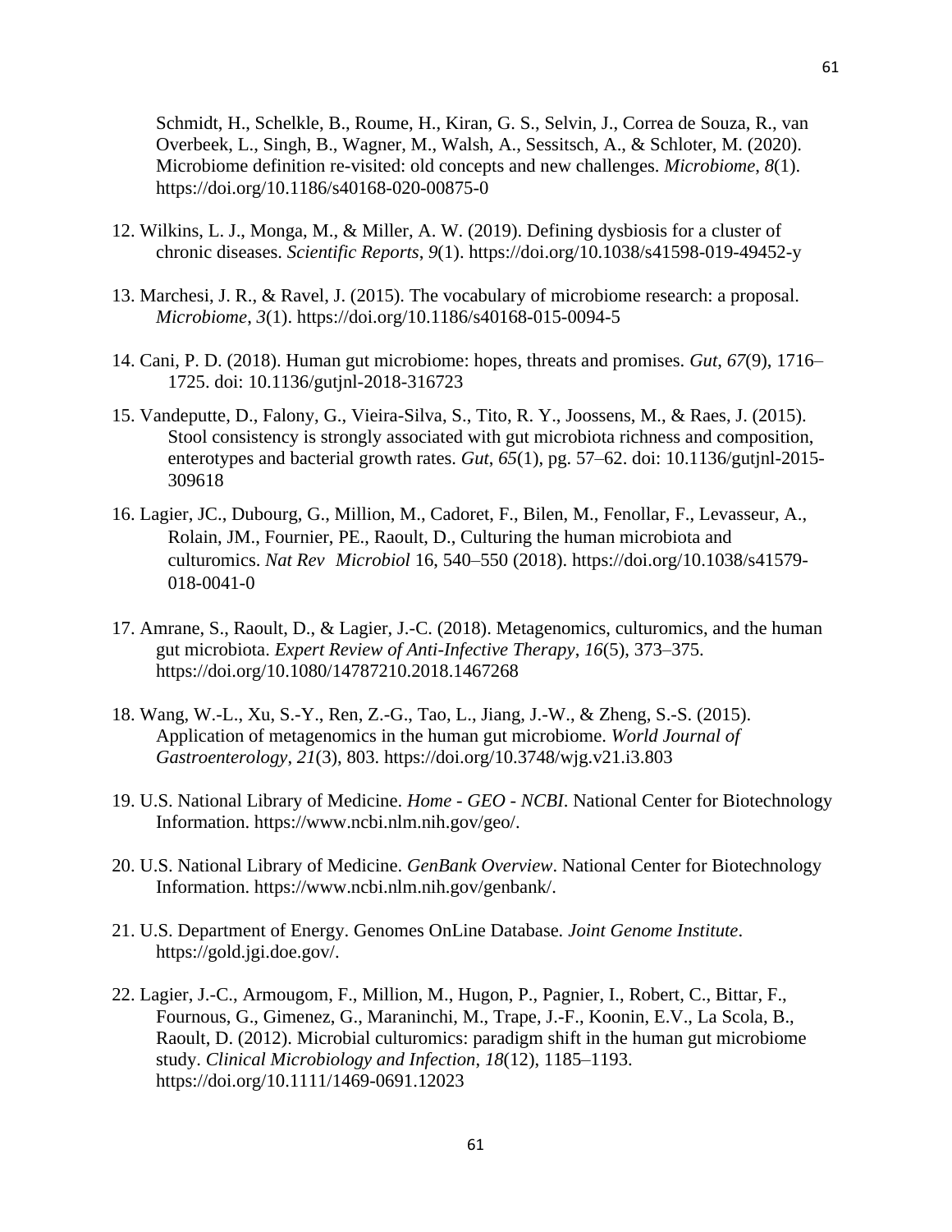Schmidt, H., Schelkle, B., Roume, H., Kiran, G. S., Selvin, J., Correa de Souza, R., van Overbeek, L., Singh, B., Wagner, M., Walsh, A., Sessitsch, A., & Schloter, M. (2020). Microbiome definition re-visited: old concepts and new challenges. *Microbiome*, *8*(1). https://doi.org/10.1186/s40168-020-00875-0

12. Wilkins, L. J., Monga, M., & Miller, A. W. (2019). Defining dysbiosis for a cluster of chronic diseases. *Scientific Reports*, *9*(1). https://doi.org/10.1038/s41598-019-49452-y

13. Marchesi, J. R., & Ravel, J. (2015). The vocabulary of microbiome research: a proposal. *Microbiome*, *3*(1). https://doi.org/10.1186/s40168-015-0094-5

14. Cani, P. D. (2018). Human gut microbiome: hopes, threats and promises. *Gut*, *67*(9), 1716–1725. doi: 10.1136/gutjnl-2018-316723

15. Vandeputte, D., Falony, G., Vieira-Silva, S., Tito, R. Y., Joossens, M., & Raes, J. (2015). Stool consistency is strongly associated with gut microbiota richness and composition, enterotypes and bacterial growth rates. *Gut*, *65*(1), pg. 57–62. doi: 10.1136/gutjnl-2015-309618

16. Lagier, JC., Dubourg, G., Million, M., Cadoret, F., Bilen, M., Fenollar, F., Levasseur, A., Rolain, JM., Fournier, PE., Raoult, D., Culturing the human microbiota and culturomics. *Nat Rev Microbiol* 16, 540–550 (2018). https://doi.org/10.1038/s41579-018-0041-0

17. Amrane, S., Raoult, D., & Lagier, J.-C. (2018). Metagenomics, culturomics, and the human gut microbiota. *Expert Review of Anti-Infective Therapy*, *16*(5), 373–375. https://doi.org/10.1080/14787210.2018.1467268

18. Wang, W.-L., Xu, S.-Y., Ren, Z.-G., Tao, L., Jiang, J.-W., & Zheng, S.-S. (2015). Application of metagenomics in the human gut microbiome. *World Journal of Gastroenterology*, *21*(3), 803. https://doi.org/10.3748/wjg.v21.i3.803

19. U.S. National Library of Medicine. *Home - GEO - NCBI*. National Center for Biotechnology Information. https://www.ncbi.nlm.nih.gov/geo/.

20. U.S. National Library of Medicine. *GenBank Overview*. National Center for Biotechnology Information. https://www.ncbi.nlm.nih.gov/genbank/.

21. U.S. Department of Energy. Genomes OnLine Database. *Joint Genome Institute*. https://gold.jgi.doe.gov/.

22. Lagier, J.-C., Armougom, F., Million, M., Hugon, P., Pagnier, I., Robert, C., Bittar, F., Fournous, G., Gimenez, G., Maraninchi, M., Trape, J.-F., Koonin, E.V., La Scola, B., Raoult, D. (2012). Microbial culturomics: paradigm shift in the human gut microbiome study. *Clinical Microbiology and Infection*, *18*(12), 1185–1193. https://doi.org/10.1111/1469-0691.12023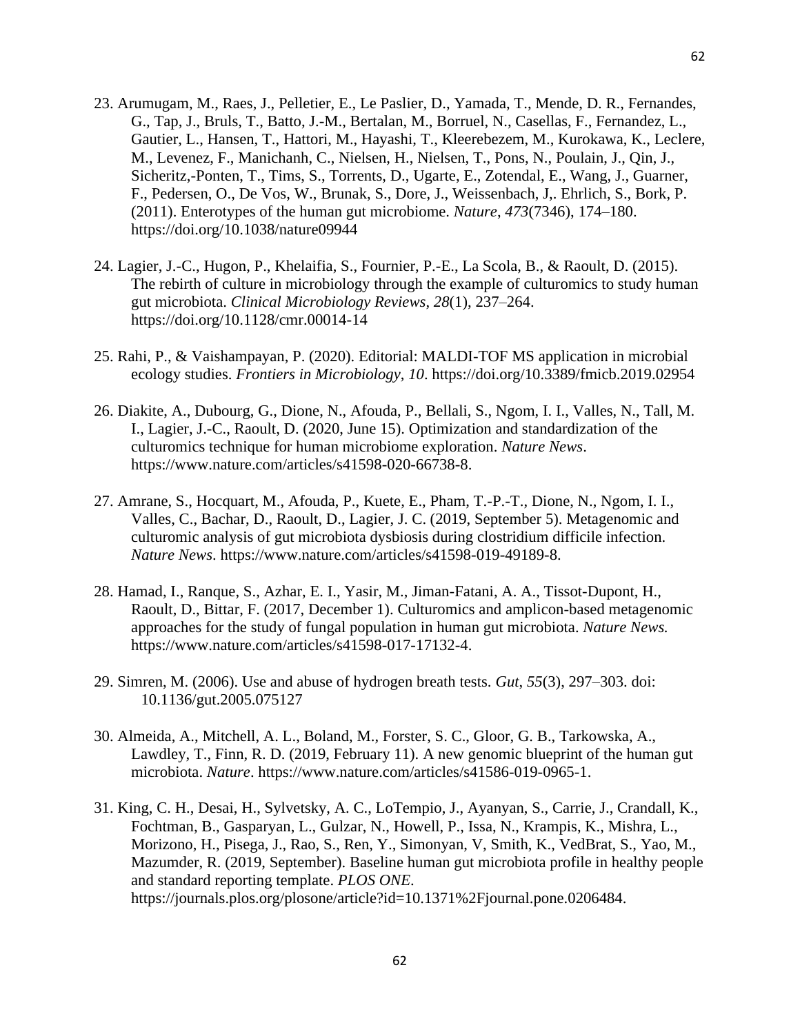23. Arumugam, M., Raes, J., Pelletier, E., Le Paslier, D., Yamada, T., Mende, D. R., Fernandes, G., Tap, J., Bruls, T., Batto, J.-M., Bertalan, M., Borruel, N., Casellas, F., Fernandez, L., Gautier, L., Hansen, T., Hattori, M., Hayashi, T., Kleerebezem, M., Kurokawa, K., Leclere, M., Levenez, F., Manichanh, C., Nielsen, H., Nielsen, T., Pons, N., Poulain, J., Qin, J., Sicheritz,-Ponten, T., Tims, S., Torrents, D., Ugarte, E., Zotendal, E., Wang, J., Guarner, F., Pedersen, O., De Vos, W., Brunak, S., Dore, J., Weissenbach, J,. Ehrlich, S., Bork, P. (2011). Enterotypes of the human gut microbiome. *Nature*, *473*(7346), 174–180. https://doi.org/10.1038/nature09944

24. Lagier, J.-C., Hugon, P., Khelaifia, S., Fournier, P.-E., La Scola, B., & Raoult, D. (2015). The rebirth of culture in microbiology through the example of culturomics to study human gut microbiota. *Clinical Microbiology Reviews*, *28*(1), 237–264. https://doi.org/10.1128/cmr.00014-14

25. Rahi, P., & Vaishampayan, P. (2020). Editorial: MALDI-TOF MS application in microbial ecology studies. *Frontiers in Microbiology*, *10*. https://doi.org/10.3389/fmicb.2019.02954

26. Diakite, A., Dubourg, G., Dione, N., Afouda, P., Bellali, S., Ngom, I. I., Valles, N., Tall, M. I., Lagier, J.-C., Raoult, D. (2020, June 15). Optimization and standardization of the culturomics technique for human microbiome exploration. *Nature News*. https://www.nature.com/articles/s41598-020-66738-8.

27. Amrane, S., Hocquart, M., Afouda, P., Kuete, E., Pham, T.-P.-T., Dione, N., Ngom, I. I., Valles, C., Bachar, D., Raoult, D., Lagier, J. C. (2019, September 5). Metagenomic and culturomic analysis of gut microbiota dysbiosis during clostridium difficile infection. *Nature News*. https://www.nature.com/articles/s41598-019-49189-8.

28. Hamad, I., Ranque, S., Azhar, E. I., Yasir, M., Jiman-Fatani, A. A., Tissot-Dupont, H., Raoult, D., Bittar, F. (2017, December 1). Culturomics and amplicon-based metagenomic approaches for the study of fungal population in human gut microbiota. *Nature News.* https://www.nature.com/articles/s41598-017-17132-4.

29. Simren, M. (2006). Use and abuse of hydrogen breath tests. *Gut*, *55*(3), 297–303. doi: 10.1136/gut.2005.075127

30. Almeida, A., Mitchell, A. L., Boland, M., Forster, S. C., Gloor, G. B., Tarkowska, A., Lawdley, T., Finn, R. D. (2019, February 11). A new genomic blueprint of the human gut microbiota. *Nature*. https://www.nature.com/articles/s41586-019-0965-1.

31. King, C. H., Desai, H., Sylvetsky, A. C., LoTempio, J., Ayanyan, S., Carrie, J., Crandall, K., Fochtman, B., Gasparyan, L., Gulzar, N., Howell, P., Issa, N., Krampis, K., Mishra, L., Morizono, H., Pisega, J., Rao, S., Ren, Y., Simonyan, V, Smith, K., VedBrat, S., Yao, M., Mazumder, R. (2019, September). Baseline human gut microbiota profile in healthy people and standard reporting template. *PLOS ONE*. https://journals.plos.org/plosone/article?id=10.1371%2Fjournal.pone.0206484.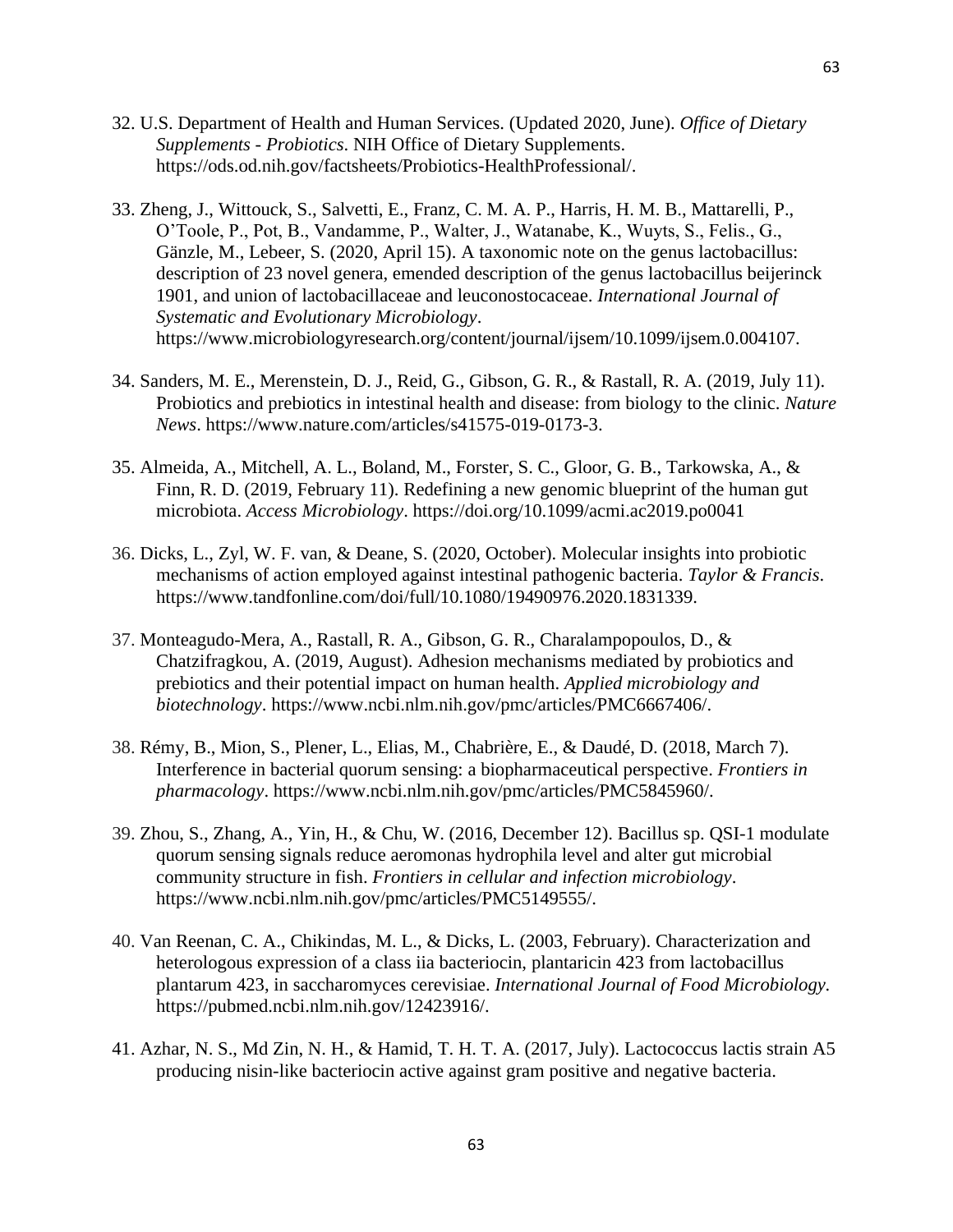32. U.S. Department of Health and Human Services. (Updated 2020, June). *Office of Dietary Supplements - Probiotics*. NIH Office of Dietary Supplements. https://ods.od.nih.gov/factsheets/Probiotics-HealthProfessional/.

33. Zheng, J., Wittouck, S., Salvetti, E., Franz, C. M. A. P., Harris, H. M. B., Mattarelli, P., O'Toole, P., Pot, B., Vandamme, P., Walter, J., Watanabe, K., Wuyts, S., Felis., G., Gänzle, M., Lebeer, S. (2020, April 15). A taxonomic note on the genus lactobacillus: description of 23 novel genera, emended description of the genus lactobacillus beijerinck 1901, and union of lactobacillaceae and leuconostocaceae. *International Journal of Systematic and Evolutionary Microbiology*. https://www.microbiologyresearch.org/content/journal/ijsem/10.1099/ijsem.0.004107.

34. Sanders, M. E., Merenstein, D. J., Reid, G., Gibson, G. R., & Rastall, R. A. (2019, July 11). Probiotics and prebiotics in intestinal health and disease: from biology to the clinic. *Nature News*. https://www.nature.com/articles/s41575-019-0173-3.

35. Almeida, A., Mitchell, A. L., Boland, M., Forster, S. C., Gloor, G. B., Tarkowska, A., & Finn, R. D. (2019, February 11). Redefining a new genomic blueprint of the human gut microbiota. *Access Microbiology*. https://doi.org/10.1099/acmi.ac2019.po0041

36. Dicks, L., Zyl, W. F. van, & Deane, S. (2020, October). Molecular insights into probiotic mechanisms of action employed against intestinal pathogenic bacteria. *Taylor & Francis*. https://www.tandfonline.com/doi/full/10.1080/19490976.2020.1831339.

37. Monteagudo-Mera, A., Rastall, R. A., Gibson, G. R., Charalampopoulos, D., & Chatzifragkou, A. (2019, August). Adhesion mechanisms mediated by probiotics and prebiotics and their potential impact on human health. *Applied microbiology and biotechnology*. https://www.ncbi.nlm.nih.gov/pmc/articles/PMC6667406/.

38. Rémy, B., Mion, S., Plener, L., Elias, M., Chabrière, E., & Daudé, D. (2018, March 7). Interference in bacterial quorum sensing: a biopharmaceutical perspective. *Frontiers in pharmacology*. https://www.ncbi.nlm.nih.gov/pmc/articles/PMC5845960/.

39. Zhou, S., Zhang, A., Yin, H., & Chu, W. (2016, December 12). Bacillus sp. QSI-1 modulate quorum sensing signals reduce aeromonas hydrophila level and alter gut microbial community structure in fish. *Frontiers in cellular and infection microbiology*. https://www.ncbi.nlm.nih.gov/pmc/articles/PMC5149555/.

40. Van Reenan, C. A., Chikindas, M. L., & Dicks, L. (2003, February). Characterization and heterologous expression of a class iia bacteriocin, plantaricin 423 from lactobacillus plantarum 423, in saccharomyces cerevisiae. *International Journal of Food Microbiology*. https://pubmed.ncbi.nlm.nih.gov/12423916/.

41. Azhar, N. S., Md Zin, N. H., & Hamid, T. H. T. A. (2017, July). Lactococcus lactis strain A5 producing nisin-like bacteriocin active against gram positive and negative bacteria.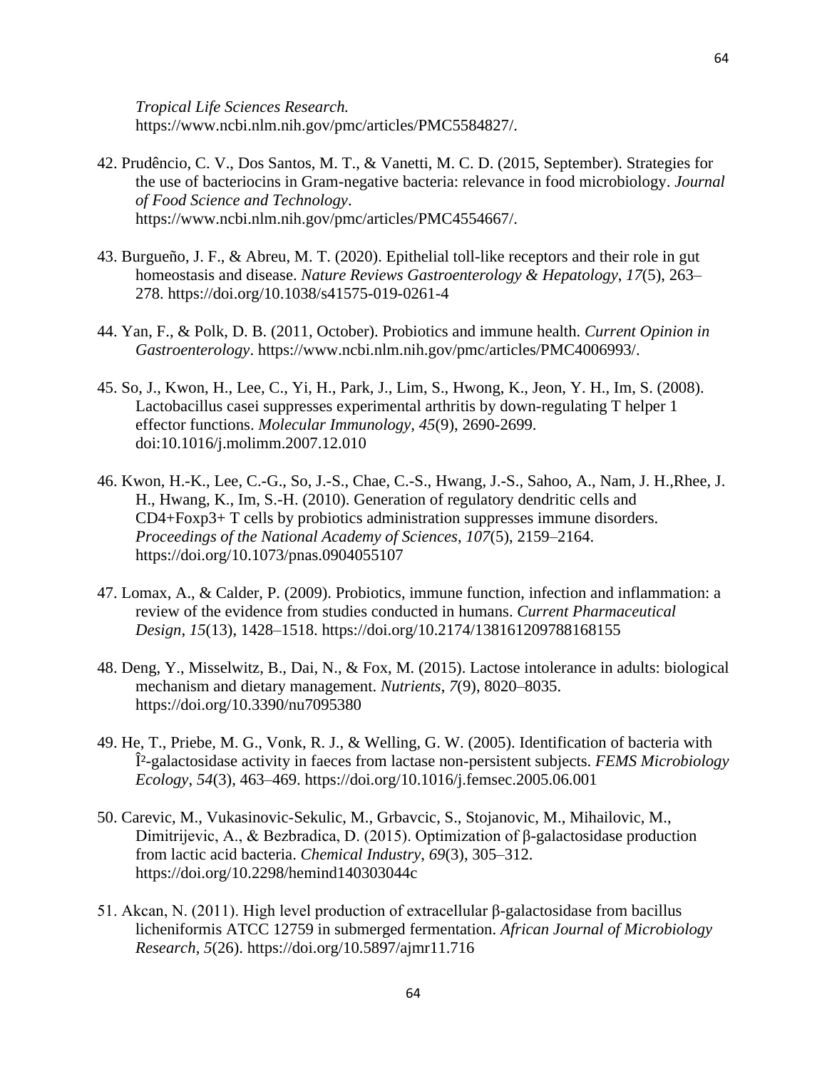*Tropical Life Sciences Research.* https://www.ncbi.nlm.nih.gov/pmc/articles/PMC5584827/.

42. Prudêncio, C. V., Dos Santos, M. T., & Vanetti, M. C. D. (2015, September). Strategies for the use of bacteriocins in Gram-negative bacteria: relevance in food microbiology. *Journal of Food Science and Technology*. https://www.ncbi.nlm.nih.gov/pmc/articles/PMC4554667/.

43. Burgueño, J. F., & Abreu, M. T. (2020). Epithelial toll-like receptors and their role in gut homeostasis and disease. *Nature Reviews Gastroenterology & Hepatology*, *17*(5), 263–278. https://doi.org/10.1038/s41575-019-0261-4

44. Yan, F., & Polk, D. B. (2011, October). Probiotics and immune health. *Current Opinion in Gastroenterology*. https://www.ncbi.nlm.nih.gov/pmc/articles/PMC4006993/.

45. So, J., Kwon, H., Lee, C., Yi, H., Park, J., Lim, S., Hwong, K., Jeon, Y. H., Im, S. (2008). Lactobacillus casei suppresses experimental arthritis by down-regulating T helper 1 effector functions. *Molecular Immunology, 45*(9), 2690-2699. doi:10.1016/j.molimm.2007.12.010

46. Kwon, H.-K., Lee, C.-G., So, J.-S., Chae, C.-S., Hwang, J.-S., Sahoo, A., Nam, J. H.,Rhee, J. H., Hwang, K., Im, S.-H. (2010). Generation of regulatory dendritic cells and CD4+Foxp3+ T cells by probiotics administration suppresses immune disorders. *Proceedings of the National Academy of Sciences, 107*(5), 2159–2164. https://doi.org/10.1073/pnas.0904055107

47. Lomax, A., & Calder, P. (2009). Probiotics, immune function, infection and inflammation: a review of the evidence from studies conducted in humans. *Current Pharmaceutical Design*, *15*(13), 1428–1518. https://doi.org/10.2174/138161209788168155

48. Deng, Y., Misselwitz, B., Dai, N., & Fox, M. (2015). Lactose intolerance in adults: biological mechanism and dietary management. *Nutrients*, *7*(9), 8020–8035. https://doi.org/10.3390/nu7095380

49. He, T., Priebe, M. G., Vonk, R. J., & Welling, G. W. (2005). Identification of bacteria with Î²-galactosidase activity in faeces from lactase non-persistent subjects. *FEMS Microbiology Ecology*, *54*(3), 463–469. https://doi.org/10.1016/j.femsec.2005.06.001

50. Carevic, M., Vukasinovic-Sekulic, M., Grbavcic, S., Stojanovic, M., Mihailovic, M., Dimitrijevic, A., & Bezbradica, D. (2015). Optimization of β-galactosidase production from lactic acid bacteria. *Chemical Industry*, *69*(3), 305–312. https://doi.org/10.2298/hemind140303044c

51. Akcan, N. (2011). High level production of extracellular β-galactosidase from bacillus licheniformis ATCC 12759 in submerged fermentation. *African Journal of Microbiology Research*, *5*(26). https://doi.org/10.5897/ajmr11.716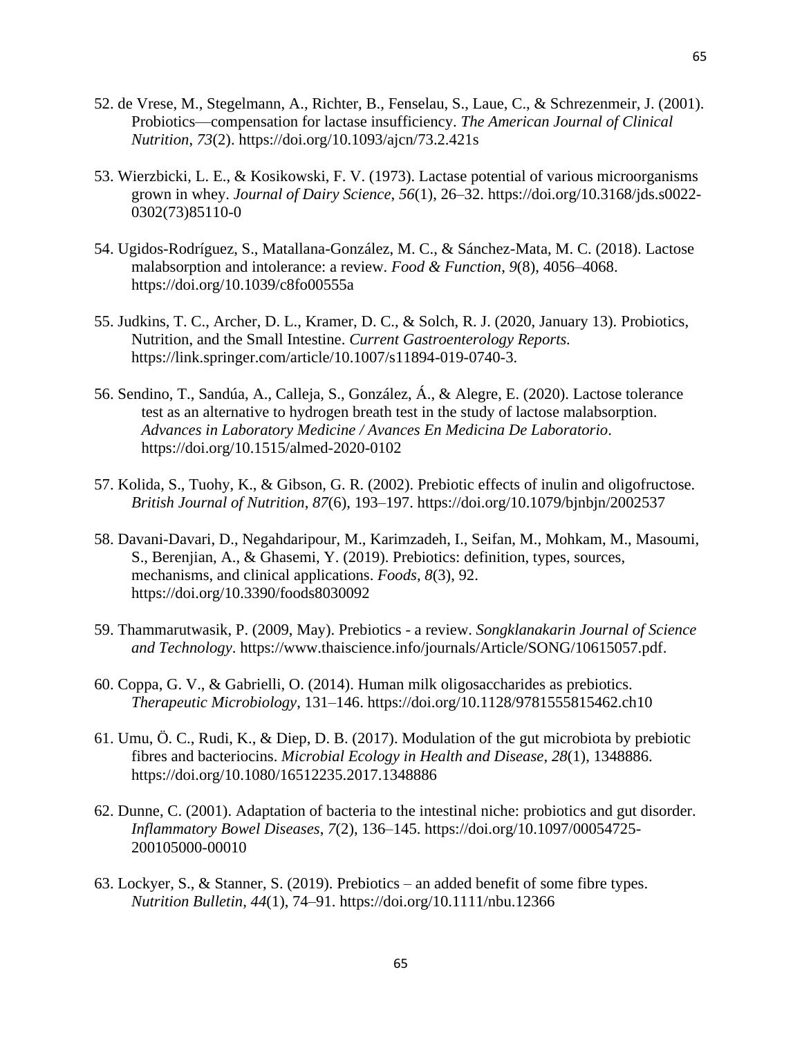52. de Vrese, M., Stegelmann, A., Richter, B., Fenselau, S., Laue, C., & Schrezenmeir, J. (2001). Probiotics—compensation for lactase insufficiency. *The American Journal of Clinical Nutrition*, *73*(2). https://doi.org/10.1093/ajcn/73.2.421s

53. Wierzbicki, L. E., & Kosikowski, F. V. (1973). Lactase potential of various microorganisms grown in whey. *Journal of Dairy Science*, *56*(1), 26–32. https://doi.org/10.3168/jds.s0022-0302(73)85110-0

54. Ugidos-Rodríguez, S., Matallana-González, M. C., & Sánchez-Mata, M. C. (2018). Lactose malabsorption and intolerance: a review. *Food & Function*, *9*(8), 4056–4068. https://doi.org/10.1039/c8fo00555a

55. Judkins, T. C., Archer, D. L., Kramer, D. C., & Solch, R. J. (2020, January 13). Probiotics, Nutrition, and the Small Intestine. *Current Gastroenterology Reports.* https://link.springer.com/article/10.1007/s11894-019-0740-3.

56. Sendino, T., Sandúa, A., Calleja, S., González, Á., & Alegre, E. (2020). Lactose tolerance test as an alternative to hydrogen breath test in the study of lactose malabsorption. *Advances in Laboratory Medicine / Avances En Medicina De Laboratorio*. https://doi.org/10.1515/almed-2020-0102

57. Kolida, S., Tuohy, K., & Gibson, G. R. (2002). Prebiotic effects of inulin and oligofructose. *British Journal of Nutrition*, *87*(6), 193–197. https://doi.org/10.1079/bjnbjn/2002537

58. Davani-Davari, D., Negahdaripour, M., Karimzadeh, I., Seifan, M., Mohkam, M., Masoumi, S., Berenjian, A., & Ghasemi, Y. (2019). Prebiotics: definition, types, sources, mechanisms, and clinical applications. *Foods*, *8*(3), 92. https://doi.org/10.3390/foods8030092

59. Thammarutwasik, P. (2009, May). Prebiotics - a review. *Songklanakarin Journal of Science and Technology*. https://www.thaiscience.info/journals/Article/SONG/10615057.pdf.

60. Coppa, G. V., & Gabrielli, O. (2014). Human milk oligosaccharides as prebiotics. *Therapeutic Microbiology*, 131–146. https://doi.org/10.1128/9781555815462.ch10

61. Umu, Ö. C., Rudi, K., & Diep, D. B. (2017). Modulation of the gut microbiota by prebiotic fibres and bacteriocins. *Microbial Ecology in Health and Disease*, *28*(1), 1348886. https://doi.org/10.1080/16512235.2017.1348886

62. Dunne, C. (2001). Adaptation of bacteria to the intestinal niche: probiotics and gut disorder. *Inflammatory Bowel Diseases*, *7*(2), 136–145. https://doi.org/10.1097/00054725-200105000-00010

63. Lockyer, S., & Stanner, S. (2019). Prebiotics – an added benefit of some fibre types. *Nutrition Bulletin*, *44*(1), 74–91. https://doi.org/10.1111/nbu.12366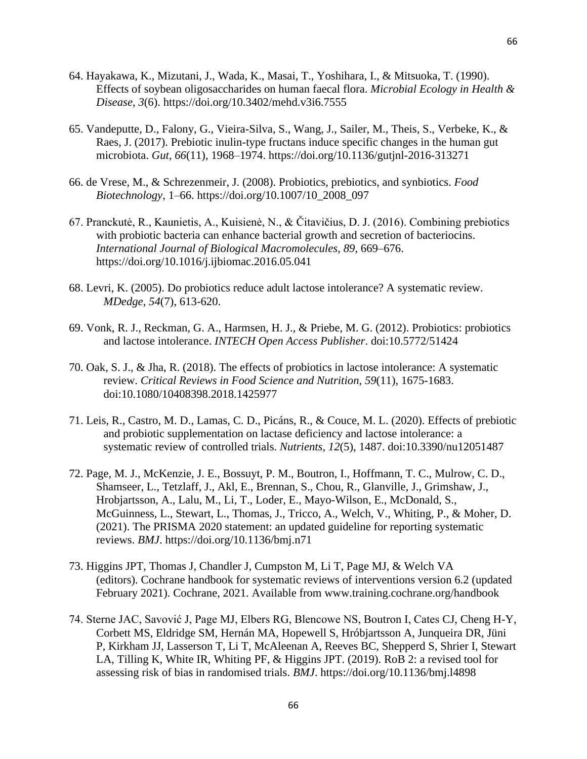64. Hayakawa, K., Mizutani, J., Wada, K., Masai, T., Yoshihara, I., & Mitsuoka, T. (1990). Effects of soybean oligosaccharides on human faecal flora. *Microbial Ecology in Health & Disease*, *3*(6). https://doi.org/10.3402/mehd.v3i6.7555

65. Vandeputte, D., Falony, G., Vieira-Silva, S., Wang, J., Sailer, M., Theis, S., Verbeke, K., & Raes, J. (2017). Prebiotic inulin-type fructans induce specific changes in the human gut microbiota. *Gut*, *66*(11), 1968–1974. https://doi.org/10.1136/gutjnl-2016-313271

66. de Vrese, M., & Schrezenmeir, J. (2008). Probiotics, prebiotics, and synbiotics. *Food Biotechnology*, 1–66. https://doi.org/10.1007/10_2008_097

67. Pranckutė, R., Kaunietis, A., Kuisienė, N., & Čitavičius, D. J. (2016). Combining prebiotics with probiotic bacteria can enhance bacterial growth and secretion of bacteriocins. *International Journal of Biological Macromolecules*, *89*, 669–676. https://doi.org/10.1016/j.ijbiomac.2016.05.041

68. Levri, K. (2005). Do probiotics reduce adult lactose intolerance? A systematic review. *MDedge, 54*(7), 613-620.

69. Vonk, R. J., Reckman, G. A., Harmsen, H. J., & Priebe, M. G. (2012). Probiotics: probiotics and lactose intolerance. *INTECH Open Access Publisher*. doi:10.5772/51424

70. Oak, S. J., & Jha, R. (2018). The effects of probiotics in lactose intolerance: A systematic review. *Critical Reviews in Food Science and Nutrition, 59*(11), 1675-1683. doi:10.1080/10408398.2018.1425977

71. Leis, R., Castro, M. D., Lamas, C. D., Picáns, R., & Couce, M. L. (2020). Effects of prebiotic and probiotic supplementation on lactase deficiency and lactose intolerance: a systematic review of controlled trials. *Nutrients*, *12*(5), 1487. doi:10.3390/nu12051487

72. Page, M. J., McKenzie, J. E., Bossuyt, P. M., Boutron, I., Hoffmann, T. C., Mulrow, C. D., Shamseer, L., Tetzlaff, J., Akl, E., Brennan, S., Chou, R., Glanville, J., Grimshaw, J., Hrobjartsson, A., Lalu, M., Li, T., Loder, E., Mayo-Wilson, E., McDonald, S., McGuinness, L., Stewart, L., Thomas, J., Tricco, A., Welch, V., Whiting, P., & Moher, D. (2021). The PRISMA 2020 statement: an updated guideline for reporting systematic reviews. *BMJ*. https://doi.org/10.1136/bmj.n71

73. Higgins JPT, Thomas J, Chandler J, Cumpston M, Li T, Page MJ, & Welch VA (editors). Cochrane handbook for systematic reviews of interventions version 6.2 (updated February 2021). Cochrane, 2021. Available from www.training.cochrane.org/handbook

74. Sterne JAC, Savović J, Page MJ, Elbers RG, Blencowe NS, Boutron I, Cates CJ, Cheng H-Y, Corbett MS, Eldridge SM, Hernán MA, Hopewell S, Hróbjartsson A, Junqueira DR, Jüni P, Kirkham JJ, Lasserson T, Li T, McAleenan A, Reeves BC, Shepperd S, Shrier I, Stewart LA, Tilling K, White IR, Whiting PF, & Higgins JPT. (2019). RoB 2: a revised tool for assessing risk of bias in randomised trials. *BMJ*. https://doi.org/10.1136/bmj.l4898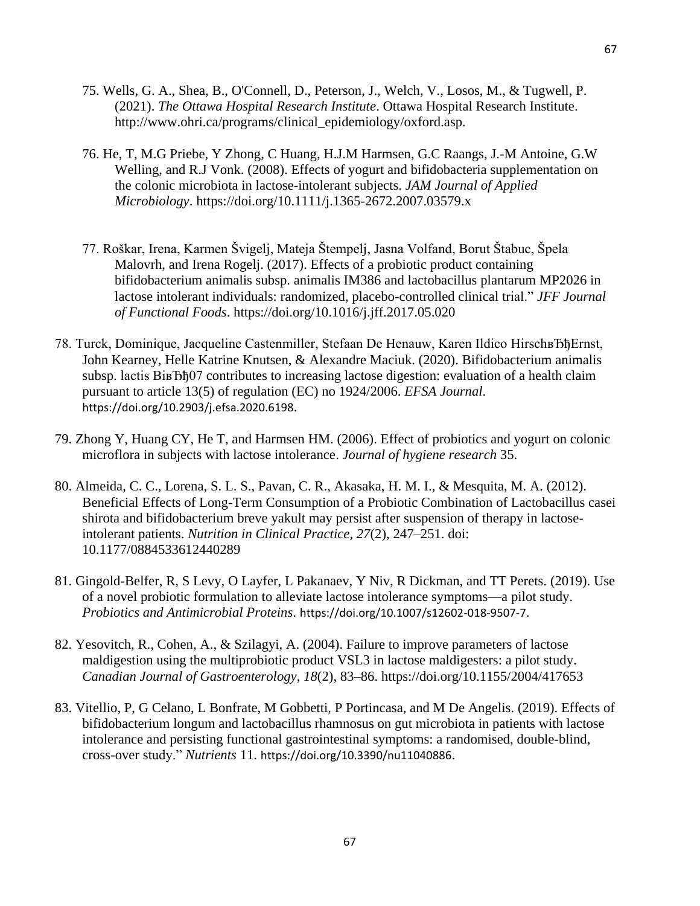75. Wells, G. A., Shea, B., O'Connell, D., Peterson, J., Welch, V., Losos, M., & Tugwell, P. (2021). *The Ottawa Hospital Research Institute*. Ottawa Hospital Research Institute. http://www.ohri.ca/programs/clinical_epidemiology/oxford.asp.

76. He, T, M.G Priebe, Y Zhong, C Huang, H.J.M Harmsen, G.C Raangs, J.-M Antoine, G.W Welling, and R.J Vonk. (2008). Effects of yogurt and bifidobacteria supplementation on the colonic microbiota in lactose-intolerant subjects. *JAM Journal of Applied Microbiology*. https://doi.org/10.1111/j.1365-2672.2007.03579.x

77. Roškar, Irena, Karmen Švigelj, Mateja Štempelj, Jasna Volfand, Borut Štabuc, Špela Malovrh, and Irena Rogelj. (2017). Effects of a probiotic product containing bifidobacterium animalis subsp. animalis IM386 and lactobacillus plantarum MP2026 in lactose intolerant individuals: randomized, placebo-controlled clinical trial." *JFF Journal of Functional Foods*. https://doi.org/10.1016/j.jff.2017.05.020

78. Turck, Dominique, Jacqueline Castenmiller, Stefaan De Henauw, Karen Ildico HirschвЂђErnst, John Kearney, Helle Katrine Knutsen, & Alexandre Maciuk. (2020). Bifidobacterium animalis subsp. lactis BiвЂђ07 contributes to increasing lactose digestion: evaluation of a health claim pursuant to article 13(5) of regulation (EC) no 1924/2006. *EFSA Journal*. https://doi.org/10.2903/j.efsa.2020.6198.

79. Zhong Y, Huang CY, He T, and Harmsen HM. (2006). Effect of probiotics and yogurt on colonic microflora in subjects with lactose intolerance. *Journal of hygiene research* 35.

80. Almeida, C. C., Lorena, S. L. S., Pavan, C. R., Akasaka, H. M. I., & Mesquita, M. A. (2012). Beneficial Effects of Long-Term Consumption of a Probiotic Combination of Lactobacillus casei shirota and bifidobacterium breve yakult may persist after suspension of therapy in lactose-intolerant patients. *Nutrition in Clinical Practice*, *27*(2), 247–251. doi: 10.1177/0884533612440289

81. Gingold-Belfer, R, S Levy, O Layfer, L Pakanaev, Y Niv, R Dickman, and TT Perets. (2019). Use of a novel probiotic formulation to alleviate lactose intolerance symptoms—a pilot study. *Probiotics and Antimicrobial Proteins*. https://doi.org/10.1007/s12602-018-9507-7.

82. Yesovitch, R., Cohen, A., & Szilagyi, A. (2004). Failure to improve parameters of lactose maldigestion using the multiprobiotic product VSL3 in lactose maldigesters: a pilot study. *Canadian Journal of Gastroenterology*, *18*(2), 83–86. https://doi.org/10.1155/2004/417653

83. Vitellio, P, G Celano, L Bonfrate, M Gobbetti, P Portincasa, and M De Angelis. (2019). Effects of bifidobacterium longum and lactobacillus rhamnosus on gut microbiota in patients with lactose intolerance and persisting functional gastrointestinal symptoms: a randomised, double-blind, cross-over study." *Nutrients* 11. https://doi.org/10.3390/nu11040886.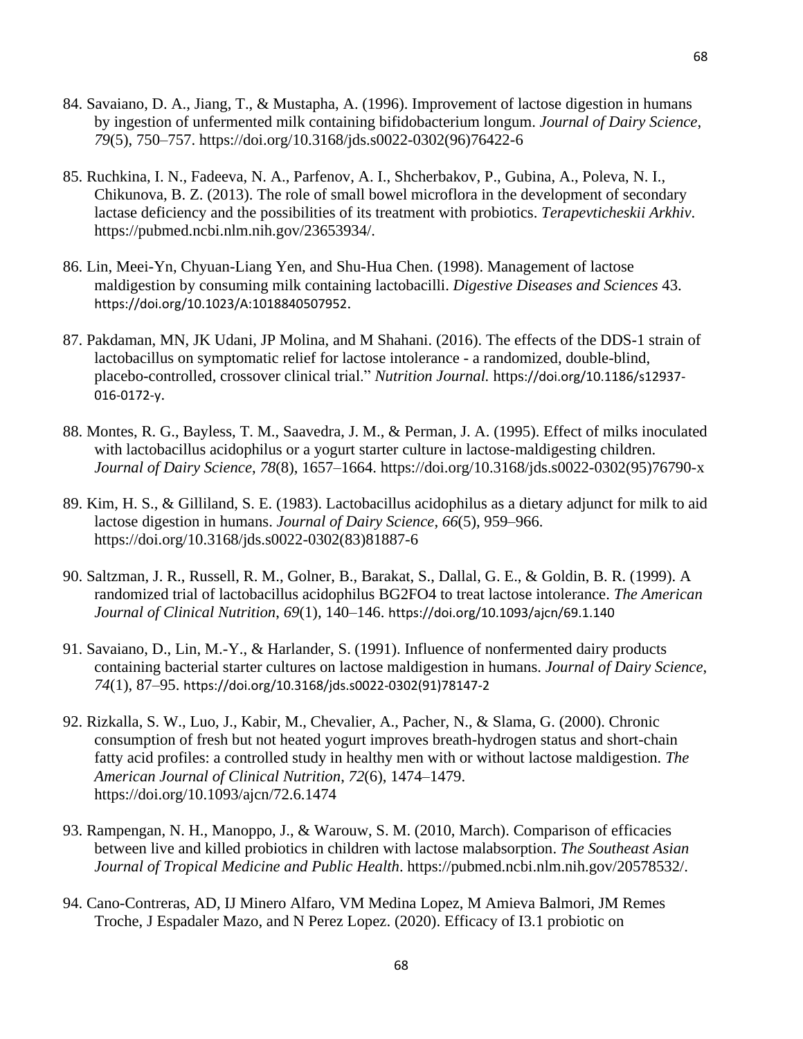84. Savaiano, D. A., Jiang, T., & Mustapha, A. (1996). Improvement of lactose digestion in humans by ingestion of unfermented milk containing bifidobacterium longum. *Journal of Dairy Science*, *79*(5), 750–757. https://doi.org/10.3168/jds.s0022-0302(96)76422-6

85. Ruchkina, I. N., Fadeeva, N. A., Parfenov, A. I., Shcherbakov, P., Gubina, A., Poleva, N. I., Chikunova, B. Z. (2013). The role of small bowel microflora in the development of secondary lactase deficiency and the possibilities of its treatment with probiotics. *Terapevticheskii Arkhiv*. https://pubmed.ncbi.nlm.nih.gov/23653934/.

86. Lin, Meei-Yn, Chyuan-Liang Yen, and Shu-Hua Chen. (1998). Management of lactose maldigestion by consuming milk containing lactobacilli. *Digestive Diseases and Sciences* 43. https://doi.org/10.1023/A:1018840507952.

87. Pakdaman, MN, JK Udani, JP Molina, and M Shahani. (2016). The effects of the DDS-1 strain of lactobacillus on symptomatic relief for lactose intolerance - a randomized, double-blind, placebo-controlled, crossover clinical trial." *Nutrition Journal.* https://doi.org/10.1186/s12937-016-0172-y.

88. Montes, R. G., Bayless, T. M., Saavedra, J. M., & Perman, J. A. (1995). Effect of milks inoculated with lactobacillus acidophilus or a yogurt starter culture in lactose-maldigesting children. *Journal of Dairy Science*, *78*(8), 1657–1664. https://doi.org/10.3168/jds.s0022-0302(95)76790-x

89. Kim, H. S., & Gilliland, S. E. (1983). Lactobacillus acidophilus as a dietary adjunct for milk to aid lactose digestion in humans. *Journal of Dairy Science*, *66*(5), 959–966. https://doi.org/10.3168/jds.s0022-0302(83)81887-6

90. Saltzman, J. R., Russell, R. M., Golner, B., Barakat, S., Dallal, G. E., & Goldin, B. R. (1999). A randomized trial of lactobacillus acidophilus BG2FO4 to treat lactose intolerance. *The American Journal of Clinical Nutrition*, *69*(1), 140–146. https://doi.org/10.1093/ajcn/69.1.140

91. Savaiano, D., Lin, M.-Y., & Harlander, S. (1991). Influence of nonfermented dairy products containing bacterial starter cultures on lactose maldigestion in humans. *Journal of Dairy Science*, *74*(1), 87–95. https://doi.org/10.3168/jds.s0022-0302(91)78147-2

92. Rizkalla, S. W., Luo, J., Kabir, M., Chevalier, A., Pacher, N., & Slama, G. (2000). Chronic consumption of fresh but not heated yogurt improves breath-hydrogen status and short-chain fatty acid profiles: a controlled study in healthy men with or without lactose maldigestion. *The American Journal of Clinical Nutrition*, *72*(6), 1474–1479. https://doi.org/10.1093/ajcn/72.6.1474

93. Rampengan, N. H., Manoppo, J., & Warouw, S. M. (2010, March). Comparison of efficacies between live and killed probiotics in children with lactose malabsorption. *The Southeast Asian Journal of Tropical Medicine and Public Health*. https://pubmed.ncbi.nlm.nih.gov/20578532/.

94. Cano-Contreras, AD, IJ Minero Alfaro, VM Medina Lopez, M Amieva Balmori, JM Remes Troche, J Espadaler Mazo, and N Perez Lopez. (2020). Efficacy of I3.1 probiotic on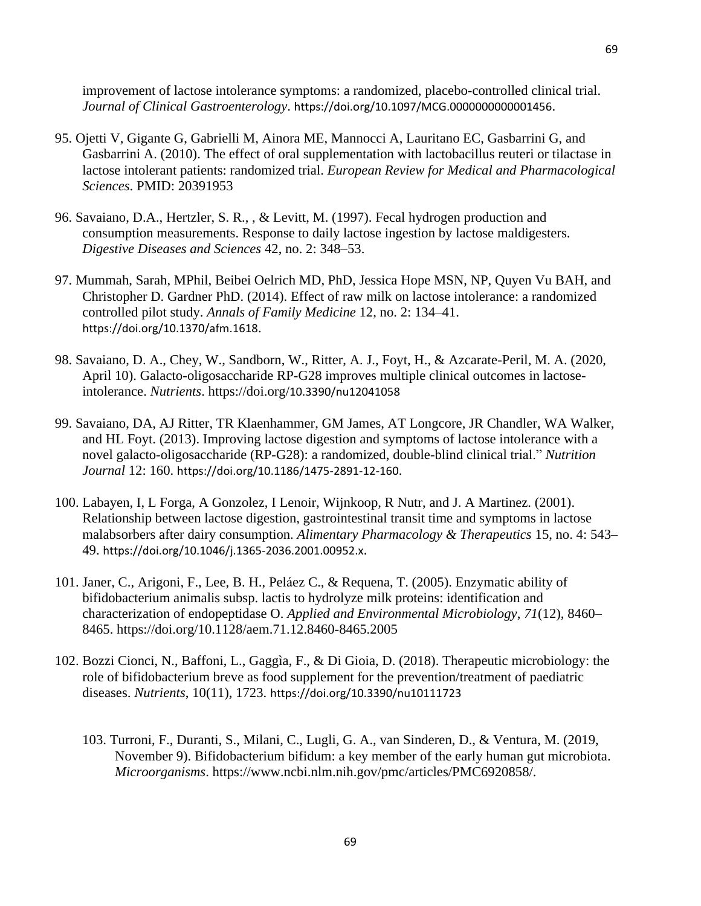improvement of lactose intolerance symptoms: a randomized, placebo-controlled clinical trial. *Journal of Clinical Gastroenterology*. https://doi.org/10.1097/MCG.0000000000001456.

95. Ojetti V, Gigante G, Gabrielli M, Ainora ME, Mannocci A, Lauritano EC, Gasbarrini G, and Gasbarrini A. (2010). The effect of oral supplementation with lactobacillus reuteri or tilactase in lactose intolerant patients: randomized trial. *European Review for Medical and Pharmacological Sciences*. PMID: 20391953

96. Savaiano, D.A., Hertzler, S. R., , & Levitt, M. (1997). Fecal hydrogen production and consumption measurements. Response to daily lactose ingestion by lactose maldigesters. *Digestive Diseases and Sciences* 42, no. 2: 348–53.

97. Mummah, Sarah, MPhil, Beibei Oelrich MD, PhD, Jessica Hope MSN, NP, Quyen Vu BAH, and Christopher D. Gardner PhD. (2014). Effect of raw milk on lactose intolerance: a randomized controlled pilot study. *Annals of Family Medicine* 12, no. 2: 134–41. https://doi.org/10.1370/afm.1618.

98. Savaiano, D. A., Chey, W., Sandborn, W., Ritter, A. J., Foyt, H., & Azcarate-Peril, M. A. (2020, April 10). Galacto-oligosaccharide RP-G28 improves multiple clinical outcomes in lactose-intolerance. *Nutrients*. https://doi.org/10.3390/nu12041058

99. Savaiano, DA, AJ Ritter, TR Klaenhammer, GM James, AT Longcore, JR Chandler, WA Walker, and HL Foyt. (2013). Improving lactose digestion and symptoms of lactose intolerance with a novel galacto-oligosaccharide (RP-G28): a randomized, double-blind clinical trial." *Nutrition Journal* 12: 160. https://doi.org/10.1186/1475-2891-12-160.

100. Labayen, I, L Forga, A Gonzolez, I Lenoir, Wijnkoop, R Nutr, and J. A Martinez. (2001). Relationship between lactose digestion, gastrointestinal transit time and symptoms in lactose malabsorbers after dairy consumption. *Alimentary Pharmacology & Therapeutics* 15, no. 4: 543–49. https://doi.org/10.1046/j.1365-2036.2001.00952.x.

101. Janer, C., Arigoni, F., Lee, B. H., Peláez C., & Requena, T. (2005). Enzymatic ability of bifidobacterium animalis subsp. lactis to hydrolyze milk proteins: identification and characterization of endopeptidase O. *Applied and Environmental Microbiology*, *71*(12), 8460–8465. https://doi.org/10.1128/aem.71.12.8460-8465.2005

102. Bozzi Cionci, N., Baffoni, L., Gaggìa, F., & Di Gioia, D. (2018). Therapeutic microbiology: the role of bifidobacterium breve as food supplement for the prevention/treatment of paediatric diseases. *Nutrients*, 10(11), 1723. https://doi.org/10.3390/nu10111723

103. Turroni, F., Duranti, S., Milani, C., Lugli, G. A., van Sinderen, D., & Ventura, M. (2019, November 9). Bifidobacterium bifidum: a key member of the early human gut microbiota. *Microorganisms*. https://www.ncbi.nlm.nih.gov/pmc/articles/PMC6920858/.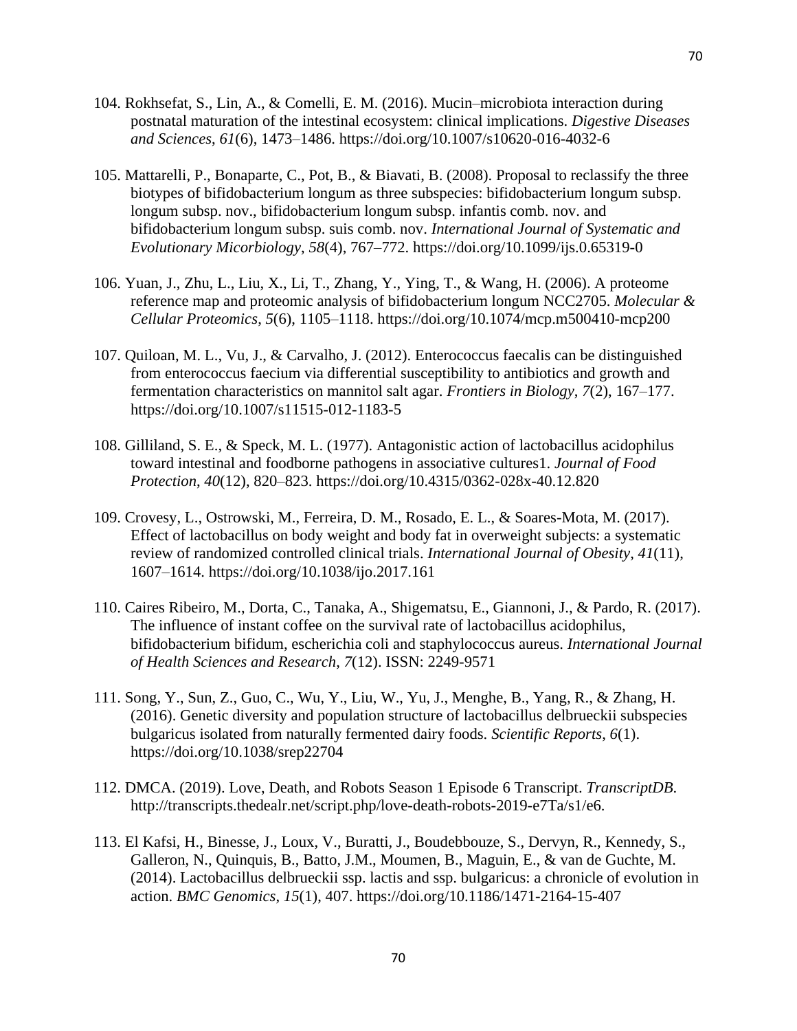104. Rokhsefat, S., Lin, A., & Comelli, E. M. (2016). Mucin–microbiota interaction during postnatal maturation of the intestinal ecosystem: clinical implications. *Digestive Diseases and Sciences*, *61*(6), 1473–1486. https://doi.org/10.1007/s10620-016-4032-6

105. Mattarelli, P., Bonaparte, C., Pot, B., & Biavati, B. (2008). Proposal to reclassify the three biotypes of bifidobacterium longum as three subspecies: bifidobacterium longum subsp. longum subsp. nov., bifidobacterium longum subsp. infantis comb. nov. and bifidobacterium longum subsp. suis comb. nov. *International Journal of Systematic and Evolutionary Micorbiology*, *58*(4), 767–772. https://doi.org/10.1099/ijs.0.65319-0

106. Yuan, J., Zhu, L., Liu, X., Li, T., Zhang, Y., Ying, T., & Wang, H. (2006). A proteome reference map and proteomic analysis of bifidobacterium longum NCC2705. *Molecular & Cellular Proteomics*, *5*(6), 1105–1118. https://doi.org/10.1074/mcp.m500410-mcp200

107. Quiloan, M. L., Vu, J., & Carvalho, J. (2012). Enterococcus faecalis can be distinguished from enterococcus faecium via differential susceptibility to antibiotics and growth and fermentation characteristics on mannitol salt agar. *Frontiers in Biology*, *7*(2), 167–177. https://doi.org/10.1007/s11515-012-1183-5

108. Gilliland, S. E., & Speck, M. L. (1977). Antagonistic action of lactobacillus acidophilus toward intestinal and foodborne pathogens in associative cultures1. *Journal of Food Protection*, *40*(12), 820–823. https://doi.org/10.4315/0362-028x-40.12.820

109. Crovesy, L., Ostrowski, M., Ferreira, D. M., Rosado, E. L., & Soares-Mota, M. (2017). Effect of lactobacillus on body weight and body fat in overweight subjects: a systematic review of randomized controlled clinical trials. *International Journal of Obesity*, *41*(11), 1607–1614. https://doi.org/10.1038/ijo.2017.161

110. Caires Ribeiro, M., Dorta, C., Tanaka, A., Shigematsu, E., Giannoni, J., & Pardo, R. (2017). The influence of instant coffee on the survival rate of lactobacillus acidophilus, bifidobacterium bifidum, escherichia coli and staphylococcus aureus. *International Journal of Health Sciences and Research*, *7*(12). ISSN: 2249-9571

111. Song, Y., Sun, Z., Guo, C., Wu, Y., Liu, W., Yu, J., Menghe, B., Yang, R., & Zhang, H. (2016). Genetic diversity and population structure of lactobacillus delbrueckii subspecies bulgaricus isolated from naturally fermented dairy foods. *Scientific Reports*, *6*(1). https://doi.org/10.1038/srep22704

112. DMCA. (2019). Love, Death, and Robots Season 1 Episode 6 Transcript. *TranscriptDB*. http://transcripts.thedealr.net/script.php/love-death-robots-2019-e7Ta/s1/e6.

113. El Kafsi, H., Binesse, J., Loux, V., Buratti, J., Boudebbouze, S., Dervyn, R., Kennedy, S., Galleron, N., Quinquis, B., Batto, J.M., Moumen, B., Maguin, E., & van de Guchte, M. (2014). Lactobacillus delbrueckii ssp. lactis and ssp. bulgaricus: a chronicle of evolution in action. *BMC Genomics*, *15*(1), 407. https://doi.org/10.1186/1471-2164-15-407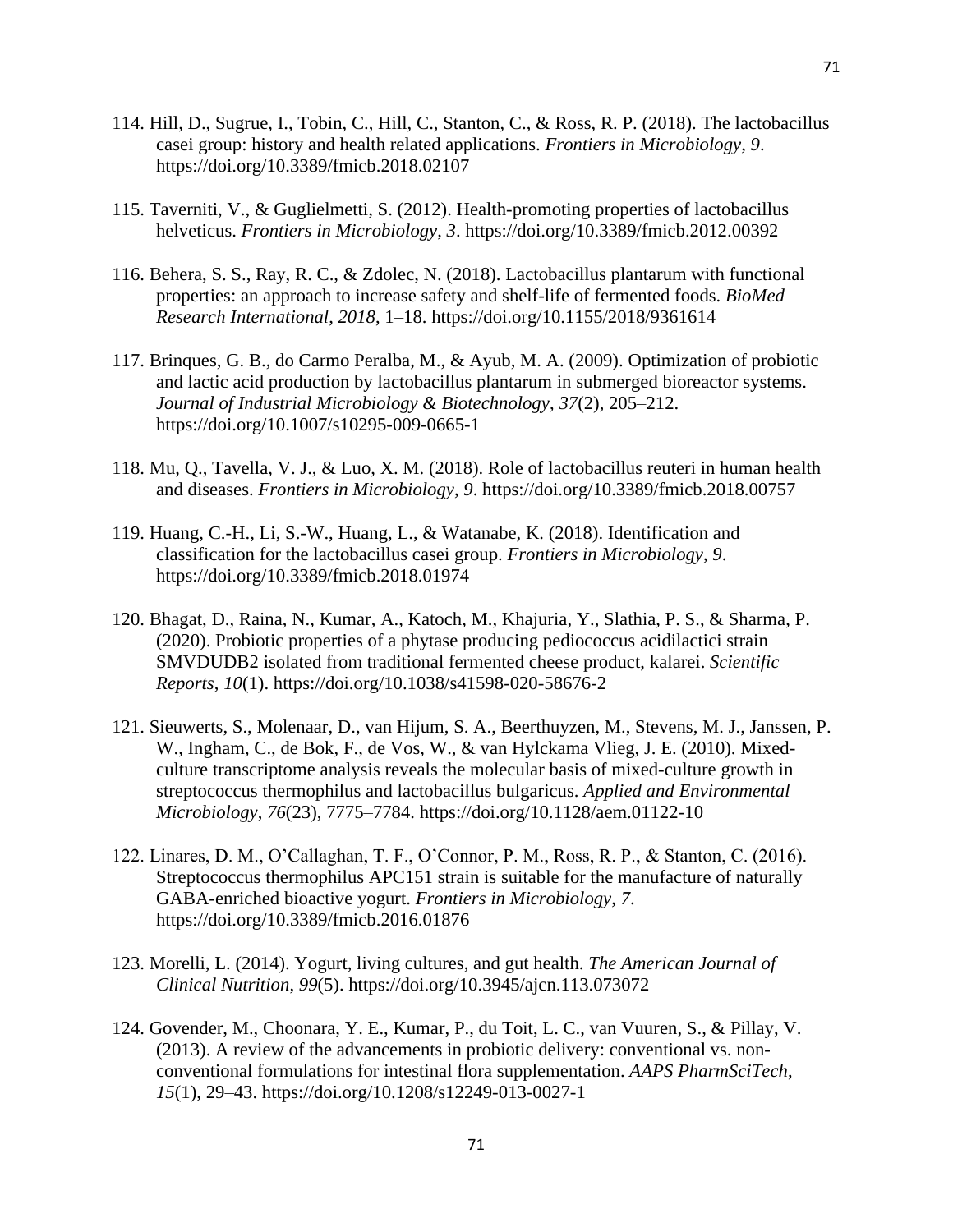114. Hill, D., Sugrue, I., Tobin, C., Hill, C., Stanton, C., & Ross, R. P. (2018). The lactobacillus casei group: history and health related applications. *Frontiers in Microbiology*, *9*. https://doi.org/10.3389/fmicb.2018.02107

115. Taverniti, V., & Guglielmetti, S. (2012). Health-promoting properties of lactobacillus helveticus. *Frontiers in Microbiology*, *3*. https://doi.org/10.3389/fmicb.2012.00392

116. Behera, S. S., Ray, R. C., & Zdolec, N. (2018). Lactobacillus plantarum with functional properties: an approach to increase safety and shelf-life of fermented foods. *BioMed Research International*, *2018*, 1–18. https://doi.org/10.1155/2018/9361614

117. Brinques, G. B., do Carmo Peralba, M., & Ayub, M. A. (2009). Optimization of probiotic and lactic acid production by lactobacillus plantarum in submerged bioreactor systems. *Journal of Industrial Microbiology & Biotechnology*, *37*(2), 205–212. https://doi.org/10.1007/s10295-009-0665-1

118. Mu, Q., Tavella, V. J., & Luo, X. M. (2018). Role of lactobacillus reuteri in human health and diseases. *Frontiers in Microbiology*, *9*. https://doi.org/10.3389/fmicb.2018.00757

119. Huang, C.-H., Li, S.-W., Huang, L., & Watanabe, K. (2018). Identification and classification for the lactobacillus casei group. *Frontiers in Microbiology*, *9*. https://doi.org/10.3389/fmicb.2018.01974

120. Bhagat, D., Raina, N., Kumar, A., Katoch, M., Khajuria, Y., Slathia, P. S., & Sharma, P. (2020). Probiotic properties of a phytase producing pediococcus acidilactici strain SMVDUDB2 isolated from traditional fermented cheese product, kalarei. *Scientific Reports*, *10*(1). https://doi.org/10.1038/s41598-020-58676-2

121. Sieuwerts, S., Molenaar, D., van Hijum, S. A., Beerthuyzen, M., Stevens, M. J., Janssen, P. W., Ingham, C., de Bok, F., de Vos, W., & van Hylckama Vlieg, J. E. (2010). Mixed-culture transcriptome analysis reveals the molecular basis of mixed-culture growth in streptococcus thermophilus and lactobacillus bulgaricus. *Applied and Environmental Microbiology*, *76*(23), 7775–7784. https://doi.org/10.1128/aem.01122-10

122. Linares, D. M., O'Callaghan, T. F., O'Connor, P. M., Ross, R. P., & Stanton, C. (2016). Streptococcus thermophilus APC151 strain is suitable for the manufacture of naturally GABA-enriched bioactive yogurt. *Frontiers in Microbiology*, *7*. https://doi.org/10.3389/fmicb.2016.01876

123. Morelli, L. (2014). Yogurt, living cultures, and gut health. *The American Journal of Clinical Nutrition*, *99*(5). https://doi.org/10.3945/ajcn.113.073072

124. Govender, M., Choonara, Y. E., Kumar, P., du Toit, L. C., van Vuuren, S., & Pillay, V. (2013). A review of the advancements in probiotic delivery: conventional vs. non-conventional formulations for intestinal flora supplementation. *AAPS PharmSciTech*, *15*(1), 29–43. https://doi.org/10.1208/s12249-013-0027-1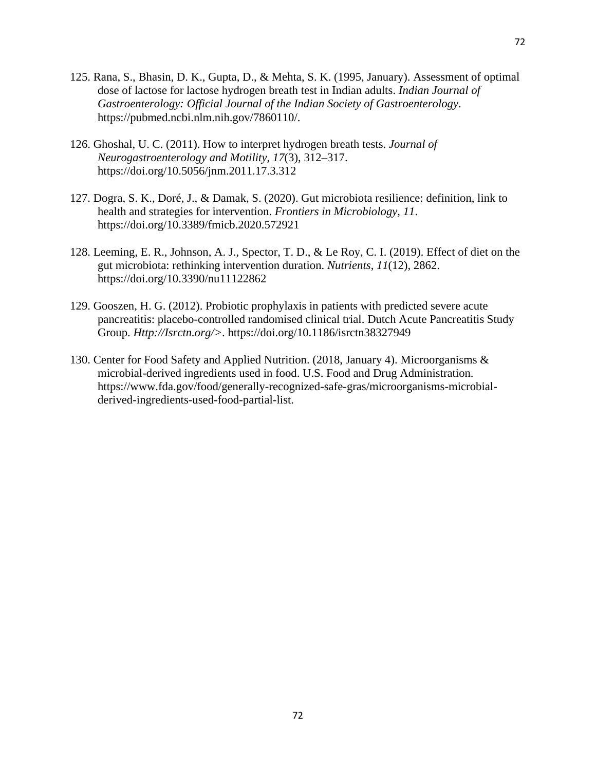125. Rana, S., Bhasin, D. K., Gupta, D., & Mehta, S. K. (1995, January). Assessment of optimal dose of lactose for lactose hydrogen breath test in Indian adults. *Indian Journal of Gastroenterology: Official Journal of the Indian Society of Gastroenterology*. https://pubmed.ncbi.nlm.nih.gov/7860110/.

126. Ghoshal, U. C. (2011). How to interpret hydrogen breath tests. *Journal of Neurogastroenterology and Motility*, *17*(3), 312–317. https://doi.org/10.5056/jnm.2011.17.3.312

127. Dogra, S. K., Doré, J., & Damak, S. (2020). Gut microbiota resilience: definition, link to health and strategies for intervention. *Frontiers in Microbiology*, *11*. https://doi.org/10.3389/fmicb.2020.572921

128. Leeming, E. R., Johnson, A. J., Spector, T. D., & Le Roy, C. I. (2019). Effect of diet on the gut microbiota: rethinking intervention duration. *Nutrients*, *11*(12), 2862. https://doi.org/10.3390/nu11122862

129. Gooszen, H. G. (2012). Probiotic prophylaxis in patients with predicted severe acute pancreatitis: placebo-controlled randomised clinical trial. Dutch Acute Pancreatitis Study Group. *Http://Isrctn.org/>*. https://doi.org/10.1186/isrctn38327949

130. Center for Food Safety and Applied Nutrition. (2018, January 4). Microorganisms & microbial-derived ingredients used in food. U.S. Food and Drug Administration. https://www.fda.gov/food/generally-recognized-safe-gras/microorganisms-microbial-derived-ingredients-used-food-partial-list.